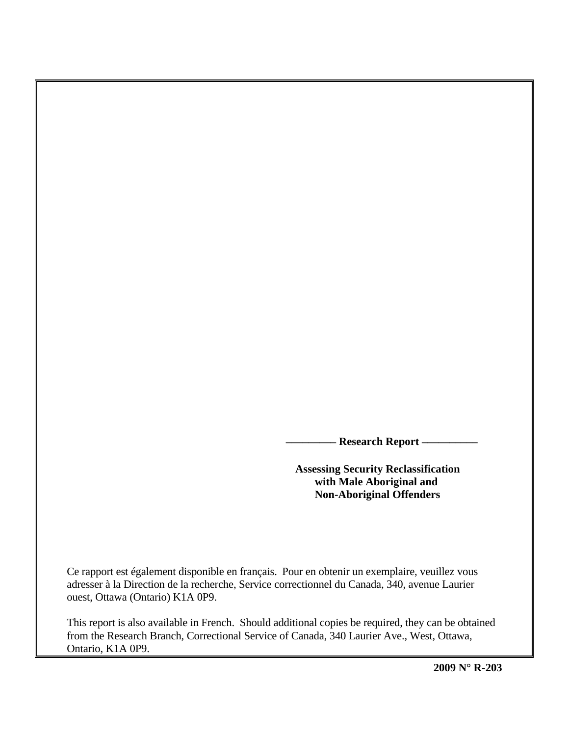**—————— Research Report ——————**

# Assessing Security Reclassification with Male Aboriginal and Non-Aboriginal Offenders

Ce rapport est également disponible en français. Pour en obtenir un exemplaire, veuillez vous adresser à la Direction de la recherche, Service correctionnel du Canada, 340, avenue Laurier ouest, Ottawa (Ontario) K1A 0P9.

This report is also available in French. Should additional copies be required, they can be obtained from the Research Branch, Correctional Service of Canada, 340 Laurier Ave., West, Ottawa, Ontario, K1A 0P9.

**2009 N° R-203**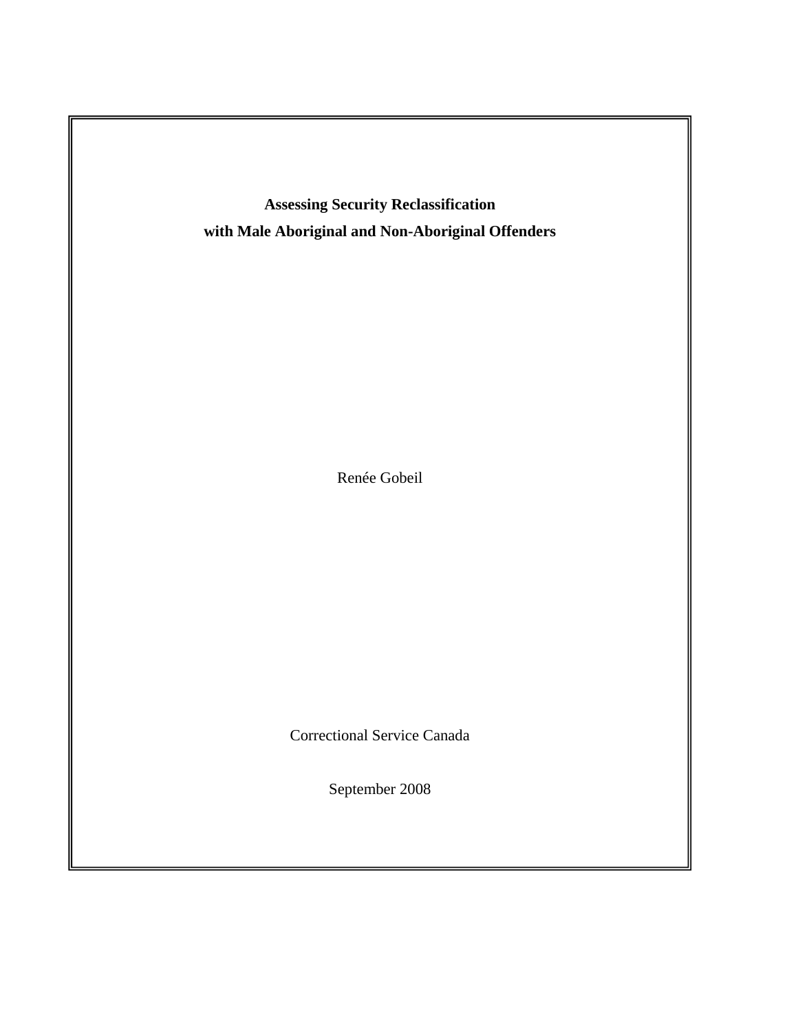# Assessing Security Reclassification with Male Aboriginal and Non-Aboriginal Offenders

Renée Gobeil

Correctional Service Canada

September 2008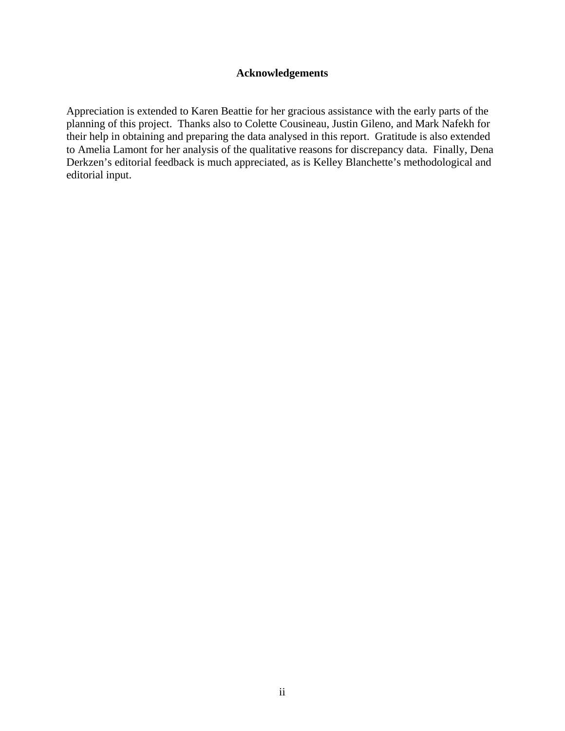## Acknowledgements

Appreciation is extended to Karen Beattie for her gracious assistance with the early parts of the planning of this project. Thanks also to Colette Cousineau, Justin Gileno, and Mark Nafekh for their help in obtaining and preparing the data analysed in this report. Gratitude is also extended to Amelia Lamont for her analysis of the qualitative reasons for discrepancy data. Finally, Dena Derkzen's editorial feedback is much appreciated, as is Kelley Blanchette's methodological and editorial input.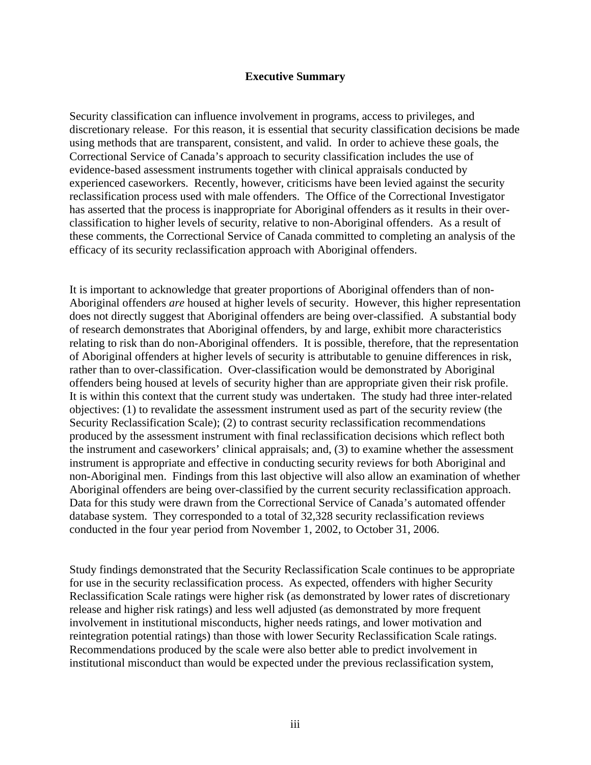# Executive Summary

Security classification can influence involvement in programs, access to privileges, and discretionary release. For this reason, it is essential that security classification decisions be made using methods that are transparent, consistent, and valid. In order to achieve these goals, the Correctional Service of Canada's approach to security classification includes the use of evidence-based assessment instruments together with clinical appraisals conducted by experienced caseworkers. Recently, however, criticisms have been levied against the security reclassification process used with male offenders. The Office of the Correctional Investigator has asserted that the process is inappropriate for Aboriginal offenders as it results in their over-classification to higher levels of security, relative to non-Aboriginal offenders. As a result of these comments, the Correctional Service of Canada committed to completing an analysis of the efficacy of its security reclassification approach with Aboriginal offenders.

It is important to acknowledge that greater proportions of Aboriginal offenders than of non-Aboriginal offenders *are* housed at higher levels of security. However, this higher representation does not directly suggest that Aboriginal offenders are being over-classified. A substantial body of research demonstrates that Aboriginal offenders, by and large, exhibit more characteristics relating to risk than do non-Aboriginal offenders. It is possible, therefore, that the representation of Aboriginal offenders at higher levels of security is attributable to genuine differences in risk, rather than to over-classification. Over-classification would be demonstrated by Aboriginal offenders being housed at levels of security higher than are appropriate given their risk profile. It is within this context that the current study was undertaken. The study had three inter-related objectives: (1) to revalidate the assessment instrument used as part of the security review (the Security Reclassification Scale); (2) to contrast security reclassification recommendations produced by the assessment instrument with final reclassification decisions which reflect both the instrument and caseworkers' clinical appraisals; and, (3) to examine whether the assessment instrument is appropriate and effective in conducting security reviews for both Aboriginal and non-Aboriginal men. Findings from this last objective will also allow an examination of whether Aboriginal offenders are being over-classified by the current security reclassification approach. Data for this study were drawn from the Correctional Service of Canada's automated offender database system. They corresponded to a total of 32,328 security reclassification reviews conducted in the four year period from November 1, 2002, to October 31, 2006.

Study findings demonstrated that the Security Reclassification Scale continues to be appropriate for use in the security reclassification process. As expected, offenders with higher Security Reclassification Scale ratings were higher risk (as demonstrated by lower rates of discretionary release and higher risk ratings) and less well adjusted (as demonstrated by more frequent involvement in institutional misconducts, higher needs ratings, and lower motivation and reintegration potential ratings) than those with lower Security Reclassification Scale ratings. Recommendations produced by the scale were also better able to predict involvement in institutional misconduct than would be expected under the previous reclassification system,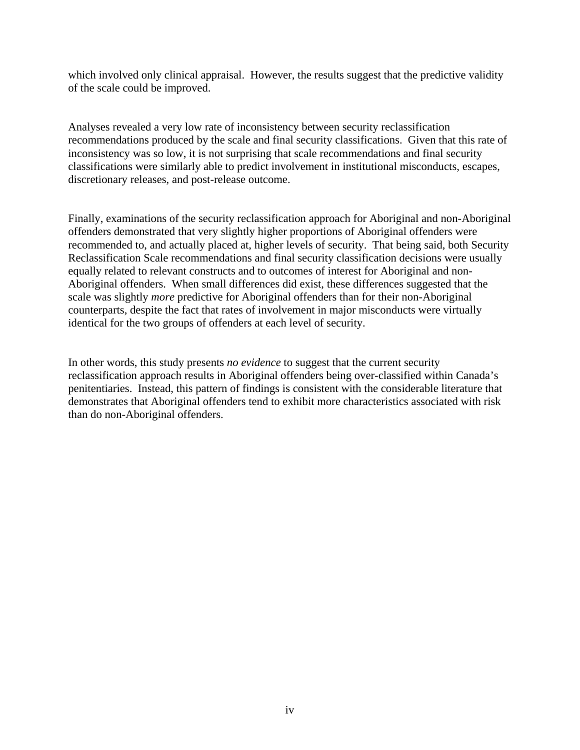which involved only clinical appraisal. However, the results suggest that the predictive validity of the scale could be improved.

Analyses revealed a very low rate of inconsistency between security reclassification recommendations produced by the scale and final security classifications. Given that this rate of inconsistency was so low, it is not surprising that scale recommendations and final security classifications were similarly able to predict involvement in institutional misconducts, escapes, discretionary releases, and post-release outcome.

Finally, examinations of the security reclassification approach for Aboriginal and non-Aboriginal offenders demonstrated that very slightly higher proportions of Aboriginal offenders were recommended to, and actually placed at, higher levels of security. That being said, both Security Reclassification Scale recommendations and final security classification decisions were usually equally related to relevant constructs and to outcomes of interest for Aboriginal and non-Aboriginal offenders. When small differences did exist, these differences suggested that the scale was slightly *more* predictive for Aboriginal offenders than for their non-Aboriginal counterparts, despite the fact that rates of involvement in major misconducts were virtually identical for the two groups of offenders at each level of security.

In other words, this study presents *no evidence* to suggest that the current security reclassification approach results in Aboriginal offenders being over-classified within Canada's penitentiaries. Instead, this pattern of findings is consistent with the considerable literature that demonstrates that Aboriginal offenders tend to exhibit more characteristics associated with risk than do non-Aboriginal offenders.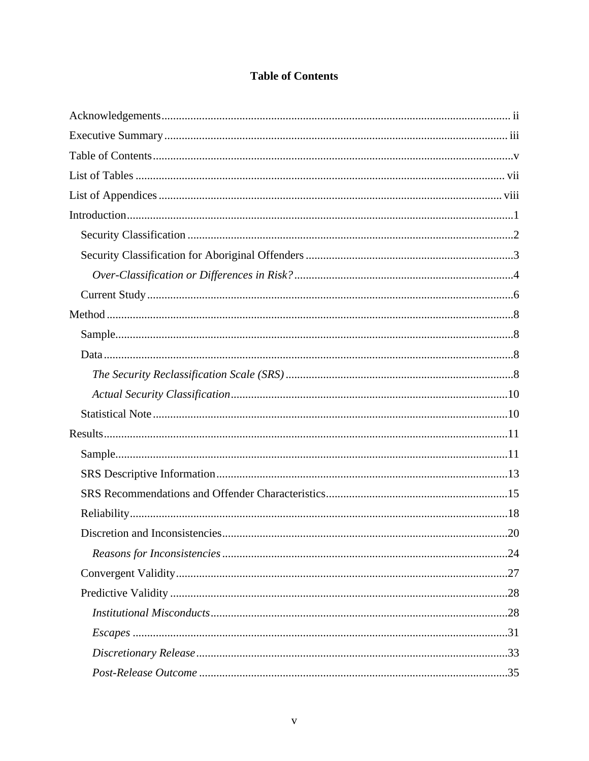# Table of Contents

Acknowledgements ........................................................ ii

Executive Summary ........................................................ iii

Table of Contents ........................................................ v

List of Tables ........................................................ vii

List of Appendices ........................................................ viii

Introduction ........................................................ 1

- Security Classification ........................................................ 2
- Security Classification for Aboriginal Offenders ........................................................ 3
  - *Over-Classification or Differences in Risk?* ........................................................ 4
- Current Study ........................................................ 6

Method ........................................................ 8

- Sample ........................................................ 8
- Data ........................................................ 8
  - *The Security Reclassification Scale (SRS)* ........................................................ 8
  - *Actual Security Classification* ........................................................ 10
- Statistical Note ........................................................ 10

Results ........................................................ 11

- Sample ........................................................ 11
- SRS Descriptive Information ........................................................ 13
- SRS Recommendations and Offender Characteristics ........................................................ 15
- Reliability ........................................................ 18
- Discretion and Inconsistencies ........................................................ 20
  - *Reasons for Inconsistencies* ........................................................ 24
- Convergent Validity ........................................................ 27
- Predictive Validity ........................................................ 28
  - *Institutional Misconducts* ........................................................ 28
  - *Escapes* ........................................................ 31
  - *Discretionary Release* ........................................................ 33
  - *Post-Release Outcome* ........................................................ 35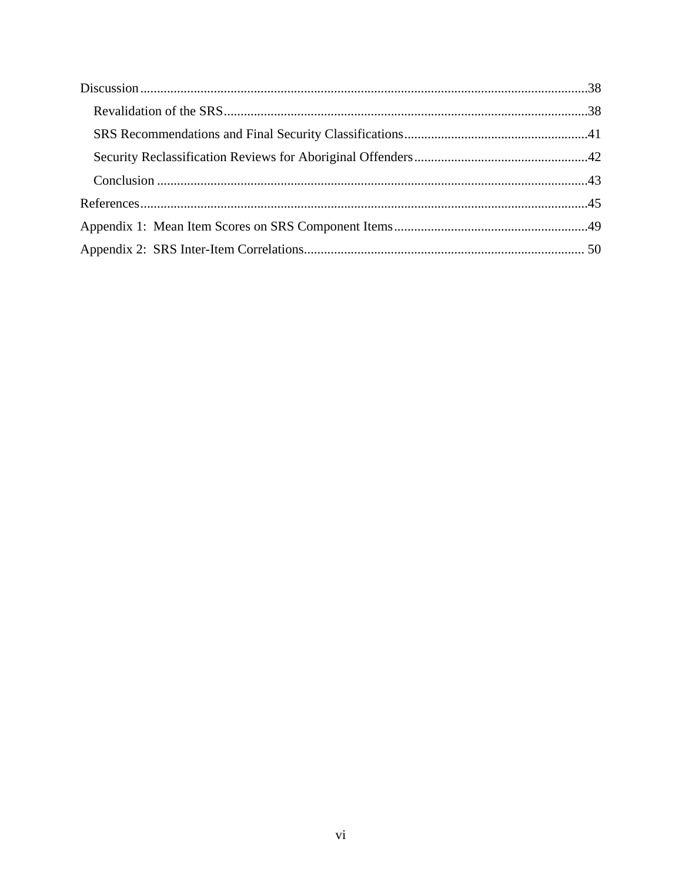Discussion ..... 38

- Revalidation of the SRS ..... 38
- SRS Recommendations and Final Security Classifications ..... 41
- Security Reclassification Reviews for Aboriginal Offenders ..... 42
- Conclusion ..... 43

References ..... 45

Appendix 1: Mean Item Scores on SRS Component Items ..... 49

Appendix 2: SRS Inter-Item Correlations ..... 50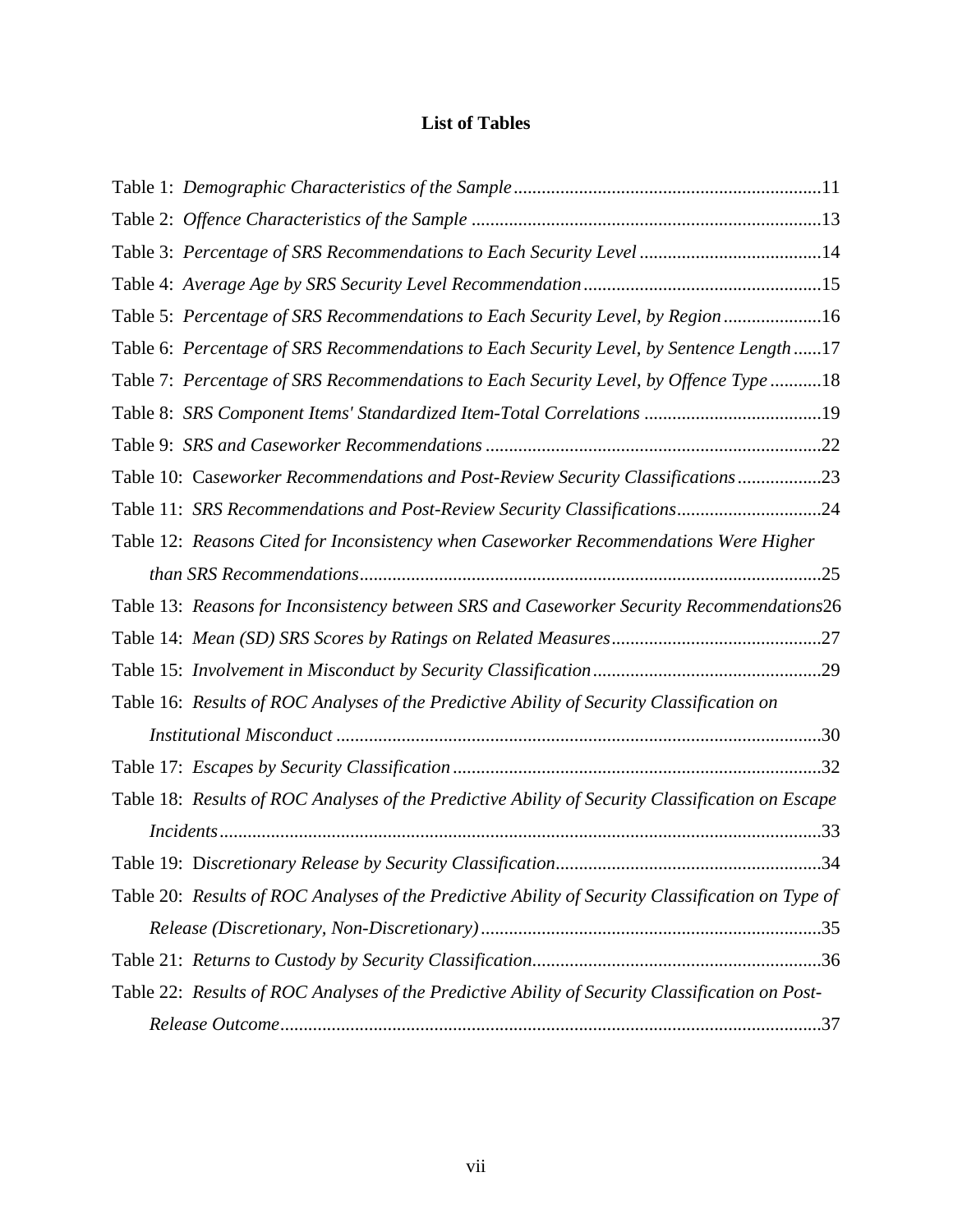# List of Tables

Table 1: *Demographic Characteristics of the Sample* .....11

Table 2: *Offence Characteristics of the Sample* .....13

Table 3: *Percentage of SRS Recommendations to Each Security Level* .....14

Table 4: *Average Age by SRS Security Level Recommendation* .....15

Table 5: *Percentage of SRS Recommendations to Each Security Level, by Region* .....16

Table 6: *Percentage of SRS Recommendations to Each Security Level, by Sentence Length* .....17

Table 7: *Percentage of SRS Recommendations to Each Security Level, by Offence Type* .....18

Table 8: *SRS Component Items' Standardized Item-Total Correlations* .....19

Table 9: *SRS and Caseworker Recommendations* .....22

Table 10: Ca*seworker Recommendations and Post-Review Security Classifications* .....23

Table 11: *SRS Recommendations and Post-Review Security Classifications* .....24

Table 12: *Reasons Cited for Inconsistency when Caseworker Recommendations Were Higher than SRS Recommendations* .....25

Table 13: *Reasons for Inconsistency between SRS and Caseworker Security Recommendations* 26

Table 14: *Mean (SD) SRS Scores by Ratings on Related Measures* .....27

Table 15: *Involvement in Misconduct by Security Classification* .....29

Table 16: *Results of ROC Analyses of the Predictive Ability of Security Classification on Institutional Misconduct* .....30

Table 17: *Escapes by Security Classification* .....32

Table 18: *Results of ROC Analyses of the Predictive Ability of Security Classification on Escape Incidents* .....33

Table 19: D*iscretionary Release by Security Classification* .....34

Table 20: *Results of ROC Analyses of the Predictive Ability of Security Classification on Type of Release (Discretionary, Non-Discretionary)* .....35

Table 21: *Returns to Custody by Security Classification* .....36

Table 22: *Results of ROC Analyses of the Predictive Ability of Security Classification on Post-Release Outcome* .....37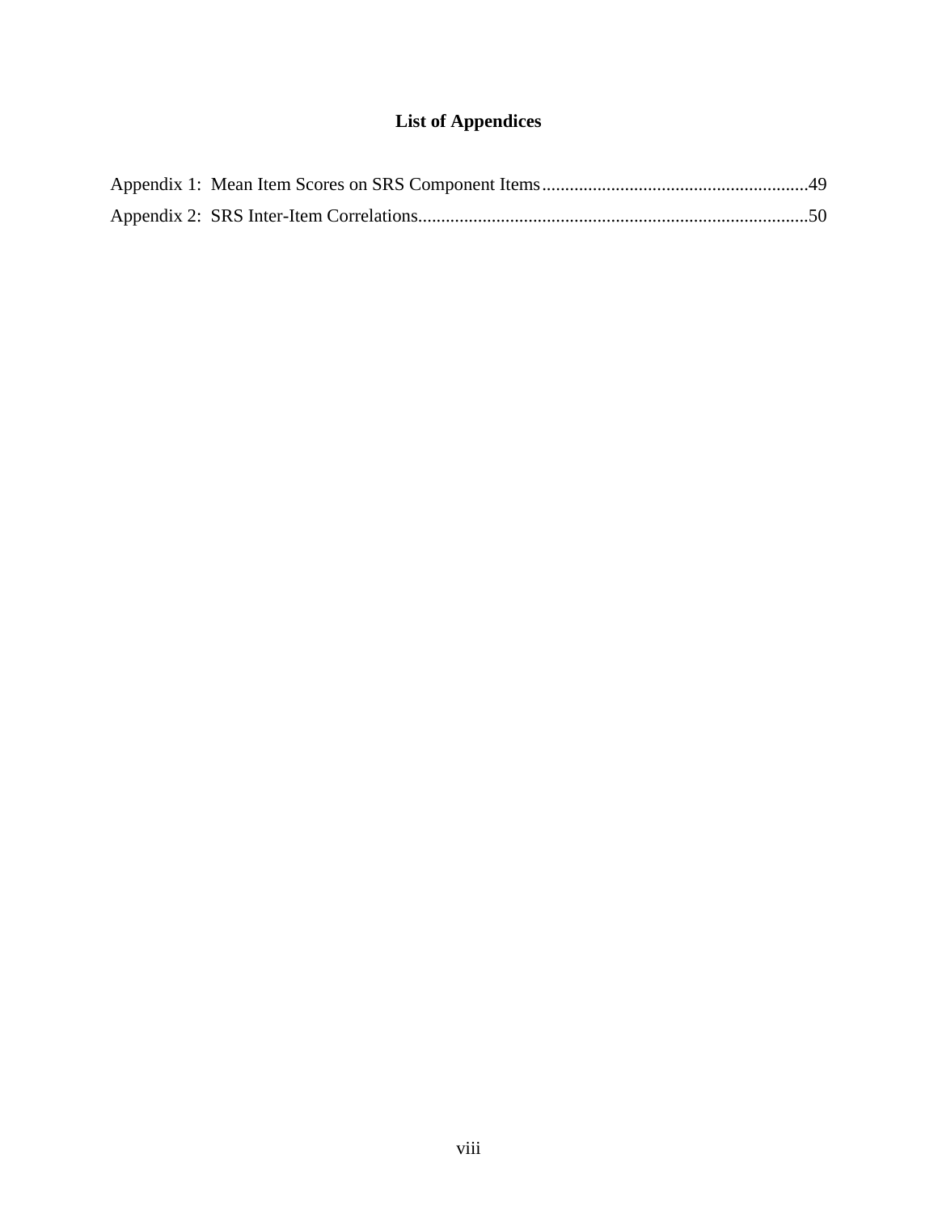# List of Appendices

Appendix 1: Mean Item Scores on SRS Component Items.........................................................49

Appendix 2: SRS Inter-Item Correlations...................................................................................50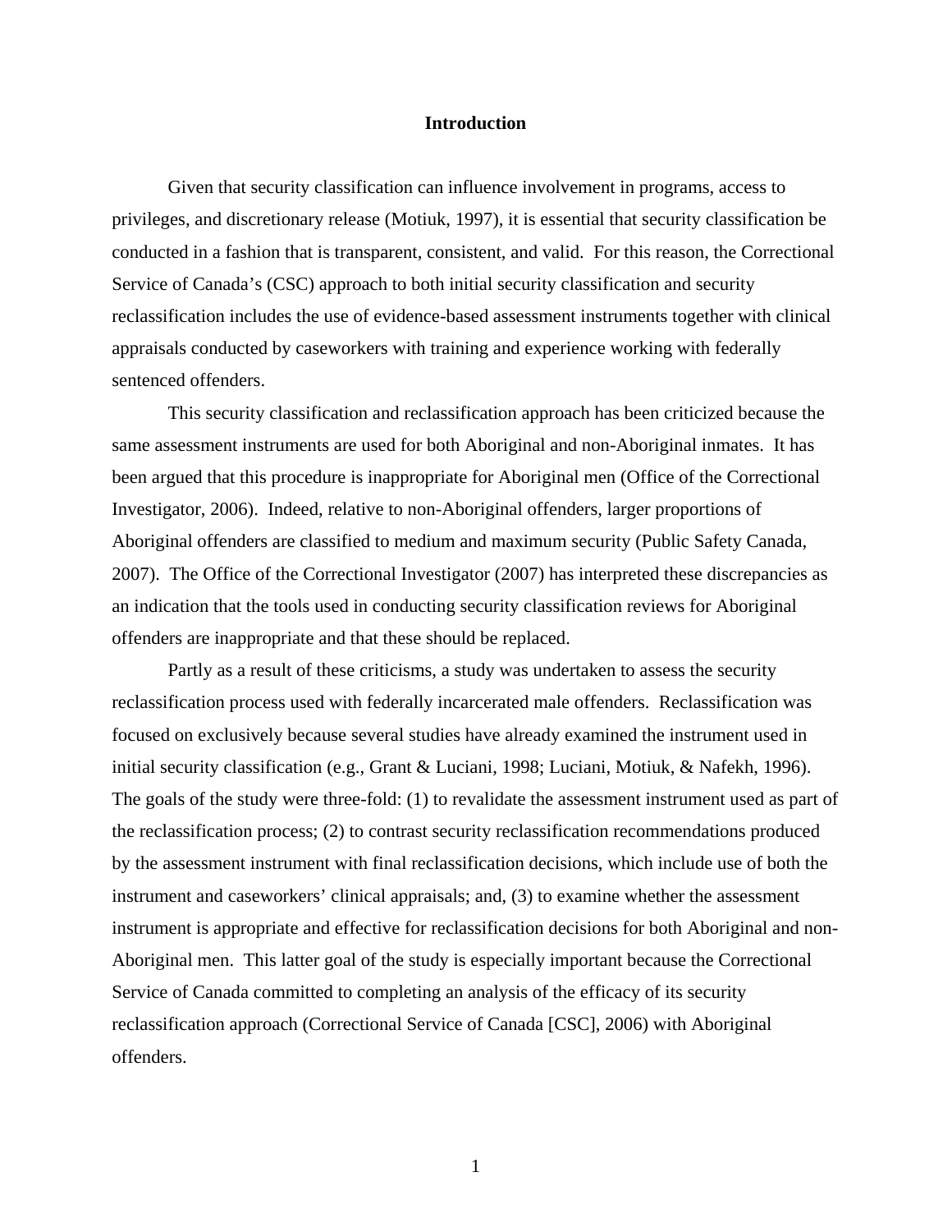# Introduction

Given that security classification can influence involvement in programs, access to privileges, and discretionary release (Motiuk, 1997), it is essential that security classification be conducted in a fashion that is transparent, consistent, and valid. For this reason, the Correctional Service of Canada's (CSC) approach to both initial security classification and security reclassification includes the use of evidence-based assessment instruments together with clinical appraisals conducted by caseworkers with training and experience working with federally sentenced offenders.

This security classification and reclassification approach has been criticized because the same assessment instruments are used for both Aboriginal and non-Aboriginal inmates. It has been argued that this procedure is inappropriate for Aboriginal men (Office of the Correctional Investigator, 2006). Indeed, relative to non-Aboriginal offenders, larger proportions of Aboriginal offenders are classified to medium and maximum security (Public Safety Canada, 2007). The Office of the Correctional Investigator (2007) has interpreted these discrepancies as an indication that the tools used in conducting security classification reviews for Aboriginal offenders are inappropriate and that these should be replaced.

Partly as a result of these criticisms, a study was undertaken to assess the security reclassification process used with federally incarcerated male offenders. Reclassification was focused on exclusively because several studies have already examined the instrument used in initial security classification (e.g., Grant & Luciani, 1998; Luciani, Motiuk, & Nafekh, 1996). The goals of the study were three-fold: (1) to revalidate the assessment instrument used as part of the reclassification process; (2) to contrast security reclassification recommendations produced by the assessment instrument with final reclassification decisions, which include use of both the instrument and caseworkers' clinical appraisals; and, (3) to examine whether the assessment instrument is appropriate and effective for reclassification decisions for both Aboriginal and non-Aboriginal men. This latter goal of the study is especially important because the Correctional Service of Canada committed to completing an analysis of the efficacy of its security reclassification approach (Correctional Service of Canada [CSC], 2006) with Aboriginal offenders.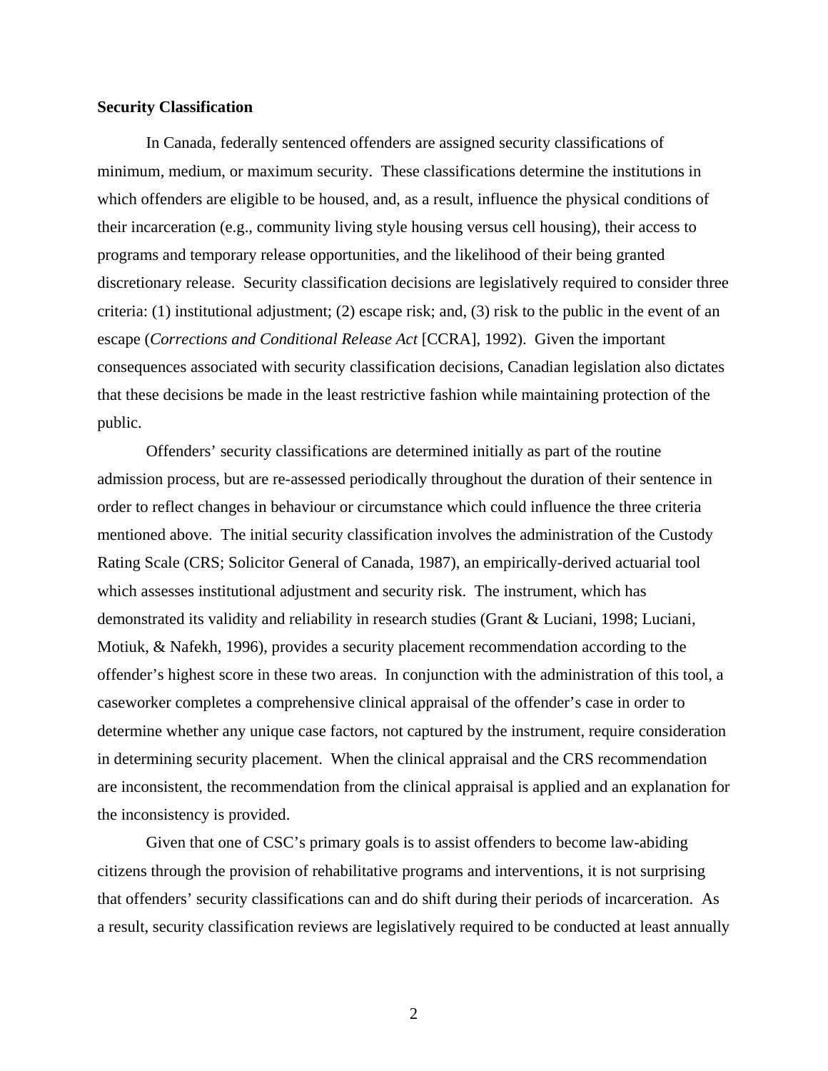**Security Classification**

In Canada, federally sentenced offenders are assigned security classifications of minimum, medium, or maximum security. These classifications determine the institutions in which offenders are eligible to be housed, and, as a result, influence the physical conditions of their incarceration (e.g., community living style housing versus cell housing), their access to programs and temporary release opportunities, and the likelihood of their being granted discretionary release. Security classification decisions are legislatively required to consider three criteria: (1) institutional adjustment; (2) escape risk; and, (3) risk to the public in the event of an escape (*Corrections and Conditional Release Act* [CCRA], 1992). Given the important consequences associated with security classification decisions, Canadian legislation also dictates that these decisions be made in the least restrictive fashion while maintaining protection of the public.

Offenders' security classifications are determined initially as part of the routine admission process, but are re-assessed periodically throughout the duration of their sentence in order to reflect changes in behaviour or circumstance which could influence the three criteria mentioned above. The initial security classification involves the administration of the Custody Rating Scale (CRS; Solicitor General of Canada, 1987), an empirically-derived actuarial tool which assesses institutional adjustment and security risk. The instrument, which has demonstrated its validity and reliability in research studies (Grant & Luciani, 1998; Luciani, Motiuk, & Nafekh, 1996), provides a security placement recommendation according to the offender's highest score in these two areas. In conjunction with the administration of this tool, a caseworker completes a comprehensive clinical appraisal of the offender's case in order to determine whether any unique case factors, not captured by the instrument, require consideration in determining security placement. When the clinical appraisal and the CRS recommendation are inconsistent, the recommendation from the clinical appraisal is applied and an explanation for the inconsistency is provided.

Given that one of CSC's primary goals is to assist offenders to become law-abiding citizens through the provision of rehabilitative programs and interventions, it is not surprising that offenders' security classifications can and do shift during their periods of incarceration. As a result, security classification reviews are legislatively required to be conducted at least annually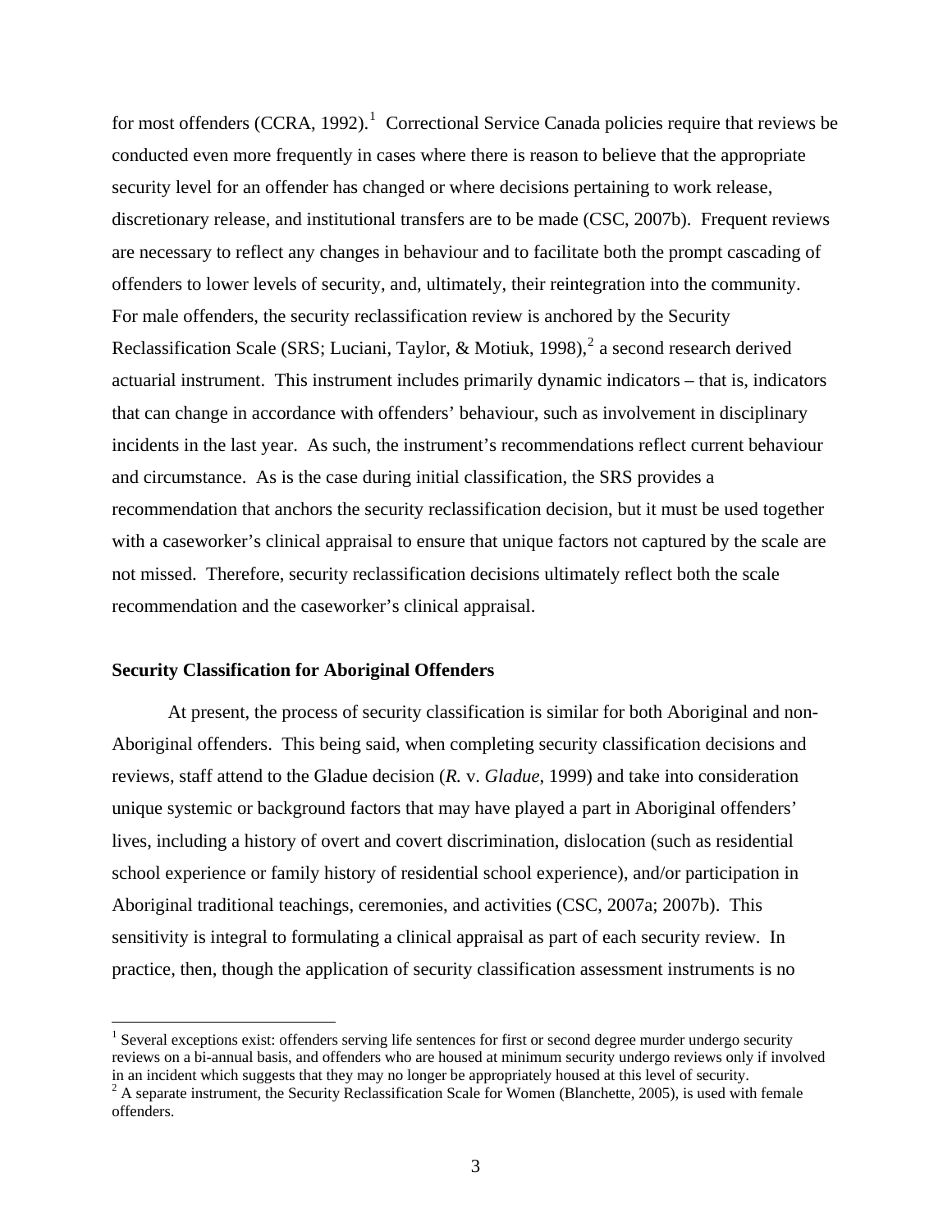for most offenders (CCRA, 1992).[1] Correctional Service Canada policies require that reviews be conducted even more frequently in cases where there is reason to believe that the appropriate security level for an offender has changed or where decisions pertaining to work release, discretionary release, and institutional transfers are to be made (CSC, 2007b). Frequent reviews are necessary to reflect any changes in behaviour and to facilitate both the prompt cascading of offenders to lower levels of security, and, ultimately, their reintegration into the community. For male offenders, the security reclassification review is anchored by the Security Reclassification Scale (SRS; Luciani, Taylor, & Motiuk, 1998),[2] a second research derived actuarial instrument. This instrument includes primarily dynamic indicators – that is, indicators that can change in accordance with offenders' behaviour, such as involvement in disciplinary incidents in the last year. As such, the instrument's recommendations reflect current behaviour and circumstance. As is the case during initial classification, the SRS provides a recommendation that anchors the security reclassification decision, but it must be used together with a caseworker's clinical appraisal to ensure that unique factors not captured by the scale are not missed. Therefore, security reclassification decisions ultimately reflect both the scale recommendation and the caseworker's clinical appraisal.

**Security Classification for Aboriginal Offenders**

At present, the process of security classification is similar for both Aboriginal and non-Aboriginal offenders. This being said, when completing security classification decisions and reviews, staff attend to the Gladue decision (*R.* v. *Gladue*, 1999) and take into consideration unique systemic or background factors that may have played a part in Aboriginal offenders' lives, including a history of overt and covert discrimination, dislocation (such as residential school experience or family history of residential school experience), and/or participation in Aboriginal traditional teachings, ceremonies, and activities (CSC, 2007a; 2007b). This sensitivity is integral to formulating a clinical appraisal as part of each security review. In practice, then, though the application of security classification assessment instruments is no

[1] Several exceptions exist: offenders serving life sentences for first or second degree murder undergo security reviews on a bi-annual basis, and offenders who are housed at minimum security undergo reviews only if involved in an incident which suggests that they may no longer be appropriately housed at this level of security.

[2] A separate instrument, the Security Reclassification Scale for Women (Blanchette, 2005), is used with female offenders.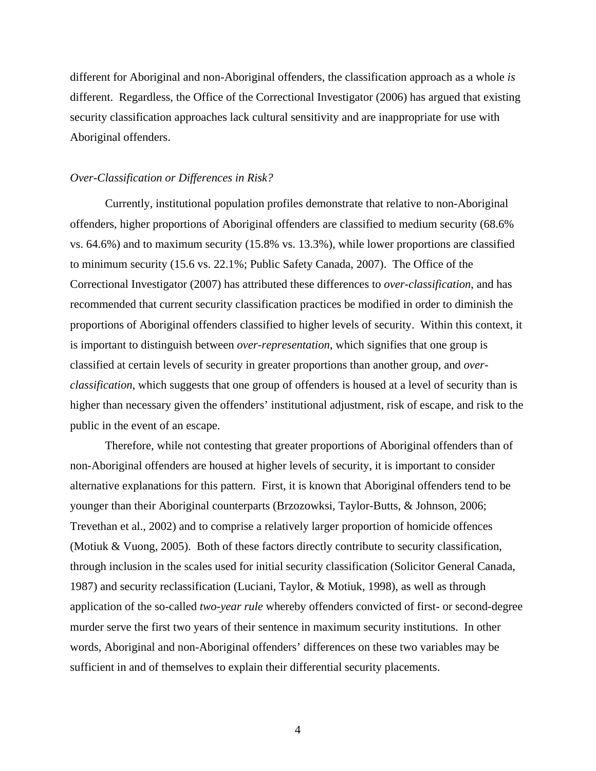different for Aboriginal and non-Aboriginal offenders, the classification approach as a whole *is* different. Regardless, the Office of the Correctional Investigator (2006) has argued that existing security classification approaches lack cultural sensitivity and are inappropriate for use with Aboriginal offenders.

### *Over-Classification or Differences in Risk?*

Currently, institutional population profiles demonstrate that relative to non-Aboriginal offenders, higher proportions of Aboriginal offenders are classified to medium security (68.6% vs. 64.6%) and to maximum security (15.8% vs. 13.3%), while lower proportions are classified to minimum security (15.6 vs. 22.1%; Public Safety Canada, 2007). The Office of the Correctional Investigator (2007) has attributed these differences to *over-classification,* and has recommended that current security classification practices be modified in order to diminish the proportions of Aboriginal offenders classified to higher levels of security. Within this context, it is important to distinguish between *over-representation*, which signifies that one group is classified at certain levels of security in greater proportions than another group, and *over-classification,* which suggests that one group of offenders is housed at a level of security than is higher than necessary given the offenders' institutional adjustment, risk of escape, and risk to the public in the event of an escape.

Therefore, while not contesting that greater proportions of Aboriginal offenders than of non-Aboriginal offenders are housed at higher levels of security, it is important to consider alternative explanations for this pattern. First, it is known that Aboriginal offenders tend to be younger than their Aboriginal counterparts (Brzozowksi, Taylor-Butts, & Johnson, 2006; Trevethan et al., 2002) and to comprise a relatively larger proportion of homicide offences (Motiuk & Vuong, 2005). Both of these factors directly contribute to security classification, through inclusion in the scales used for initial security classification (Solicitor General Canada, 1987) and security reclassification (Luciani, Taylor, & Motiuk, 1998), as well as through application of the so-called *two-year rule* whereby offenders convicted of first- or second-degree murder serve the first two years of their sentence in maximum security institutions. In other words, Aboriginal and non-Aboriginal offenders' differences on these two variables may be sufficient in and of themselves to explain their differential security placements.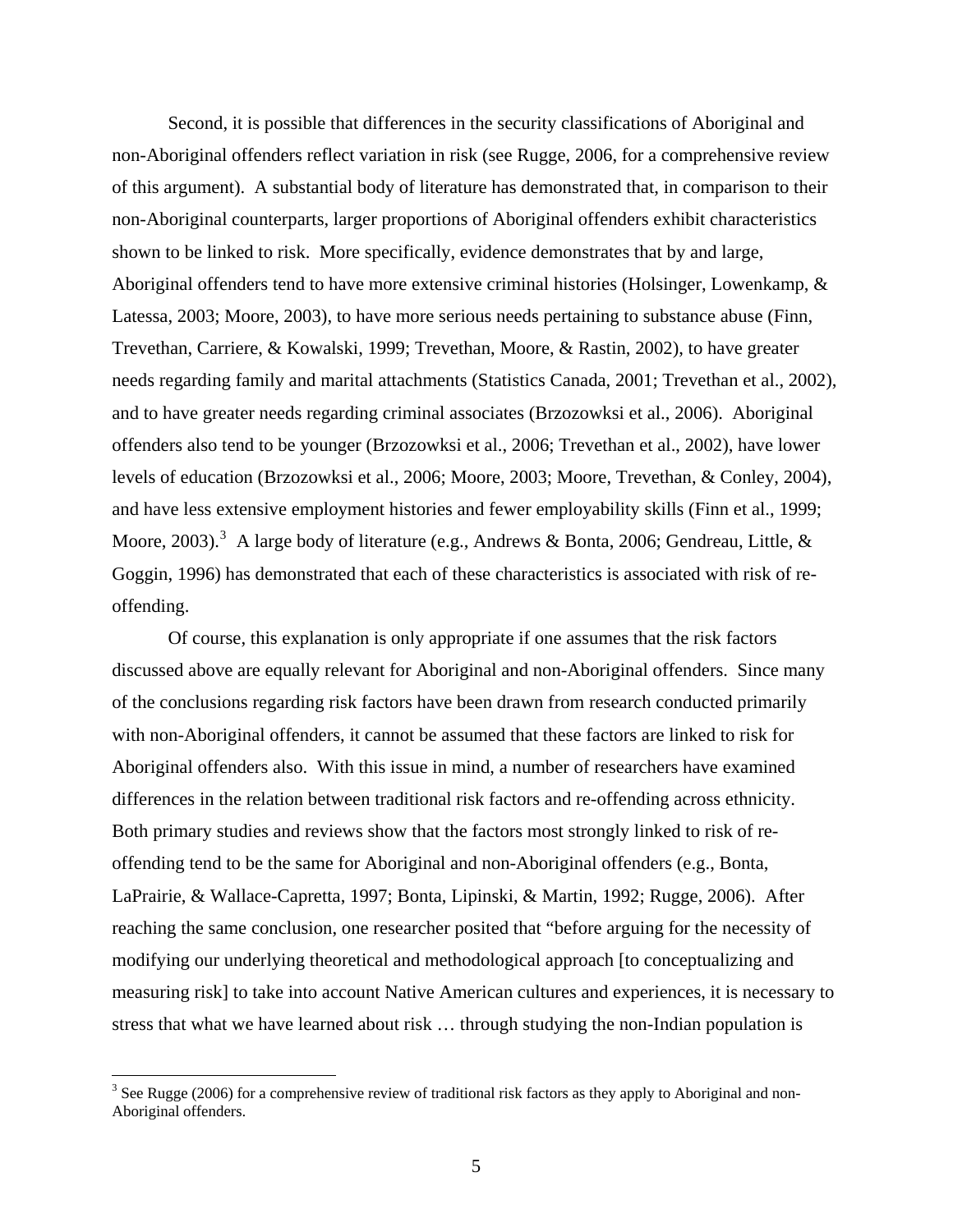Second, it is possible that differences in the security classifications of Aboriginal and non-Aboriginal offenders reflect variation in risk (see Rugge, 2006, for a comprehensive review of this argument). A substantial body of literature has demonstrated that, in comparison to their non-Aboriginal counterparts, larger proportions of Aboriginal offenders exhibit characteristics shown to be linked to risk. More specifically, evidence demonstrates that by and large, Aboriginal offenders tend to have more extensive criminal histories (Holsinger, Lowenkamp, & Latessa, 2003; Moore, 2003), to have more serious needs pertaining to substance abuse (Finn, Trevethan, Carriere, & Kowalski, 1999; Trevethan, Moore, & Rastin, 2002), to have greater needs regarding family and marital attachments (Statistics Canada, 2001; Trevethan et al., 2002), and to have greater needs regarding criminal associates (Brzozowksi et al., 2006). Aboriginal offenders also tend to be younger (Brzozowksi et al., 2006; Trevethan et al., 2002), have lower levels of education (Brzozowksi et al., 2006; Moore, 2003; Moore, Trevethan, & Conley, 2004), and have less extensive employment histories and fewer employability skills (Finn et al., 1999; Moore, 2003).[3] A large body of literature (e.g., Andrews & Bonta, 2006; Gendreau, Little, & Goggin, 1996) has demonstrated that each of these characteristics is associated with risk of re-offending.

Of course, this explanation is only appropriate if one assumes that the risk factors discussed above are equally relevant for Aboriginal and non-Aboriginal offenders. Since many of the conclusions regarding risk factors have been drawn from research conducted primarily with non-Aboriginal offenders, it cannot be assumed that these factors are linked to risk for Aboriginal offenders also. With this issue in mind, a number of researchers have examined differences in the relation between traditional risk factors and re-offending across ethnicity. Both primary studies and reviews show that the factors most strongly linked to risk of re-offending tend to be the same for Aboriginal and non-Aboriginal offenders (e.g., Bonta, LaPrairie, & Wallace-Capretta, 1997; Bonta, Lipinski, & Martin, 1992; Rugge, 2006). After reaching the same conclusion, one researcher posited that "before arguing for the necessity of modifying our underlying theoretical and methodological approach [to conceptualizing and measuring risk] to take into account Native American cultures and experiences, it is necessary to stress that what we have learned about risk … through studying the non-Indian population is

[3] See Rugge (2006) for a comprehensive review of traditional risk factors as they apply to Aboriginal and non-Aboriginal offenders.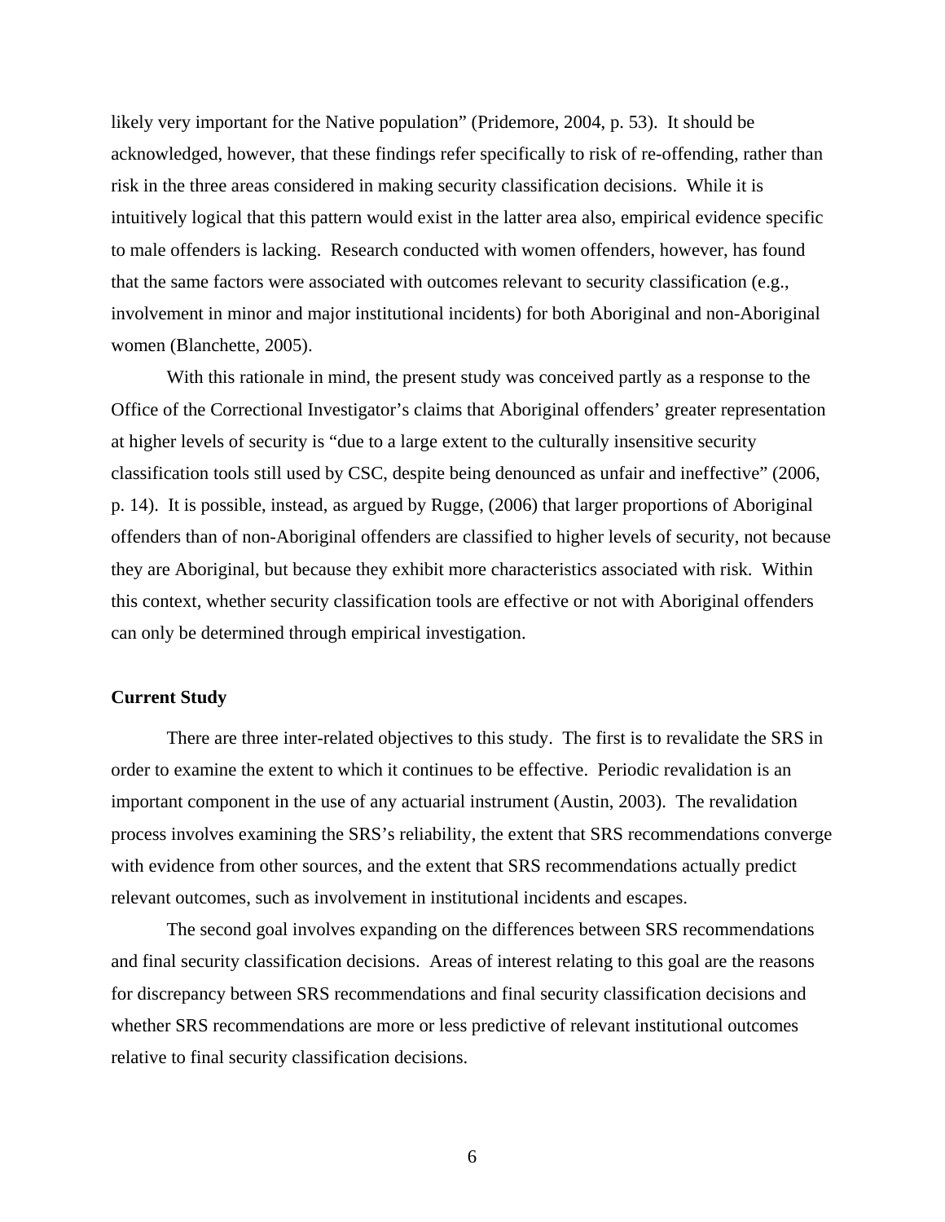likely very important for the Native population" (Pridemore, 2004, p. 53). It should be acknowledged, however, that these findings refer specifically to risk of re-offending, rather than risk in the three areas considered in making security classification decisions. While it is intuitively logical that this pattern would exist in the latter area also, empirical evidence specific to male offenders is lacking. Research conducted with women offenders, however, has found that the same factors were associated with outcomes relevant to security classification (e.g., involvement in minor and major institutional incidents) for both Aboriginal and non-Aboriginal women (Blanchette, 2005).

With this rationale in mind, the present study was conceived partly as a response to the Office of the Correctional Investigator's claims that Aboriginal offenders' greater representation at higher levels of security is "due to a large extent to the culturally insensitive security classification tools still used by CSC, despite being denounced as unfair and ineffective" (2006, p. 14). It is possible, instead, as argued by Rugge, (2006) that larger proportions of Aboriginal offenders than of non-Aboriginal offenders are classified to higher levels of security, not because they are Aboriginal, but because they exhibit more characteristics associated with risk. Within this context, whether security classification tools are effective or not with Aboriginal offenders can only be determined through empirical investigation.

## Current Study

There are three inter-related objectives to this study. The first is to revalidate the SRS in order to examine the extent to which it continues to be effective. Periodic revalidation is an important component in the use of any actuarial instrument (Austin, 2003). The revalidation process involves examining the SRS's reliability, the extent that SRS recommendations converge with evidence from other sources, and the extent that SRS recommendations actually predict relevant outcomes, such as involvement in institutional incidents and escapes.

The second goal involves expanding on the differences between SRS recommendations and final security classification decisions. Areas of interest relating to this goal are the reasons for discrepancy between SRS recommendations and final security classification decisions and whether SRS recommendations are more or less predictive of relevant institutional outcomes relative to final security classification decisions.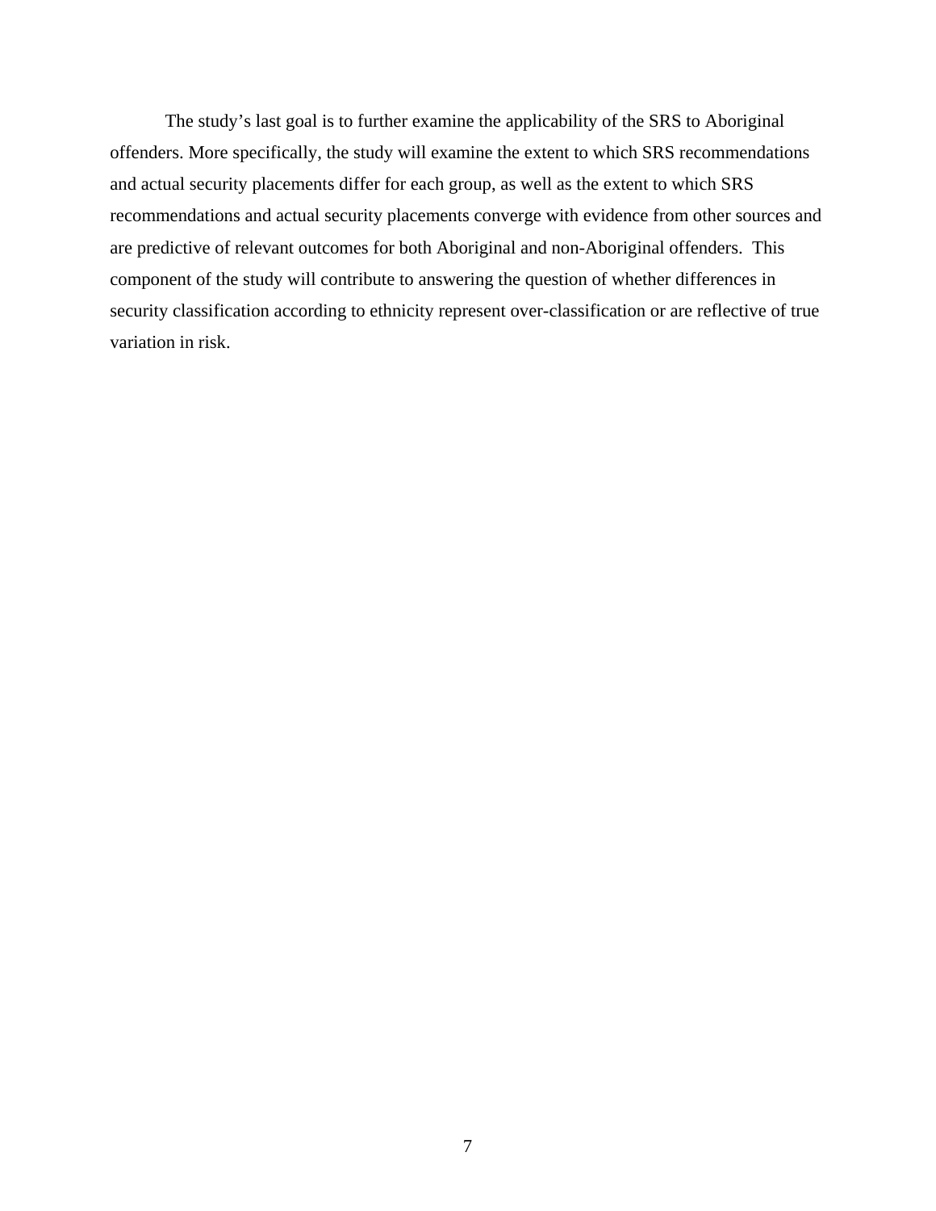The study's last goal is to further examine the applicability of the SRS to Aboriginal offenders. More specifically, the study will examine the extent to which SRS recommendations and actual security placements differ for each group, as well as the extent to which SRS recommendations and actual security placements converge with evidence from other sources and are predictive of relevant outcomes for both Aboriginal and non-Aboriginal offenders. This component of the study will contribute to answering the question of whether differences in security classification according to ethnicity represent over-classification or are reflective of true variation in risk.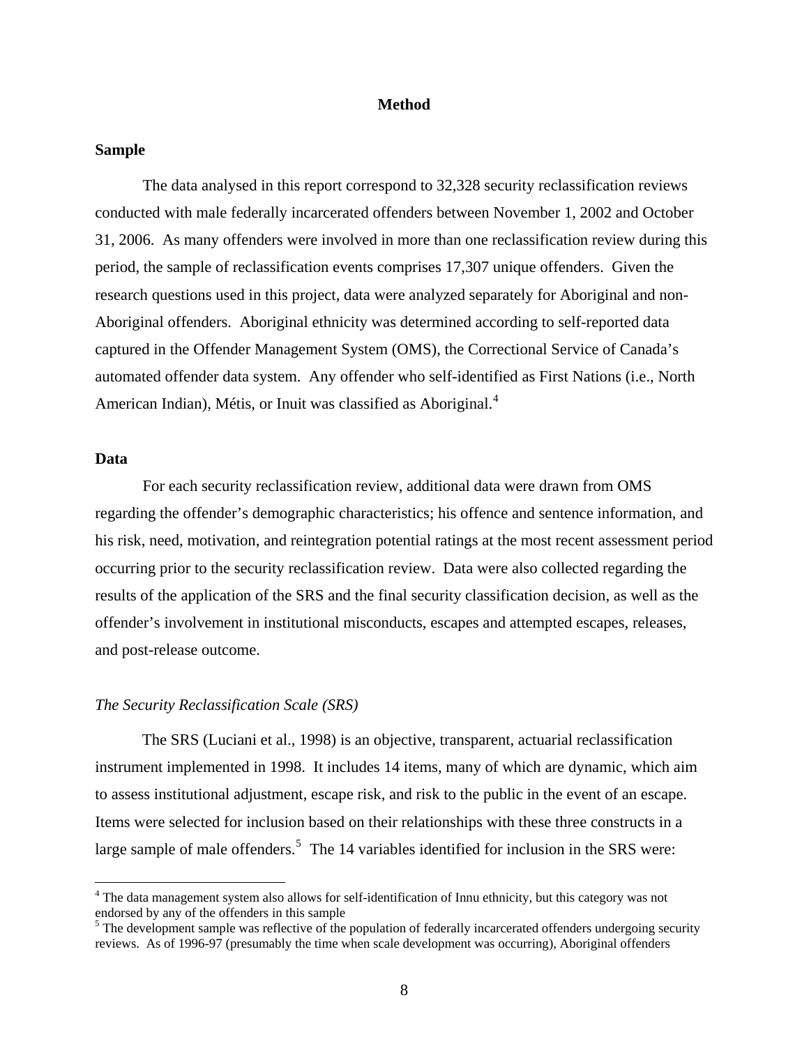# Method

## Sample

The data analysed in this report correspond to 32,328 security reclassification reviews conducted with male federally incarcerated offenders between November 1, 2002 and October 31, 2006. As many offenders were involved in more than one reclassification review during this period, the sample of reclassification events comprises 17,307 unique offenders. Given the research questions used in this project, data were analyzed separately for Aboriginal and non-Aboriginal offenders. Aboriginal ethnicity was determined according to self-reported data captured in the Offender Management System (OMS), the Correctional Service of Canada's automated offender data system. Any offender who self-identified as First Nations (i.e., North American Indian), Métis, or Inuit was classified as Aboriginal.[4]

## Data

For each security reclassification review, additional data were drawn from OMS regarding the offender's demographic characteristics; his offence and sentence information, and his risk, need, motivation, and reintegration potential ratings at the most recent assessment period occurring prior to the security reclassification review. Data were also collected regarding the results of the application of the SRS and the final security classification decision, as well as the offender's involvement in institutional misconducts, escapes and attempted escapes, releases, and post-release outcome.

### *The Security Reclassification Scale (SRS)*

The SRS (Luciani et al., 1998) is an objective, transparent, actuarial reclassification instrument implemented in 1998. It includes 14 items, many of which are dynamic, which aim to assess institutional adjustment, escape risk, and risk to the public in the event of an escape. Items were selected for inclusion based on their relationships with these three constructs in a large sample of male offenders.[5] The 14 variables identified for inclusion in the SRS were:

---

[4] The data management system also allows for self-identification of Innu ethnicity, but this category was not endorsed by any of the offenders in this sample

[5] The development sample was reflective of the population of federally incarcerated offenders undergoing security reviews. As of 1996-97 (presumably the time when scale development was occurring), Aboriginal offenders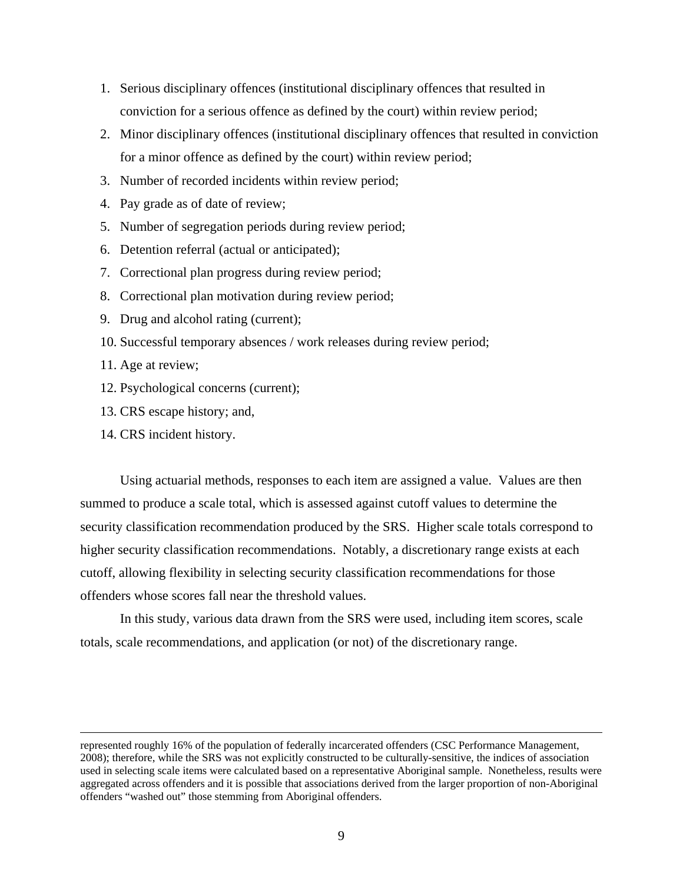1. Serious disciplinary offences (institutional disciplinary offences that resulted in conviction for a serious offence as defined by the court) within review period;
2. Minor disciplinary offences (institutional disciplinary offences that resulted in conviction for a minor offence as defined by the court) within review period;
3. Number of recorded incidents within review period;
4. Pay grade as of date of review;
5. Number of segregation periods during review period;
6. Detention referral (actual or anticipated);
7. Correctional plan progress during review period;
8. Correctional plan motivation during review period;
9. Drug and alcohol rating (current);
10. Successful temporary absences / work releases during review period;
11. Age at review;
12. Psychological concerns (current);
13. CRS escape history; and,
14. CRS incident history.

Using actuarial methods, responses to each item are assigned a value. Values are then summed to produce a scale total, which is assessed against cutoff values to determine the security classification recommendation produced by the SRS. Higher scale totals correspond to higher security classification recommendations. Notably, a discretionary range exists at each cutoff, allowing flexibility in selecting security classification recommendations for those offenders whose scores fall near the threshold values.

In this study, various data drawn from the SRS were used, including item scores, scale totals, scale recommendations, and application (or not) of the discretionary range.

---

represented roughly 16% of the population of federally incarcerated offenders (CSC Performance Management, 2008); therefore, while the SRS was not explicitly constructed to be culturally-sensitive, the indices of association used in selecting scale items were calculated based on a representative Aboriginal sample. Nonetheless, results were aggregated across offenders and it is possible that associations derived from the larger proportion of non-Aboriginal offenders "washed out" those stemming from Aboriginal offenders.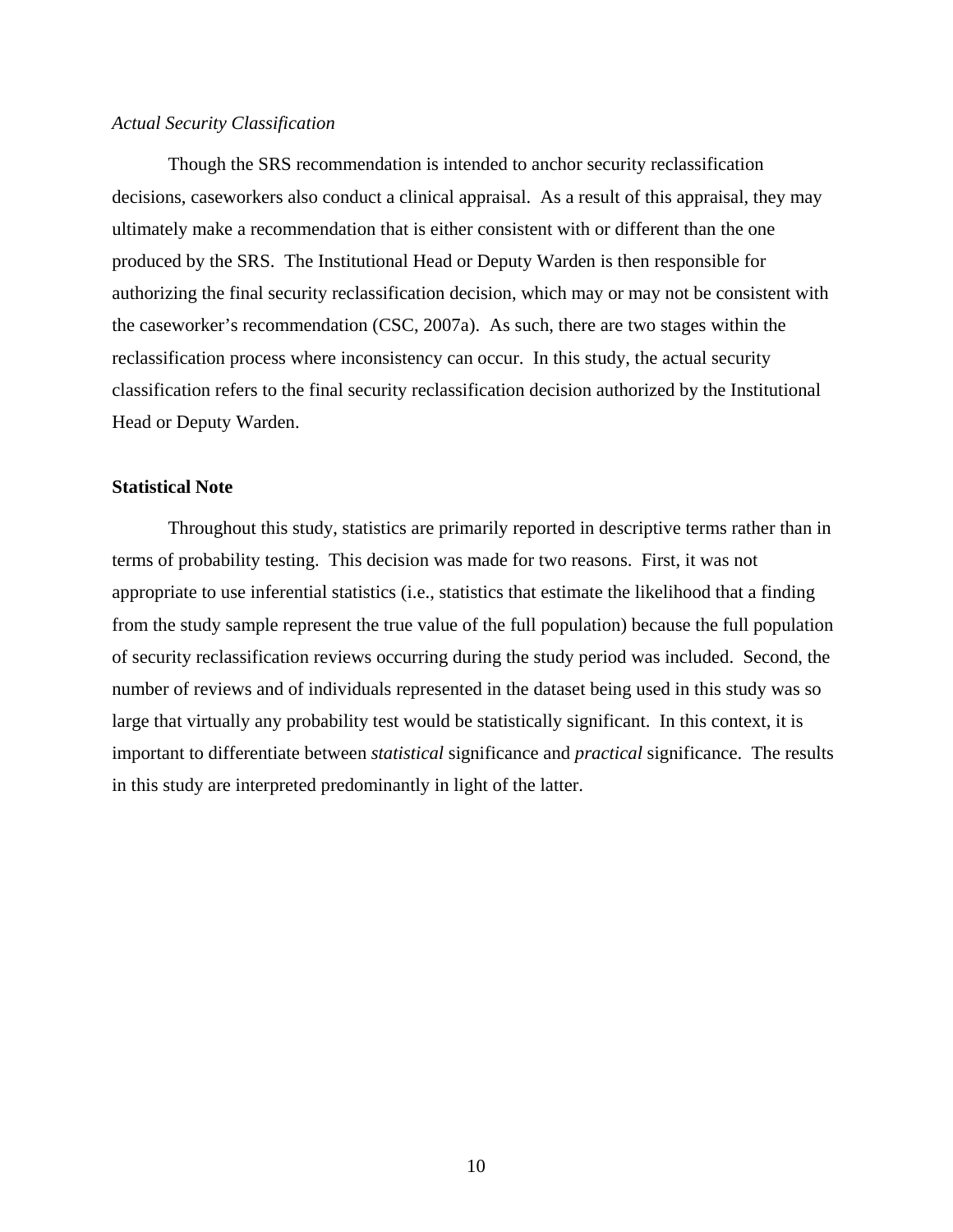*Actual Security Classification*

Though the SRS recommendation is intended to anchor security reclassification decisions, caseworkers also conduct a clinical appraisal. As a result of this appraisal, they may ultimately make a recommendation that is either consistent with or different than the one produced by the SRS. The Institutional Head or Deputy Warden is then responsible for authorizing the final security reclassification decision, which may or may not be consistent with the caseworker's recommendation (CSC, 2007a). As such, there are two stages within the reclassification process where inconsistency can occur. In this study, the actual security classification refers to the final security reclassification decision authorized by the Institutional Head or Deputy Warden.

**Statistical Note**

Throughout this study, statistics are primarily reported in descriptive terms rather than in terms of probability testing. This decision was made for two reasons. First, it was not appropriate to use inferential statistics (i.e., statistics that estimate the likelihood that a finding from the study sample represent the true value of the full population) because the full population of security reclassification reviews occurring during the study period was included. Second, the number of reviews and of individuals represented in the dataset being used in this study was so large that virtually any probability test would be statistically significant. In this context, it is important to differentiate between *statistical* significance and *practical* significance. The results in this study are interpreted predominantly in light of the latter.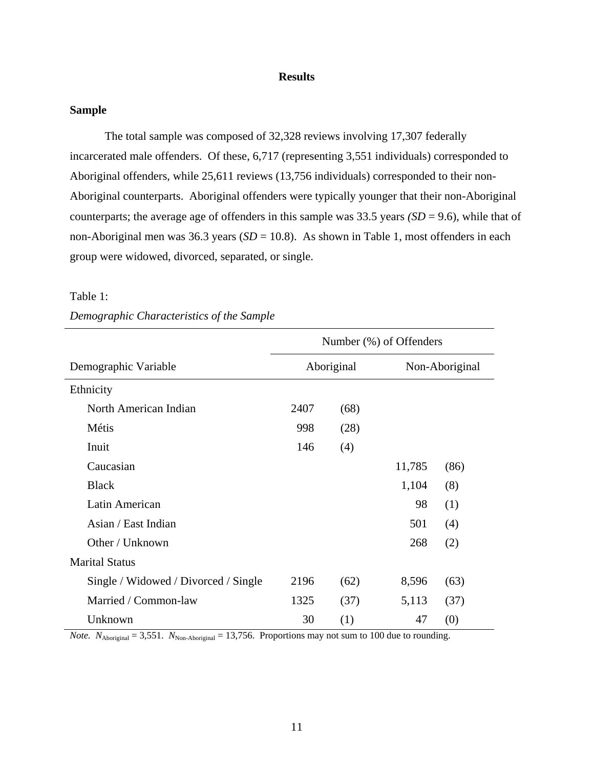# Results

## Sample

The total sample was composed of 32,328 reviews involving 17,307 federally incarcerated male offenders. Of these, 6,717 (representing 3,551 individuals) corresponded to Aboriginal offenders, while 25,611 reviews (13,756 individuals) corresponded to their non-Aboriginal counterparts. Aboriginal offenders were typically younger that their non-Aboriginal counterparts; the average age of offenders in this sample was 33.5 years *(SD* = 9.6), while that of non-Aboriginal men was 36.3 years (*SD* = 10.8). As shown in Table 1, most offenders in each group were widowed, divorced, separated, or single.

Table 1:

*Demographic Characteristics of the Sample*

| | Number (%) of Offenders | | | |
|---|---|---|---|---|
| Demographic Variable | Aboriginal | | Non-Aboriginal | |
| Ethnicity | | | | |
| North American Indian | 2407 | (68) | | |
| Métis | 998 | (28) | | |
| Inuit | 146 | (4) | | |
| Caucasian | | | 11,785 | (86) |
| Black | | | 1,104 | (8) |
| Latin American | | | 98 | (1) |
| Asian / East Indian | | | 501 | (4) |
| Other / Unknown | | | 268 | (2) |
| Marital Status | | | | |
| Single / Widowed / Divorced / Single | 2196 | (62) | 8,596 | (63) |
| Married / Common-law | 1325 | (37) | 5,113 | (37) |
| Unknown | 30 | (1) | 47 | (0) |

*Note.* $N_{\text{Aboriginal}}$ = 3,551. $N_{\text{Non-Aboriginal}}$ = 13,756. Proportions may not sum to 100 due to rounding.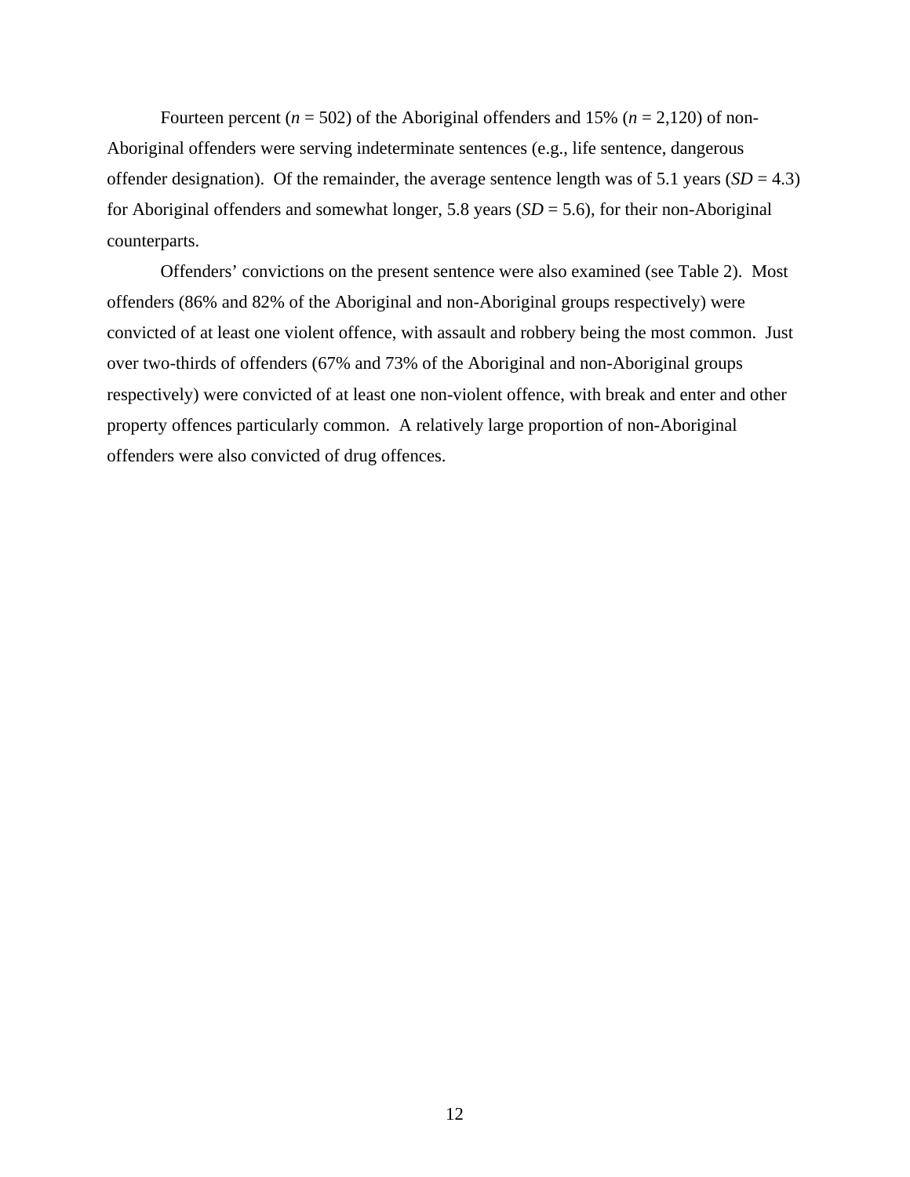Fourteen percent (*n* = 502) of the Aboriginal offenders and 15% (*n* = 2,120) of non-Aboriginal offenders were serving indeterminate sentences (e.g., life sentence, dangerous offender designation). Of the remainder, the average sentence length was of 5.1 years (*SD* = 4.3) for Aboriginal offenders and somewhat longer, 5.8 years (*SD* = 5.6), for their non-Aboriginal counterparts.

Offenders' convictions on the present sentence were also examined (see Table 2). Most offenders (86% and 82% of the Aboriginal and non-Aboriginal groups respectively) were convicted of at least one violent offence, with assault and robbery being the most common. Just over two-thirds of offenders (67% and 73% of the Aboriginal and non-Aboriginal groups respectively) were convicted of at least one non-violent offence, with break and enter and other property offences particularly common. A relatively large proportion of non-Aboriginal offenders were also convicted of drug offences.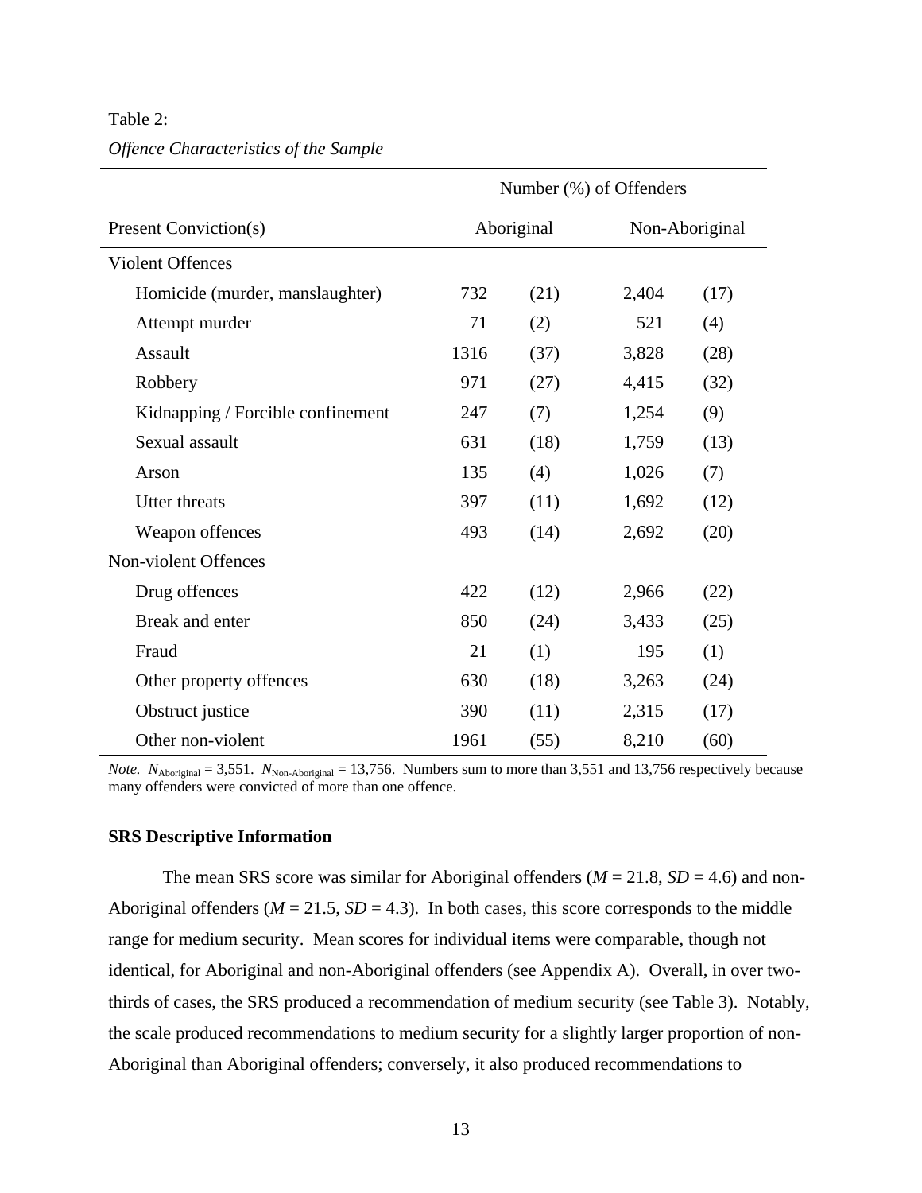Table 2:

*Offence Characteristics of the Sample*

| | Number (%) of Offenders | | | |
|---|---|---|---|---|
| Present Conviction(s) | Aboriginal | | Non-Aboriginal | |
| Violent Offences | | | | |
| Homicide (murder, manslaughter) | 732 | (21) | 2,404 | (17) |
| Attempt murder | 71 | (2) | 521 | (4) |
| Assault | 1316 | (37) | 3,828 | (28) |
| Robbery | 971 | (27) | 4,415 | (32) |
| Kidnapping / Forcible confinement | 247 | (7) | 1,254 | (9) |
| Sexual assault | 631 | (18) | 1,759 | (13) |
| Arson | 135 | (4) | 1,026 | (7) |
| Utter threats | 397 | (11) | 1,692 | (12) |
| Weapon offences | 493 | (14) | 2,692 | (20) |
| Non-violent Offences | | | | |
| Drug offences | 422 | (12) | 2,966 | (22) |
| Break and enter | 850 | (24) | 3,433 | (25) |
| Fraud | 21 | (1) | 195 | (1) |
| Other property offences | 630 | (18) | 3,263 | (24) |
| Obstruct justice | 390 | (11) | 2,315 | (17) |
| Other non-violent | 1961 | (55) | 8,210 | (60) |

*Note.* $N_{\text{Aboriginal}} = 3{,}551$. $N_{\text{Non-Aboriginal}} = 13{,}756$. Numbers sum to more than 3,551 and 13,756 respectively because many offenders were convicted of more than one offence.

**SRS Descriptive Information**

The mean SRS score was similar for Aboriginal offenders ($M = 21.8$, $SD = 4.6$) and non-Aboriginal offenders ($M = 21.5$, $SD = 4.3$). In both cases, this score corresponds to the middle range for medium security. Mean scores for individual items were comparable, though not identical, for Aboriginal and non-Aboriginal offenders (see Appendix A). Overall, in over two-thirds of cases, the SRS produced a recommendation of medium security (see Table 3). Notably, the scale produced recommendations to medium security for a slightly larger proportion of non-Aboriginal than Aboriginal offenders; conversely, it also produced recommendations to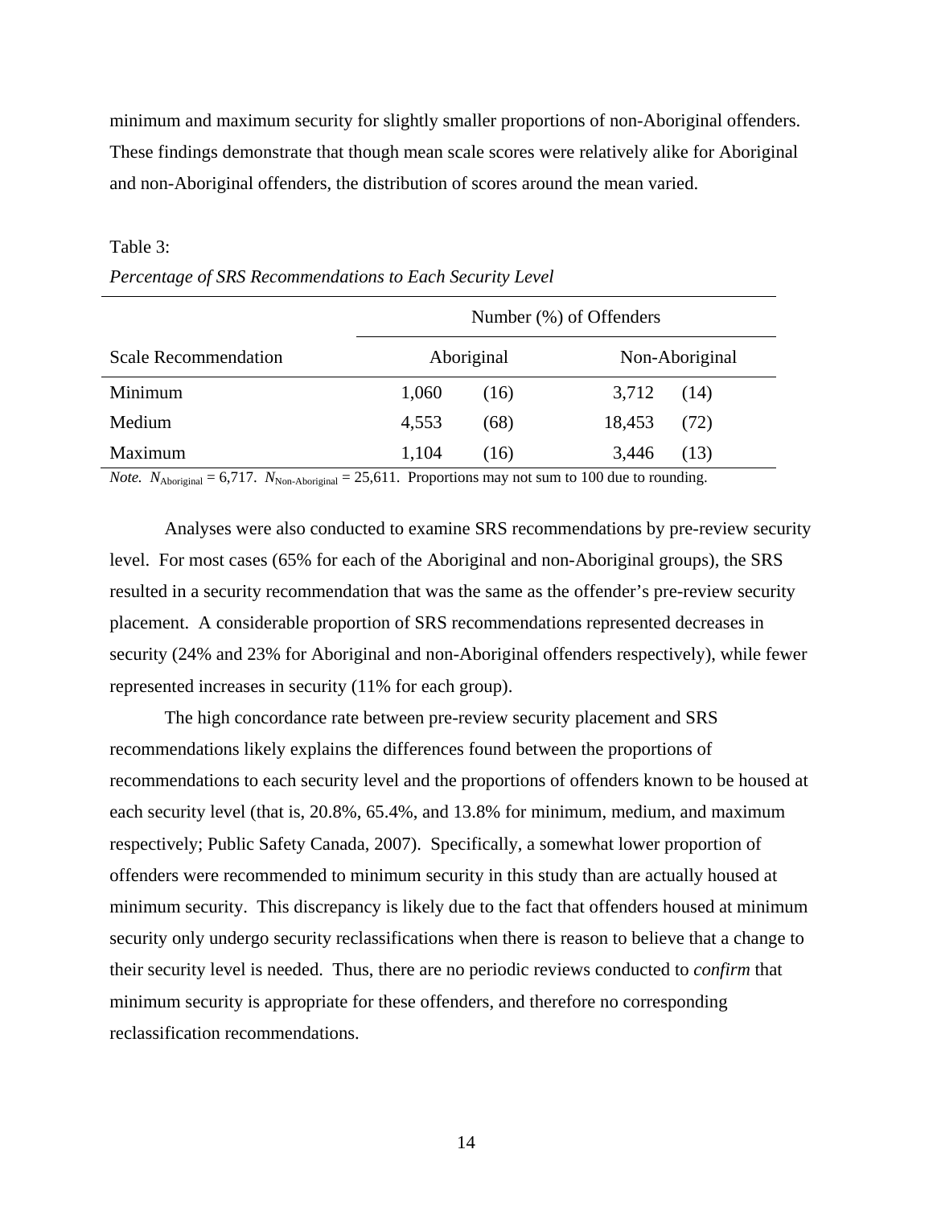minimum and maximum security for slightly smaller proportions of non-Aboriginal offenders. These findings demonstrate that though mean scale scores were relatively alike for Aboriginal and non-Aboriginal offenders, the distribution of scores around the mean varied.

Table 3:

*Percentage of SRS Recommendations to Each Security Level*

| | Number (%) of Offenders | | | |
|---|---|---|---|---|
| Scale Recommendation | Aboriginal | | Non-Aboriginal | |
| Minimum | 1,060 | (16) | 3,712 | (14) |
| Medium | 4,553 | (68) | 18,453 | (72) |
| Maximum | 1,104 | (16) | 3,446 | (13) |

*Note.* $N_{\text{Aboriginal}} = 6{,}717$. $N_{\text{Non-Aboriginal}} = 25{,}611$. Proportions may not sum to 100 due to rounding.

Analyses were also conducted to examine SRS recommendations by pre-review security level. For most cases (65% for each of the Aboriginal and non-Aboriginal groups), the SRS resulted in a security recommendation that was the same as the offender's pre-review security placement. A considerable proportion of SRS recommendations represented decreases in security (24% and 23% for Aboriginal and non-Aboriginal offenders respectively), while fewer represented increases in security (11% for each group).

The high concordance rate between pre-review security placement and SRS recommendations likely explains the differences found between the proportions of recommendations to each security level and the proportions of offenders known to be housed at each security level (that is, 20.8%, 65.4%, and 13.8% for minimum, medium, and maximum respectively; Public Safety Canada, 2007). Specifically, a somewhat lower proportion of offenders were recommended to minimum security in this study than are actually housed at minimum security. This discrepancy is likely due to the fact that offenders housed at minimum security only undergo security reclassifications when there is reason to believe that a change to their security level is needed. Thus, there are no periodic reviews conducted to *confirm* that minimum security is appropriate for these offenders, and therefore no corresponding reclassification recommendations.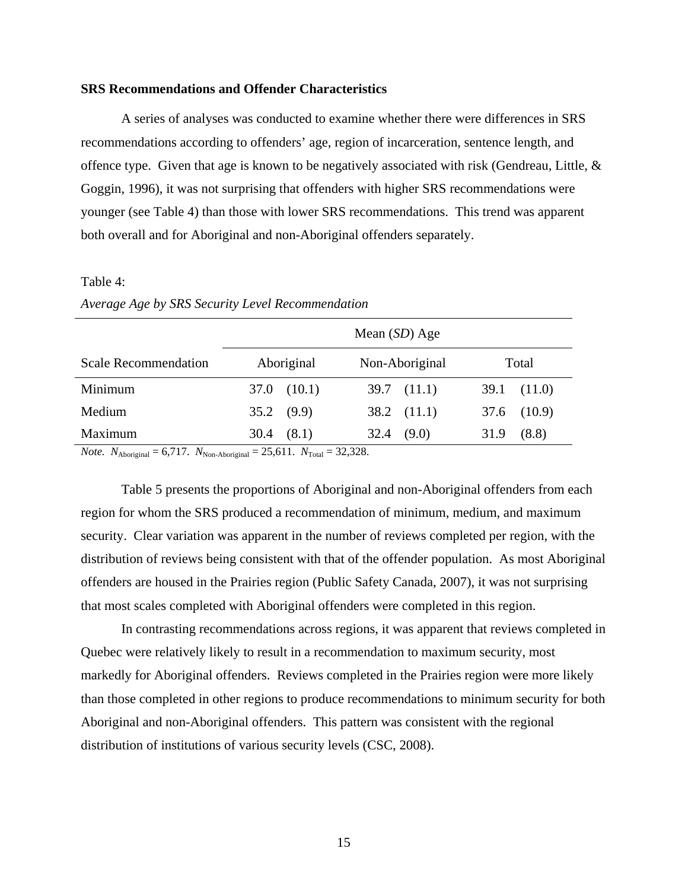**SRS Recommendations and Offender Characteristics**

A series of analyses was conducted to examine whether there were differences in SRS recommendations according to offenders' age, region of incarceration, sentence length, and offence type. Given that age is known to be negatively associated with risk (Gendreau, Little, & Goggin, 1996), it was not surprising that offenders with higher SRS recommendations were younger (see Table 4) than those with lower SRS recommendations. This trend was apparent both overall and for Aboriginal and non-Aboriginal offenders separately.

Table 4:

*Average Age by SRS Security Level Recommendation*

| | Mean (*SD*) Age | | |
|---|---|---|---|
| Scale Recommendation | Aboriginal | Non-Aboriginal | Total |
| Minimum | 37.0 (10.1) | 39.7 (11.1) | 39.1 (11.0) |
| Medium | 35.2 (9.9) | 38.2 (11.1) | 37.6 (10.9) |
| Maximum | 30.4 (8.1) | 32.4 (9.0) | 31.9 (8.8) |

*Note.* $N_{\text{Aboriginal}}$ = 6,717. $N_{\text{Non-Aboriginal}}$ = 25,611. $N_{\text{Total}}$ = 32,328.

Table 5 presents the proportions of Aboriginal and non-Aboriginal offenders from each region for whom the SRS produced a recommendation of minimum, medium, and maximum security. Clear variation was apparent in the number of reviews completed per region, with the distribution of reviews being consistent with that of the offender population. As most Aboriginal offenders are housed in the Prairies region (Public Safety Canada, 2007), it was not surprising that most scales completed with Aboriginal offenders were completed in this region.

In contrasting recommendations across regions, it was apparent that reviews completed in Quebec were relatively likely to result in a recommendation to maximum security, most markedly for Aboriginal offenders. Reviews completed in the Prairies region were more likely than those completed in other regions to produce recommendations to minimum security for both Aboriginal and non-Aboriginal offenders. This pattern was consistent with the regional distribution of institutions of various security levels (CSC, 2008).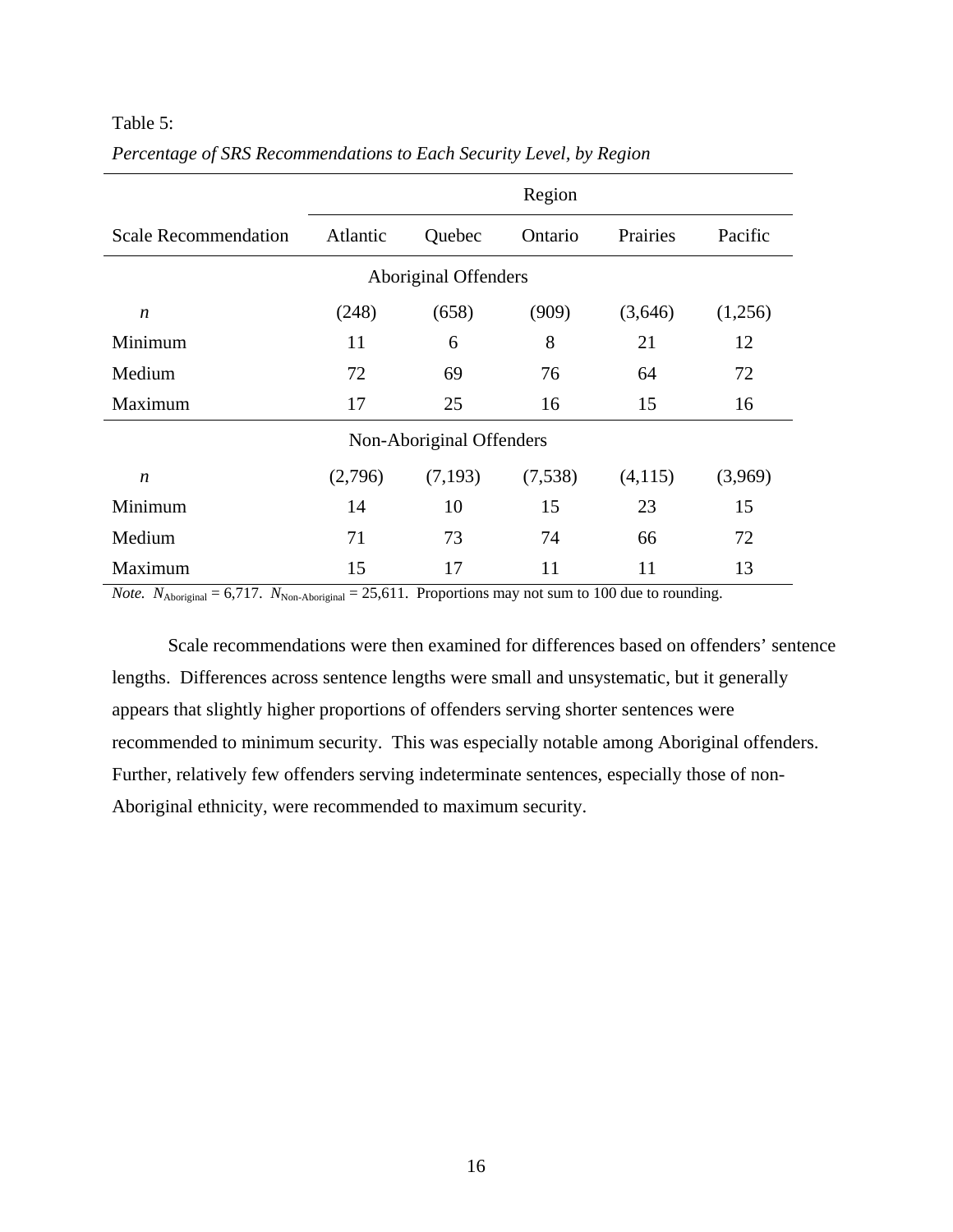Table 5:

*Percentage of SRS Recommendations to Each Security Level, by Region*

| | Region | | | | |
|---|---|---|---|---|---|
| Scale Recommendation | Atlantic | Quebec | Ontario | Prairies | Pacific |
| **Aboriginal Offenders** | | | | | |
| *n* | (248) | (658) | (909) | (3,646) | (1,256) |
| Minimum | 11 | 6 | 8 | 21 | 12 |
| Medium | 72 | 69 | 76 | 64 | 72 |
| Maximum | 17 | 25 | 16 | 15 | 16 |
| **Non-Aboriginal Offenders** | | | | | |
| *n* | (2,796) | (7,193) | (7,538) | (4,115) | (3,969) |
| Minimum | 14 | 10 | 15 | 23 | 15 |
| Medium | 71 | 73 | 74 | 66 | 72 |
| Maximum | 15 | 17 | 11 | 11 | 13 |

*Note.* $N_{\text{Aboriginal}} = 6{,}717$. $N_{\text{Non-Aboriginal}} = 25{,}611$. Proportions may not sum to 100 due to rounding.

Scale recommendations were then examined for differences based on offenders' sentence lengths. Differences across sentence lengths were small and unsystematic, but it generally appears that slightly higher proportions of offenders serving shorter sentences were recommended to minimum security. This was especially notable among Aboriginal offenders. Further, relatively few offenders serving indeterminate sentences, especially those of non-Aboriginal ethnicity, were recommended to maximum security.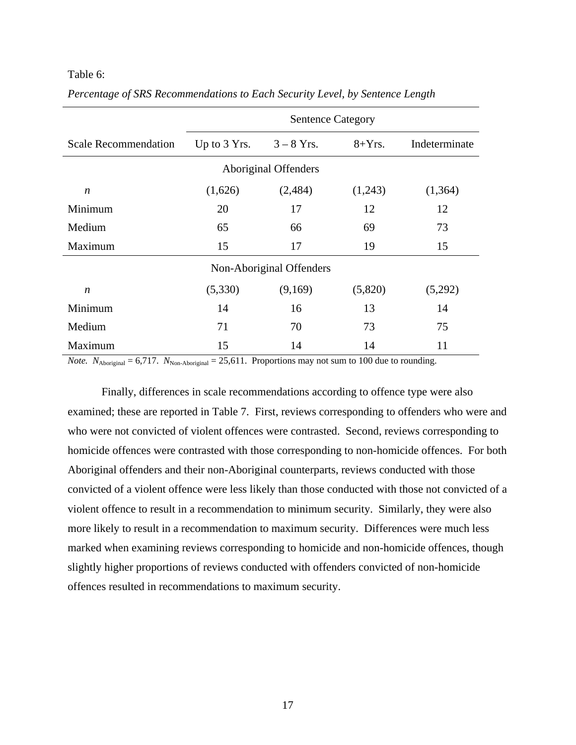Table 6:

*Percentage of SRS Recommendations to Each Security Level, by Sentence Length*

| | Sentence Category | | | |
|---|---|---|---|---|
| Scale Recommendation | Up to 3 Yrs. | 3 – 8 Yrs. | 8+Yrs. | Indeterminate |
| **Aboriginal Offenders** | | | | |
| *n* | (1,626) | (2,484) | (1,243) | (1,364) |
| Minimum | 20 | 17 | 12 | 12 |
| Medium | 65 | 66 | 69 | 73 |
| Maximum | 15 | 17 | 19 | 15 |
| **Non-Aboriginal Offenders** | | | | |
| *n* | (5,330) | (9,169) | (5,820) | (5,292) |
| Minimum | 14 | 16 | 13 | 14 |
| Medium | 71 | 70 | 73 | 75 |
| Maximum | 15 | 14 | 14 | 11 |

*Note.* $N_{\text{Aboriginal}} = 6{,}717$. $N_{\text{Non-Aboriginal}} = 25{,}611$. Proportions may not sum to 100 due to rounding.

Finally, differences in scale recommendations according to offence type were also examined; these are reported in Table 7. First, reviews corresponding to offenders who were and who were not convicted of violent offences were contrasted. Second, reviews corresponding to homicide offences were contrasted with those corresponding to non-homicide offences. For both Aboriginal offenders and their non-Aboriginal counterparts, reviews conducted with those convicted of a violent offence were less likely than those conducted with those not convicted of a violent offence to result in a recommendation to minimum security. Similarly, they were also more likely to result in a recommendation to maximum security. Differences were much less marked when examining reviews corresponding to homicide and non-homicide offences, though slightly higher proportions of reviews conducted with offenders convicted of non-homicide offences resulted in recommendations to maximum security.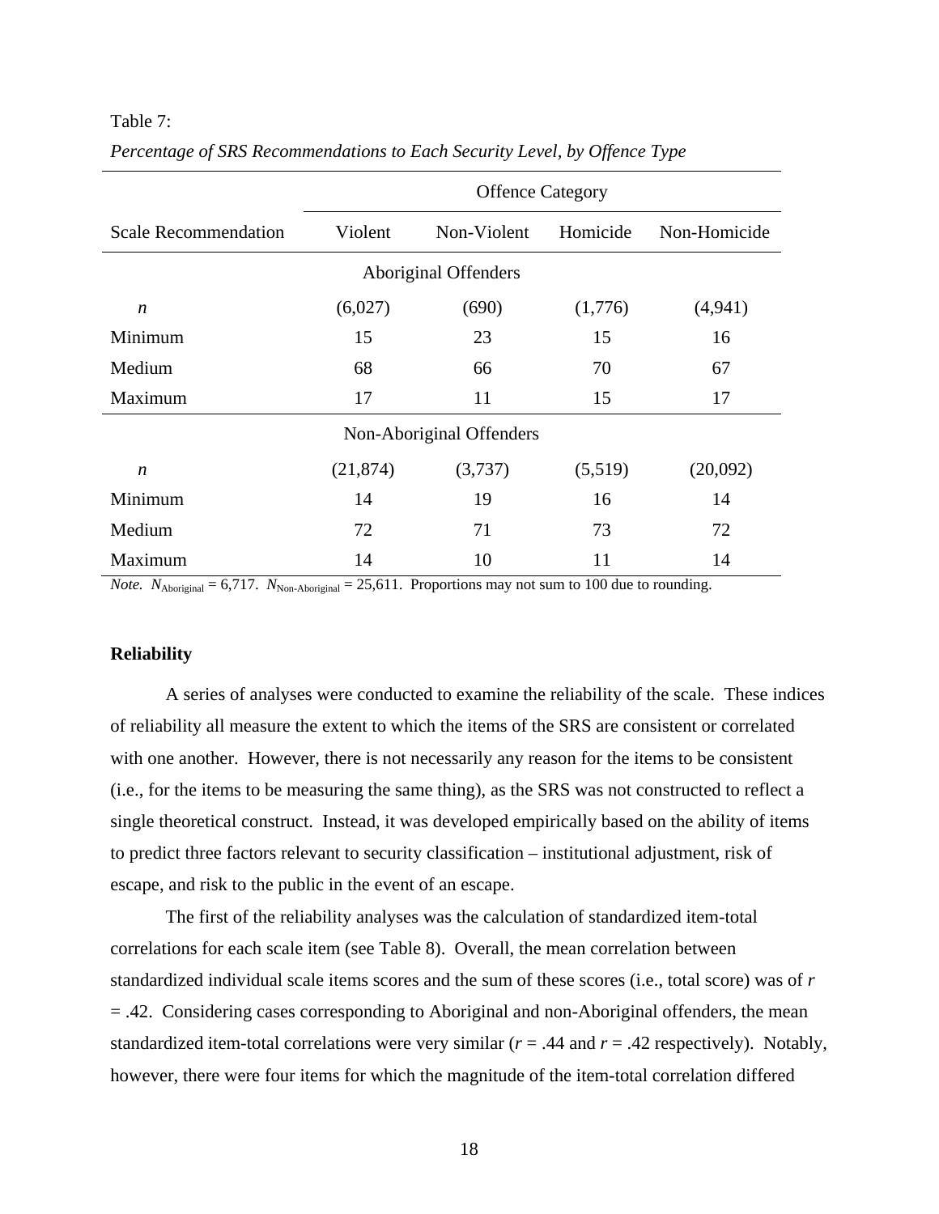Table 7:

*Percentage of SRS Recommendations to Each Security Level, by Offence Type*

| | Offence Category | | | |
|---|---|---|---|---|
| Scale Recommendation | Violent | Non-Violent | Homicide | Non-Homicide |
| | Aboriginal Offenders | | | |
| *n* | (6,027) | (690) | (1,776) | (4,941) |
| Minimum | 15 | 23 | 15 | 16 |
| Medium | 68 | 66 | 70 | 67 |
| Maximum | 17 | 11 | 15 | 17 |
| | Non-Aboriginal Offenders | | | |
| *n* | (21,874) | (3,737) | (5,519) | (20,092) |
| Minimum | 14 | 19 | 16 | 14 |
| Medium | 72 | 71 | 73 | 72 |
| Maximum | 14 | 10 | 11 | 14 |

*Note.* $N_{Aboriginal}$ = 6,717. $N_{Non\text{-}Aboriginal}$ = 25,611. Proportions may not sum to 100 due to rounding.

**Reliability**

A series of analyses were conducted to examine the reliability of the scale. These indices of reliability all measure the extent to which the items of the SRS are consistent or correlated with one another. However, there is not necessarily any reason for the items to be consistent (i.e., for the items to be measuring the same thing), as the SRS was not constructed to reflect a single theoretical construct. Instead, it was developed empirically based on the ability of items to predict three factors relevant to security classification – institutional adjustment, risk of escape, and risk to the public in the event of an escape.

The first of the reliability analyses was the calculation of standardized item-total correlations for each scale item (see Table 8). Overall, the mean correlation between standardized individual scale items scores and the sum of these scores (i.e., total score) was of $r$ = .42. Considering cases corresponding to Aboriginal and non-Aboriginal offenders, the mean standardized item-total correlations were very similar ($r$ = .44 and $r$ = .42 respectively). Notably, however, there were four items for which the magnitude of the item-total correlation differed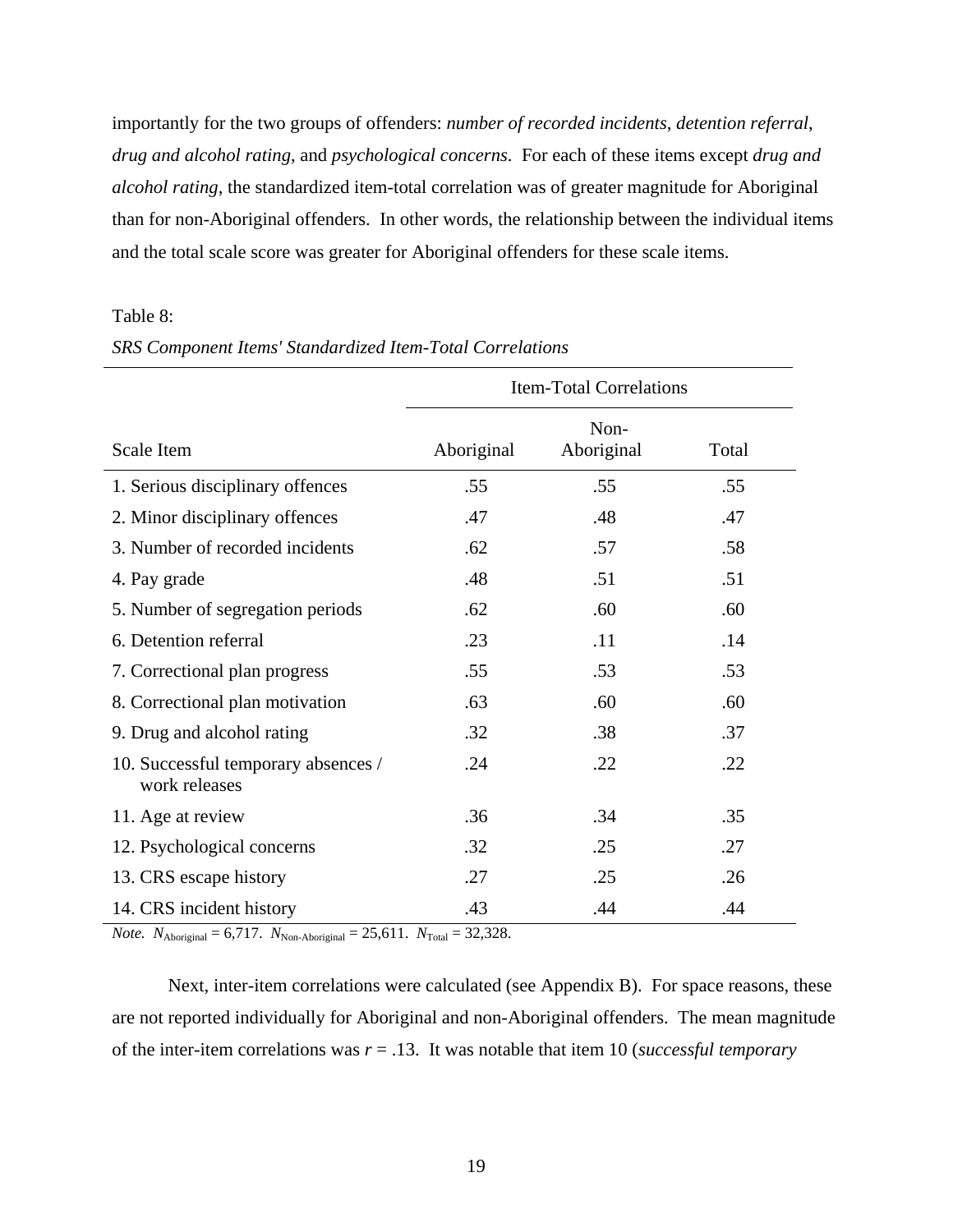importantly for the two groups of offenders: *number of recorded incidents*, *detention referral*, *drug and alcohol rating*, and *psychological concerns*. For each of these items except *drug and alcohol rating*, the standardized item-total correlation was of greater magnitude for Aboriginal than for non-Aboriginal offenders. In other words, the relationship between the individual items and the total scale score was greater for Aboriginal offenders for these scale items.

Table 8:

*SRS Component Items' Standardized Item-Total Correlations*

| | Item-Total Correlations | | |
|---|---|---|---|
| Scale Item | Aboriginal | Non-Aboriginal | Total |
| 1. Serious disciplinary offences | .55 | .55 | .55 |
| 2. Minor disciplinary offences | .47 | .48 | .47 |
| 3. Number of recorded incidents | .62 | .57 | .58 |
| 4. Pay grade | .48 | .51 | .51 |
| 5. Number of segregation periods | .62 | .60 | .60 |
| 6. Detention referral | .23 | .11 | .14 |
| 7. Correctional plan progress | .55 | .53 | .53 |
| 8. Correctional plan motivation | .63 | .60 | .60 |
| 9. Drug and alcohol rating | .32 | .38 | .37 |
| 10. Successful temporary absences / work releases | .24 | .22 | .22 |
| 11. Age at review | .36 | .34 | .35 |
| 12. Psychological concerns | .32 | .25 | .27 |
| 13. CRS escape history | .27 | .25 | .26 |
| 14. CRS incident history | .43 | .44 | .44 |

*Note.* $N_{\text{Aboriginal}}$ = 6,717. $N_{\text{Non-Aboriginal}}$ = 25,611. $N_{\text{Total}}$ = 32,328.

Next, inter-item correlations were calculated (see Appendix B). For space reasons, these are not reported individually for Aboriginal and non-Aboriginal offenders. The mean magnitude of the inter-item correlations was $r$ = .13. It was notable that item 10 (*successful temporary*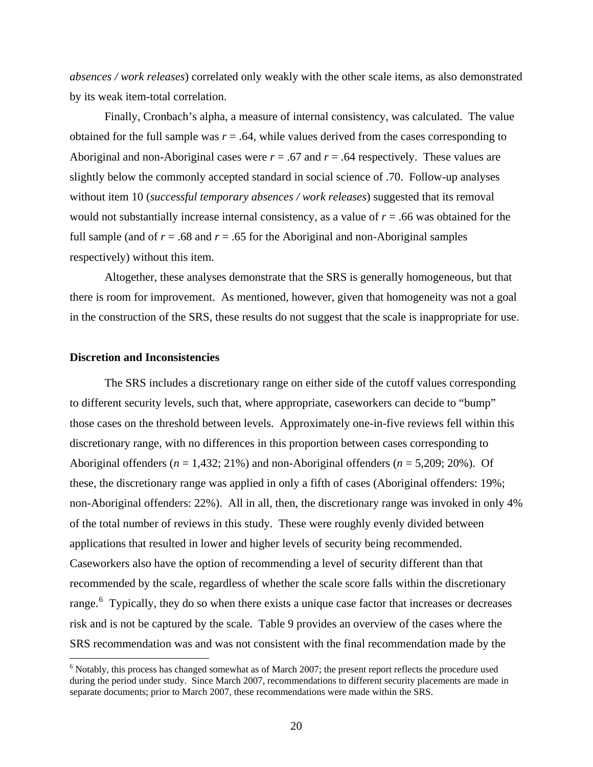*absences / work releases*) correlated only weakly with the other scale items, as also demonstrated by its weak item-total correlation.

Finally, Cronbach's alpha, a measure of internal consistency, was calculated. The value obtained for the full sample was $r = .64$, while values derived from the cases corresponding to Aboriginal and non-Aboriginal cases were $r = .67$ and $r = .64$ respectively. These values are slightly below the commonly accepted standard in social science of .70. Follow-up analyses without item 10 (*successful temporary absences / work releases*) suggested that its removal would not substantially increase internal consistency, as a value of $r = .66$ was obtained for the full sample (and of $r = .68$ and $r = .65$ for the Aboriginal and non-Aboriginal samples respectively) without this item.

Altogether, these analyses demonstrate that the SRS is generally homogeneous, but that there is room for improvement. As mentioned, however, given that homogeneity was not a goal in the construction of the SRS, these results do not suggest that the scale is inappropriate for use.

**Discretion and Inconsistencies**

The SRS includes a discretionary range on either side of the cutoff values corresponding to different security levels, such that, where appropriate, caseworkers can decide to "bump" those cases on the threshold between levels. Approximately one-in-five reviews fell within this discretionary range, with no differences in this proportion between cases corresponding to Aboriginal offenders ($n = 1{,}432$; 21%) and non-Aboriginal offenders ($n = 5{,}209$; 20%). Of these, the discretionary range was applied in only a fifth of cases (Aboriginal offenders: 19%; non-Aboriginal offenders: 22%). All in all, then, the discretionary range was invoked in only 4% of the total number of reviews in this study. These were roughly evenly divided between applications that resulted in lower and higher levels of security being recommended. Caseworkers also have the option of recommending a level of security different than that recommended by the scale, regardless of whether the scale score falls within the discretionary range.[6] Typically, they do so when there exists a unique case factor that increases or decreases risk and is not be captured by the scale. Table 9 provides an overview of the cases where the SRS recommendation was and was not consistent with the final recommendation made by the

[6] Notably, this process has changed somewhat as of March 2007; the present report reflects the procedure used during the period under study. Since March 2007, recommendations to different security placements are made in separate documents; prior to March 2007, these recommendations were made within the SRS.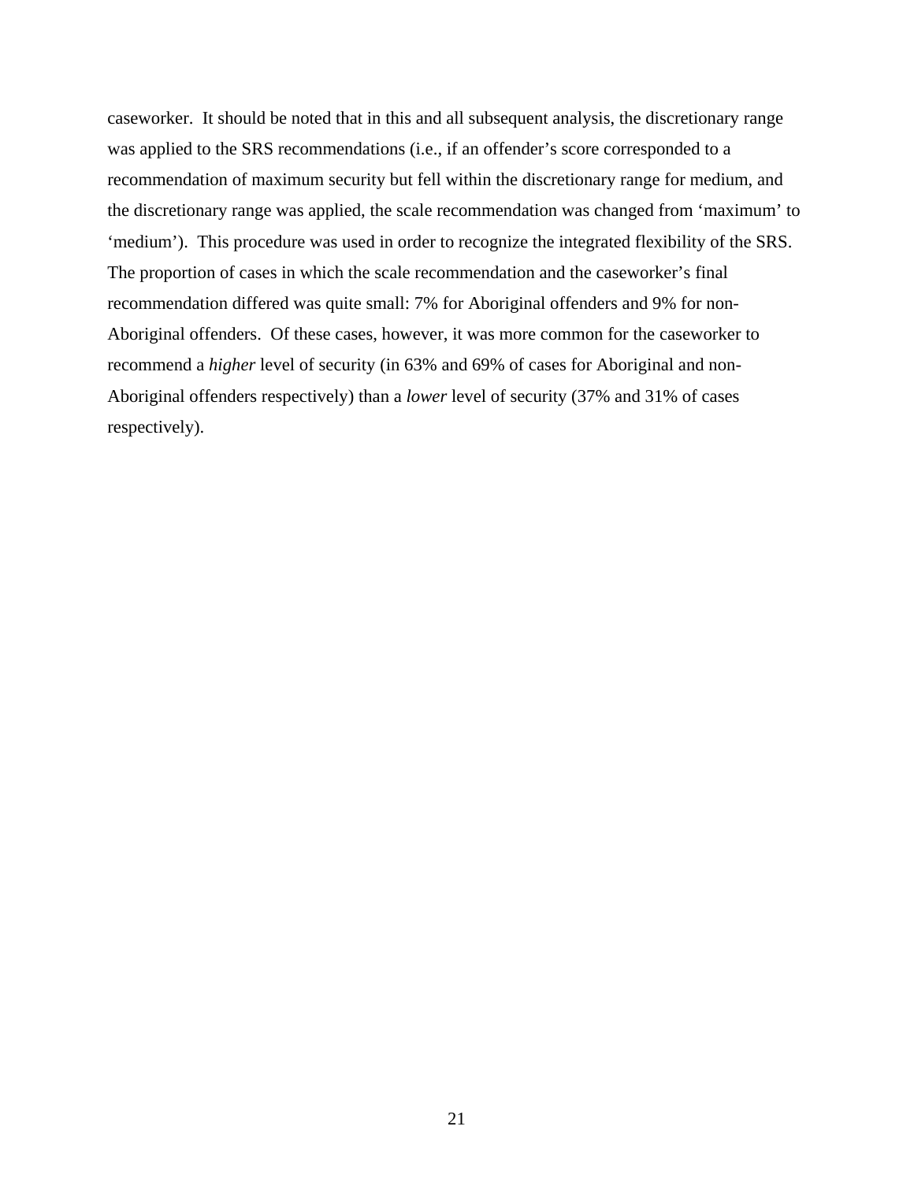caseworker. It should be noted that in this and all subsequent analysis, the discretionary range was applied to the SRS recommendations (i.e., if an offender's score corresponded to a recommendation of maximum security but fell within the discretionary range for medium, and the discretionary range was applied, the scale recommendation was changed from 'maximum' to 'medium'). This procedure was used in order to recognize the integrated flexibility of the SRS. The proportion of cases in which the scale recommendation and the caseworker's final recommendation differed was quite small: 7% for Aboriginal offenders and 9% for non-Aboriginal offenders. Of these cases, however, it was more common for the caseworker to recommend a *higher* level of security (in 63% and 69% of cases for Aboriginal and non-Aboriginal offenders respectively) than a *lower* level of security (37% and 31% of cases respectively).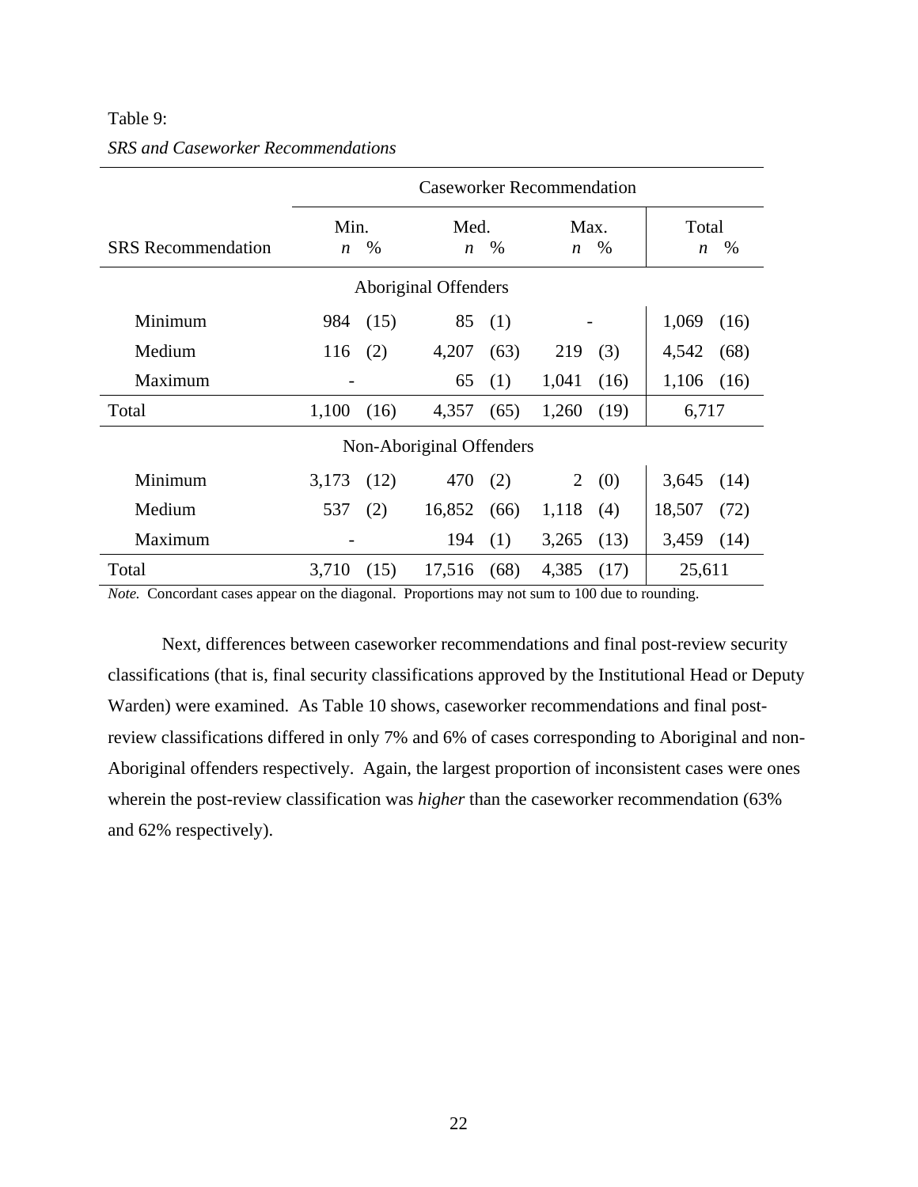Table 9:

*SRS and Caseworker Recommendations*

| | Caseworker Recommendation | | | | | | | |
|---|---|---|---|---|---|---|---|---|
| SRS Recommendation | Min. *n* | % | Med. *n* | % | Max. *n* | % | Total *n* | % |
| **Aboriginal Offenders** | | | | | | | | |
| Minimum | 984 | (15) | 85 | (1) | - | | 1,069 | (16) |
| Medium | 116 | (2) | 4,207 | (63) | 219 | (3) | 4,542 | (68) |
| Maximum | - | | 65 | (1) | 1,041 | (16) | 1,106 | (16) |
| Total | 1,100 | (16) | 4,357 | (65) | 1,260 | (19) | 6,717 | |
| **Non-Aboriginal Offenders** | | | | | | | | |
| Minimum | 3,173 | (12) | 470 | (2) | 2 | (0) | 3,645 | (14) |
| Medium | 537 | (2) | 16,852 | (66) | 1,118 | (4) | 18,507 | (72) |
| Maximum | - | | 194 | (1) | 3,265 | (13) | 3,459 | (14) |
| Total | 3,710 | (15) | 17,516 | (68) | 4,385 | (17) | 25,611 | |

*Note.* Concordant cases appear on the diagonal. Proportions may not sum to 100 due to rounding.

Next, differences between caseworker recommendations and final post-review security classifications (that is, final security classifications approved by the Institutional Head or Deputy Warden) were examined. As Table 10 shows, caseworker recommendations and final post-review classifications differed in only 7% and 6% of cases corresponding to Aboriginal and non-Aboriginal offenders respectively. Again, the largest proportion of inconsistent cases were ones wherein the post-review classification was *higher* than the caseworker recommendation (63% and 62% respectively).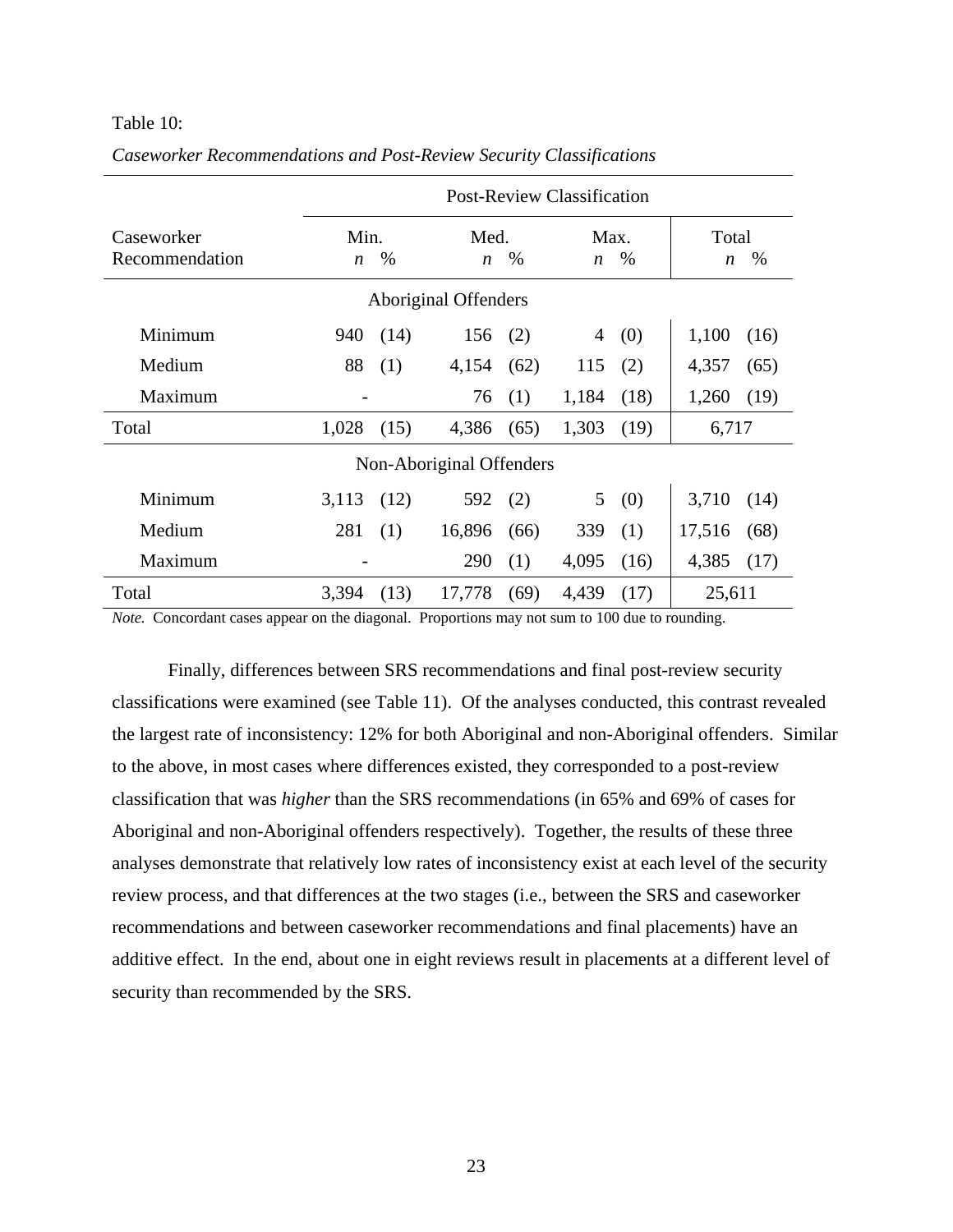Table 10:

*Caseworker Recommendations and Post-Review Security Classifications*

| Caseworker Recommendation | Post-Review Classification | | | | | | | |
|---|---|---|---|---|---|---|---|---|
| | Min. | | Med. | | Max. | | Total | |
| | *n* | % | *n* | % | *n* | % | *n* | % |
| **Aboriginal Offenders** | | | | | | | | |
| Minimum | 940 | (14) | 156 | (2) | 4 | (0) | 1,100 | (16) |
| Medium | 88 | (1) | 4,154 | (62) | 115 | (2) | 4,357 | (65) |
| Maximum | - | | 76 | (1) | 1,184 | (18) | 1,260 | (19) |
| Total | 1,028 | (15) | 4,386 | (65) | 1,303 | (19) | 6,717 | |
| **Non-Aboriginal Offenders** | | | | | | | | |
| Minimum | 3,113 | (12) | 592 | (2) | 5 | (0) | 3,710 | (14) |
| Medium | 281 | (1) | 16,896 | (66) | 339 | (1) | 17,516 | (68) |
| Maximum | - | | 290 | (1) | 4,095 | (16) | 4,385 | (17) |
| Total | 3,394 | (13) | 17,778 | (69) | 4,439 | (17) | 25,611 | |

*Note.* Concordant cases appear on the diagonal. Proportions may not sum to 100 due to rounding.

Finally, differences between SRS recommendations and final post-review security classifications were examined (see Table 11). Of the analyses conducted, this contrast revealed the largest rate of inconsistency: 12% for both Aboriginal and non-Aboriginal offenders. Similar to the above, in most cases where differences existed, they corresponded to a post-review classification that was *higher* than the SRS recommendations (in 65% and 69% of cases for Aboriginal and non-Aboriginal offenders respectively). Together, the results of these three analyses demonstrate that relatively low rates of inconsistency exist at each level of the security review process, and that differences at the two stages (i.e., between the SRS and caseworker recommendations and between caseworker recommendations and final placements) have an additive effect. In the end, about one in eight reviews result in placements at a different level of security than recommended by the SRS.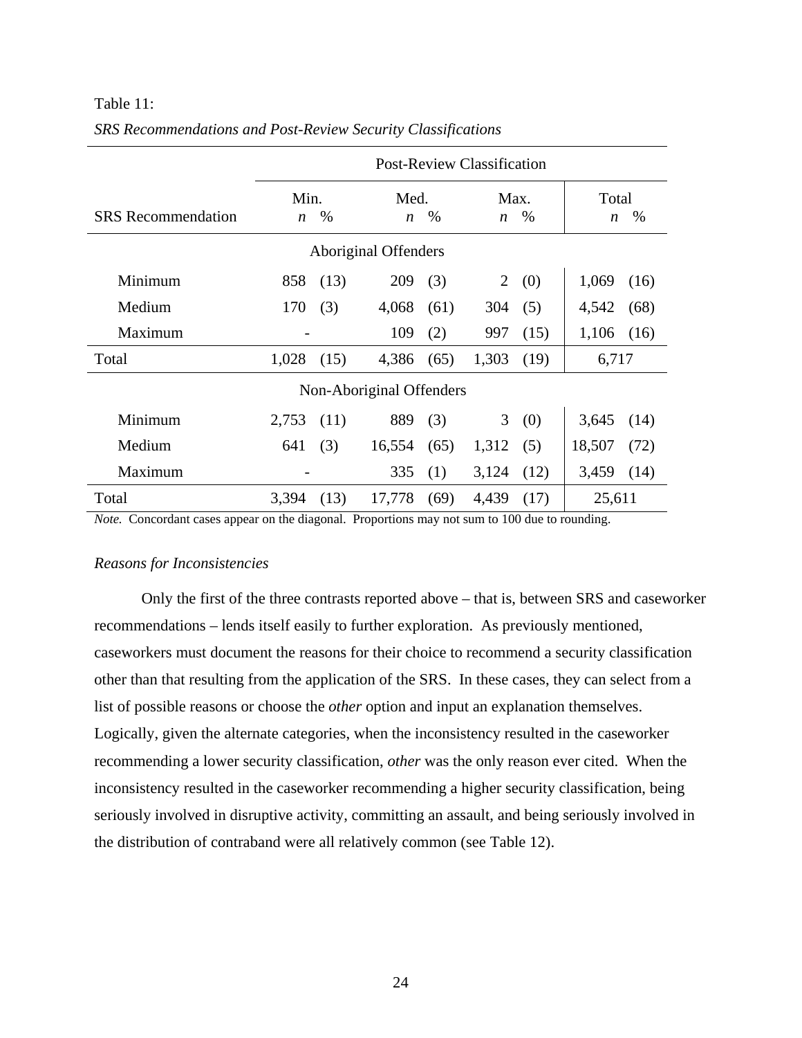Table 11:

*SRS Recommendations and Post-Review Security Classifications*

| | Post-Review Classification | | | | | | | |
|---|---|---|---|---|---|---|---|---|
| | Min. | | Med. | | Max. | | Total | |
| SRS Recommendation | *n* | % | *n* | % | *n* | % | *n* | % |
| | | | Aboriginal Offenders | | | | | |
| Minimum | 858 | (13) | 209 | (3) | 2 | (0) | 1,069 | (16) |
| Medium | 170 | (3) | 4,068 | (61) | 304 | (5) | 4,542 | (68) |
| Maximum | - | | 109 | (2) | 997 | (15) | 1,106 | (16) |
| Total | 1,028 | (15) | 4,386 | (65) | 1,303 | (19) | 6,717 | |
| | | | Non-Aboriginal Offenders | | | | | |
| Minimum | 2,753 | (11) | 889 | (3) | 3 | (0) | 3,645 | (14) |
| Medium | 641 | (3) | 16,554 | (65) | 1,312 | (5) | 18,507 | (72) |
| Maximum | - | | 335 | (1) | 3,124 | (12) | 3,459 | (14) |
| Total | 3,394 | (13) | 17,778 | (69) | 4,439 | (17) | 25,611 | |

*Note.* Concordant cases appear on the diagonal. Proportions may not sum to 100 due to rounding.

*Reasons for Inconsistencies*

Only the first of the three contrasts reported above – that is, between SRS and caseworker recommendations – lends itself easily to further exploration. As previously mentioned, caseworkers must document the reasons for their choice to recommend a security classification other than that resulting from the application of the SRS. In these cases, they can select from a list of possible reasons or choose the *other* option and input an explanation themselves. Logically, given the alternate categories, when the inconsistency resulted in the caseworker recommending a lower security classification, *other* was the only reason ever cited. When the inconsistency resulted in the caseworker recommending a higher security classification, being seriously involved in disruptive activity, committing an assault, and being seriously involved in the distribution of contraband were all relatively common (see Table 12).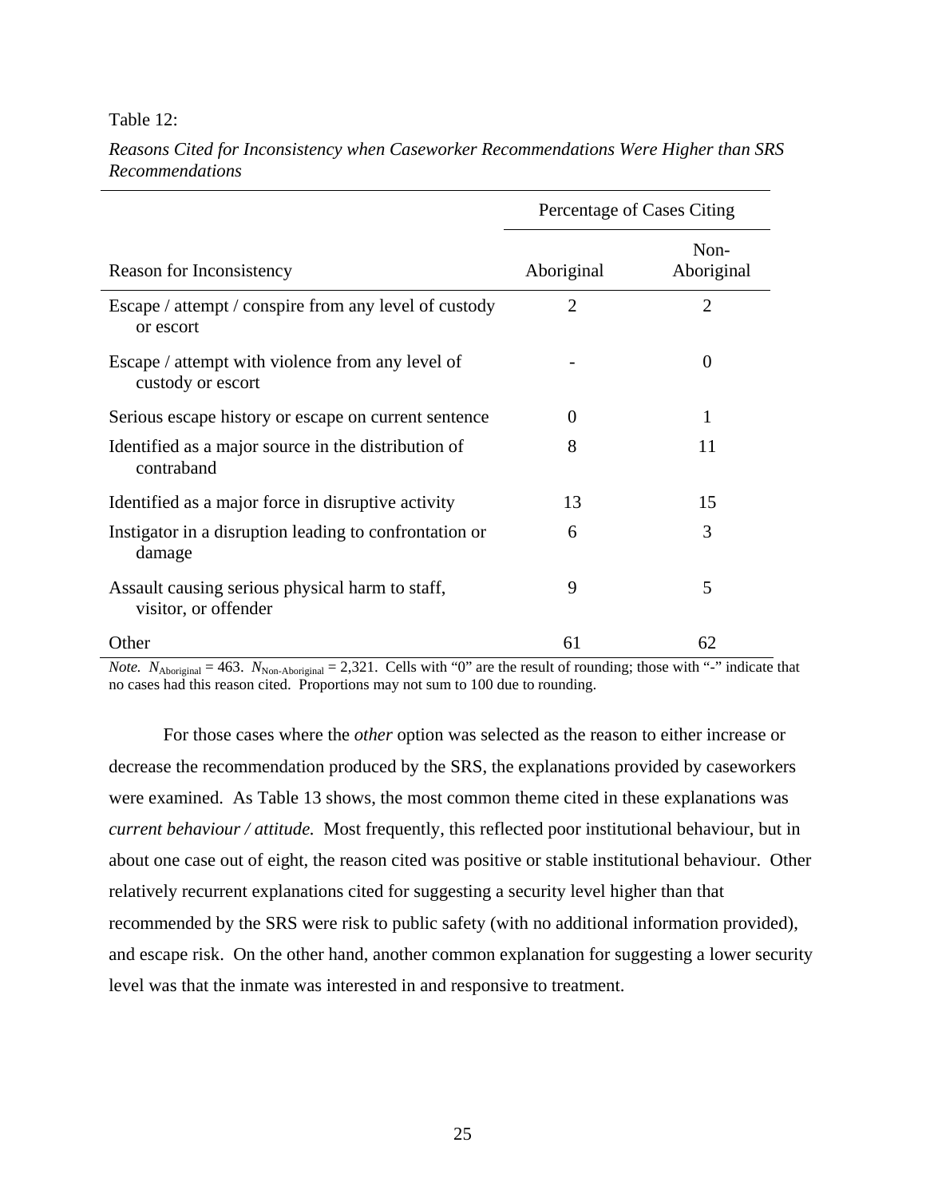Table 12:

*Reasons Cited for Inconsistency when Caseworker Recommendations Were Higher than SRS Recommendations*

| | Percentage of Cases Citing | |
|---|---|---|
| Reason for Inconsistency | Aboriginal | Non-Aboriginal |
| Escape / attempt / conspire from any level of custody or escort | 2 | 2 |
| Escape / attempt with violence from any level of custody or escort | - | 0 |
| Serious escape history or escape on current sentence | 0 | 1 |
| Identified as a major source in the distribution of contraband | 8 | 11 |
| Identified as a major force in disruptive activity | 13 | 15 |
| Instigator in a disruption leading to confrontation or damage | 6 | 3 |
| Assault causing serious physical harm to staff, visitor, or offender | 9 | 5 |
| Other | 61 | 62 |

*Note.* $N_{Aboriginal} = 463$. $N_{Non\text{-}Aboriginal} = 2,321$. Cells with "0" are the result of rounding; those with "-" indicate that no cases had this reason cited. Proportions may not sum to 100 due to rounding.

For those cases where the *other* option was selected as the reason to either increase or decrease the recommendation produced by the SRS, the explanations provided by caseworkers were examined. As Table 13 shows, the most common theme cited in these explanations was *current behaviour / attitude.* Most frequently, this reflected poor institutional behaviour, but in about one case out of eight, the reason cited was positive or stable institutional behaviour. Other relatively recurrent explanations cited for suggesting a security level higher than that recommended by the SRS were risk to public safety (with no additional information provided), and escape risk. On the other hand, another common explanation for suggesting a lower security level was that the inmate was interested in and responsive to treatment.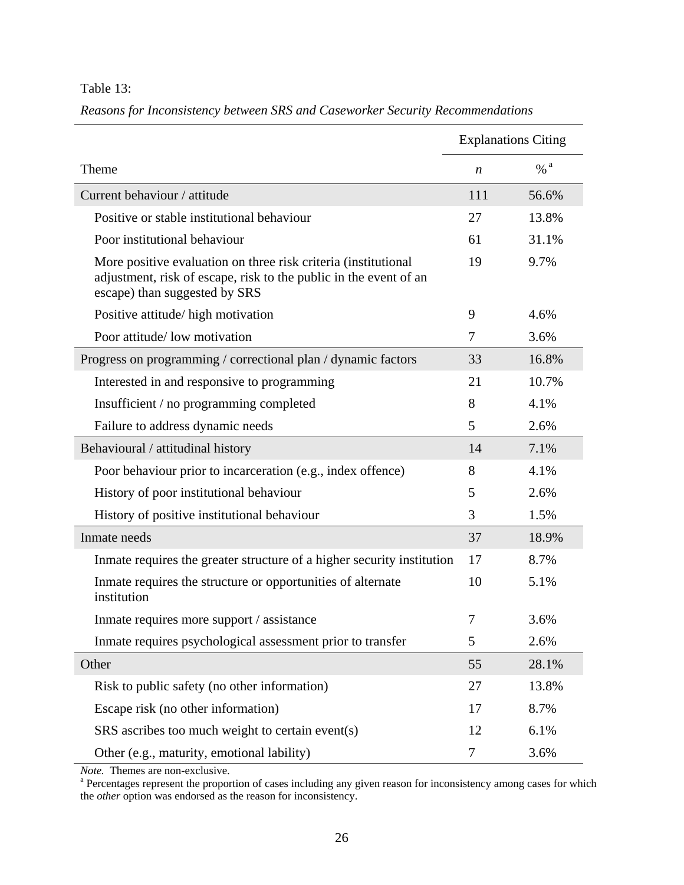Table 13:

*Reasons for Inconsistency between SRS and Caseworker Security Recommendations*

| | Explanations Citing | |
|---|---|---|
| Theme | *n* | % [a] |
| Current behaviour / attitude | 111 | 56.6% |
| Positive or stable institutional behaviour | 27 | 13.8% |
| Poor institutional behaviour | 61 | 31.1% |
| More positive evaluation on three risk criteria (institutional adjustment, risk of escape, risk to the public in the event of an escape) than suggested by SRS | 19 | 9.7% |
| Positive attitude/ high motivation | 9 | 4.6% |
| Poor attitude/ low motivation | 7 | 3.6% |
| Progress on programming / correctional plan / dynamic factors | 33 | 16.8% |
| Interested in and responsive to programming | 21 | 10.7% |
| Insufficient / no programming completed | 8 | 4.1% |
| Failure to address dynamic needs | 5 | 2.6% |
| Behavioural / attitudinal history | 14 | 7.1% |
| Poor behaviour prior to incarceration (e.g., index offence) | 8 | 4.1% |
| History of poor institutional behaviour | 5 | 2.6% |
| History of positive institutional behaviour | 3 | 1.5% |
| Inmate needs | 37 | 18.9% |
| Inmate requires the greater structure of a higher security institution | 17 | 8.7% |
| Inmate requires the structure or opportunities of alternate institution | 10 | 5.1% |
| Inmate requires more support / assistance | 7 | 3.6% |
| Inmate requires psychological assessment prior to transfer | 5 | 2.6% |
| Other | 55 | 28.1% |
| Risk to public safety (no other information) | 27 | 13.8% |
| Escape risk (no other information) | 17 | 8.7% |
| SRS ascribes too much weight to certain event(s) | 12 | 6.1% |
| Other (e.g., maturity, emotional lability) | 7 | 3.6% |

*Note.* Themes are non-exclusive.

[a] Percentages represent the proportion of cases including any given reason for inconsistency among cases for which the *other* option was endorsed as the reason for inconsistency.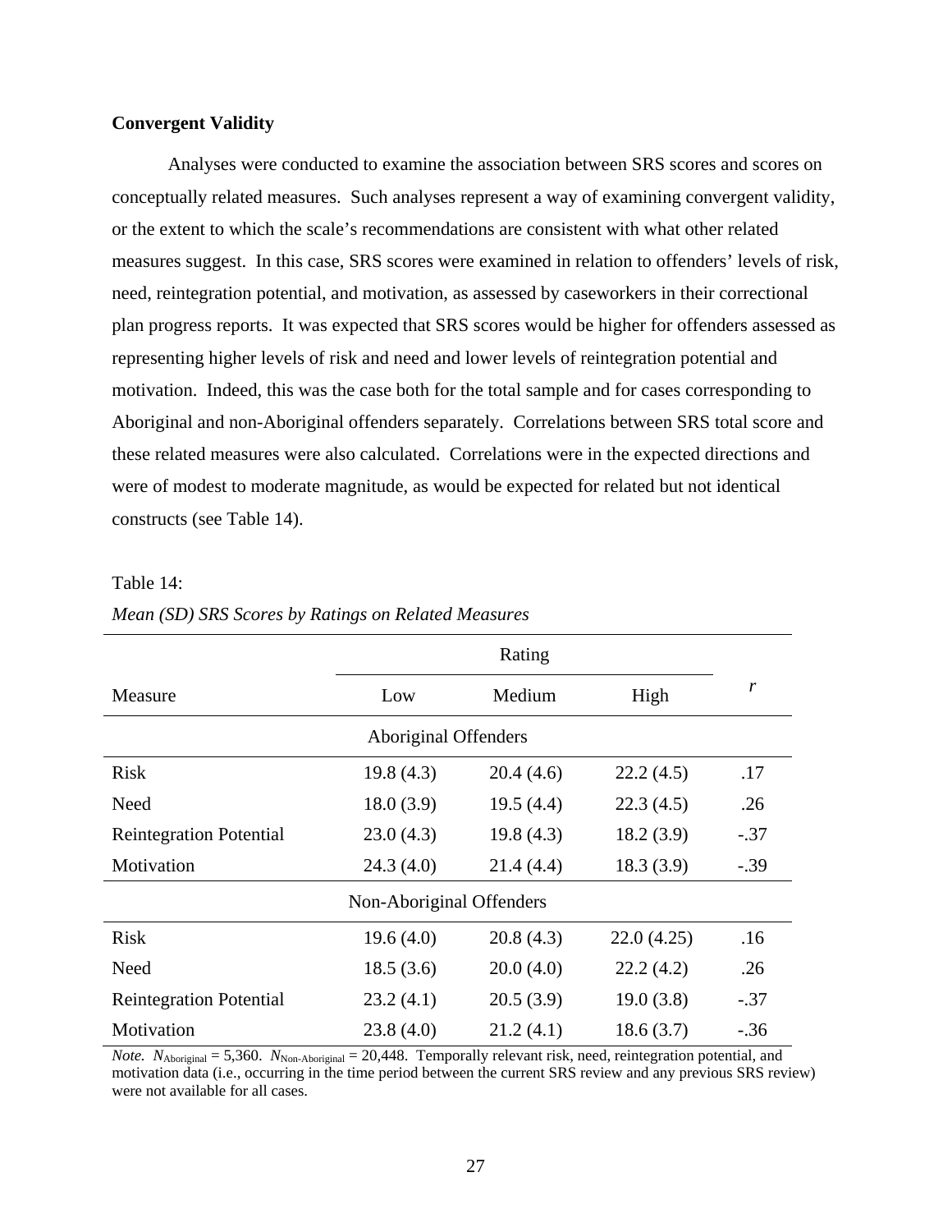**Convergent Validity**

Analyses were conducted to examine the association between SRS scores and scores on conceptually related measures. Such analyses represent a way of examining convergent validity, or the extent to which the scale's recommendations are consistent with what other related measures suggest. In this case, SRS scores were examined in relation to offenders' levels of risk, need, reintegration potential, and motivation, as assessed by caseworkers in their correctional plan progress reports. It was expected that SRS scores would be higher for offenders assessed as representing higher levels of risk and need and lower levels of reintegration potential and motivation. Indeed, this was the case both for the total sample and for cases corresponding to Aboriginal and non-Aboriginal offenders separately. Correlations between SRS total score and these related measures were also calculated. Correlations were in the expected directions and were of modest to moderate magnitude, as would be expected for related but not identical constructs (see Table 14).

Table 14:

*Mean (SD) SRS Scores by Ratings on Related Measures*

| | Rating | | | |
|---|---|---|---|---|
| Measure | Low | Medium | High | *r* |
| **Aboriginal Offenders** | | | | |
| Risk | 19.8 (4.3) | 20.4 (4.6) | 22.2 (4.5) | .17 |
| Need | 18.0 (3.9) | 19.5 (4.4) | 22.3 (4.5) | .26 |
| Reintegration Potential | 23.0 (4.3) | 19.8 (4.3) | 18.2 (3.9) | -.37 |
| Motivation | 24.3 (4.0) | 21.4 (4.4) | 18.3 (3.9) | -.39 |
| **Non-Aboriginal Offenders** | | | | |
| Risk | 19.6 (4.0) | 20.8 (4.3) | 22.0 (4.25) | .16 |
| Need | 18.5 (3.6) | 20.0 (4.0) | 22.2 (4.2) | .26 |
| Reintegration Potential | 23.2 (4.1) | 20.5 (3.9) | 19.0 (3.8) | -.37 |
| Motivation | 23.8 (4.0) | 21.2 (4.1) | 18.6 (3.7) | -.36 |

*Note.* $N_{Aboriginal} = 5{,}360$. $N_{Non\text{-}Aboriginal} = 20{,}448$. Temporally relevant risk, need, reintegration potential, and motivation data (i.e., occurring in the time period between the current SRS review and any previous SRS review) were not available for all cases.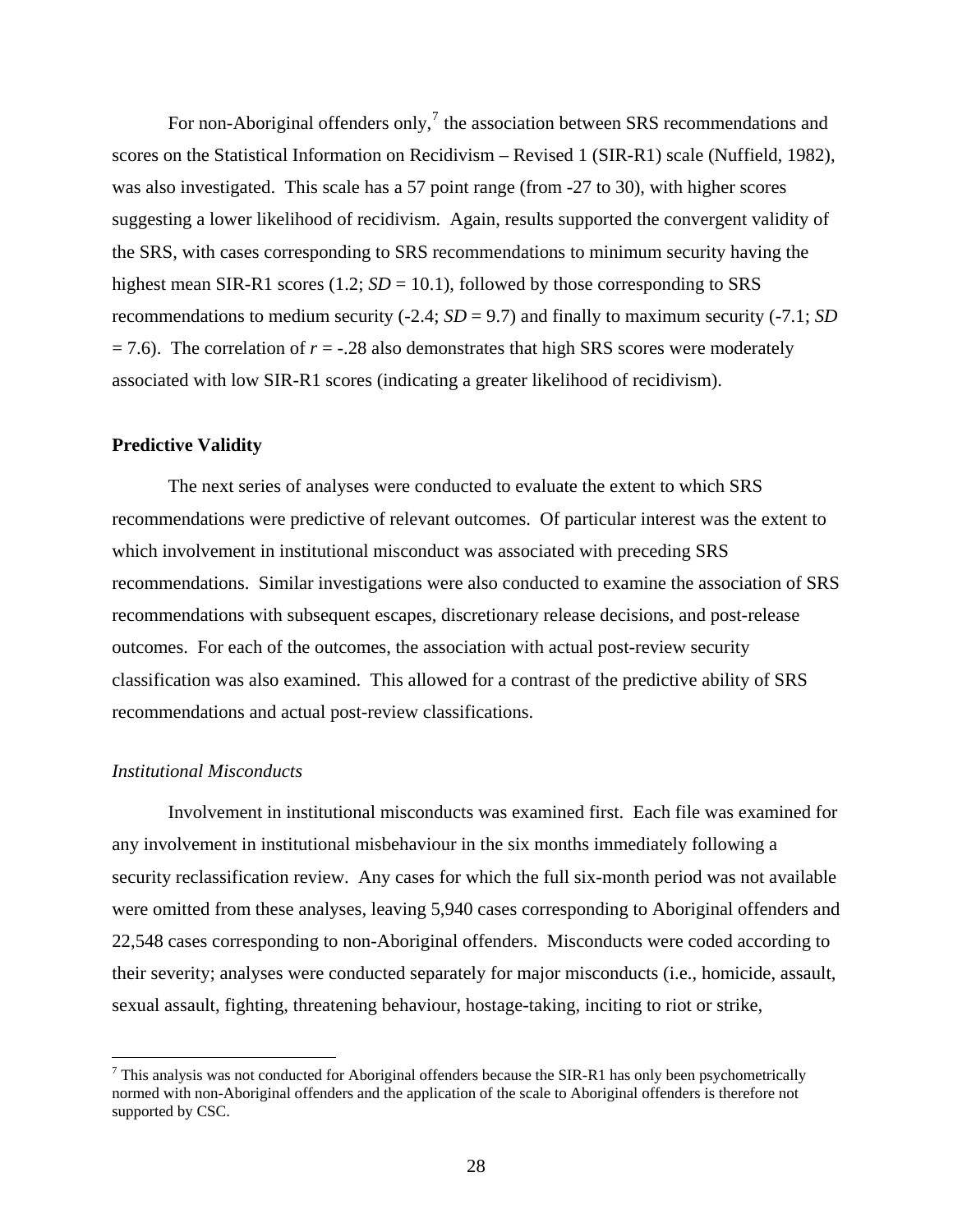For non-Aboriginal offenders only,[7] the association between SRS recommendations and scores on the Statistical Information on Recidivism – Revised 1 (SIR-R1) scale (Nuffield, 1982), was also investigated. This scale has a 57 point range (from -27 to 30), with higher scores suggesting a lower likelihood of recidivism. Again, results supported the convergent validity of the SRS, with cases corresponding to SRS recommendations to minimum security having the highest mean SIR-R1 scores (1.2; $SD = 10.1$), followed by those corresponding to SRS recommendations to medium security (-2.4; $SD = 9.7$) and finally to maximum security (-7.1; $SD = 7.6$). The correlation of $r = -.28$ also demonstrates that high SRS scores were moderately associated with low SIR-R1 scores (indicating a greater likelihood of recidivism).

**Predictive Validity**

The next series of analyses were conducted to evaluate the extent to which SRS recommendations were predictive of relevant outcomes. Of particular interest was the extent to which involvement in institutional misconduct was associated with preceding SRS recommendations. Similar investigations were also conducted to examine the association of SRS recommendations with subsequent escapes, discretionary release decisions, and post-release outcomes. For each of the outcomes, the association with actual post-review security classification was also examined. This allowed for a contrast of the predictive ability of SRS recommendations and actual post-review classifications.

*Institutional Misconducts*

Involvement in institutional misconducts was examined first. Each file was examined for any involvement in institutional misbehaviour in the six months immediately following a security reclassification review. Any cases for which the full six-month period was not available were omitted from these analyses, leaving 5,940 cases corresponding to Aboriginal offenders and 22,548 cases corresponding to non-Aboriginal offenders. Misconducts were coded according to their severity; analyses were conducted separately for major misconducts (i.e., homicide, assault, sexual assault, fighting, threatening behaviour, hostage-taking, inciting to riot or strike,

[7] This analysis was not conducted for Aboriginal offenders because the SIR-R1 has only been psychometrically normed with non-Aboriginal offenders and the application of the scale to Aboriginal offenders is therefore not supported by CSC.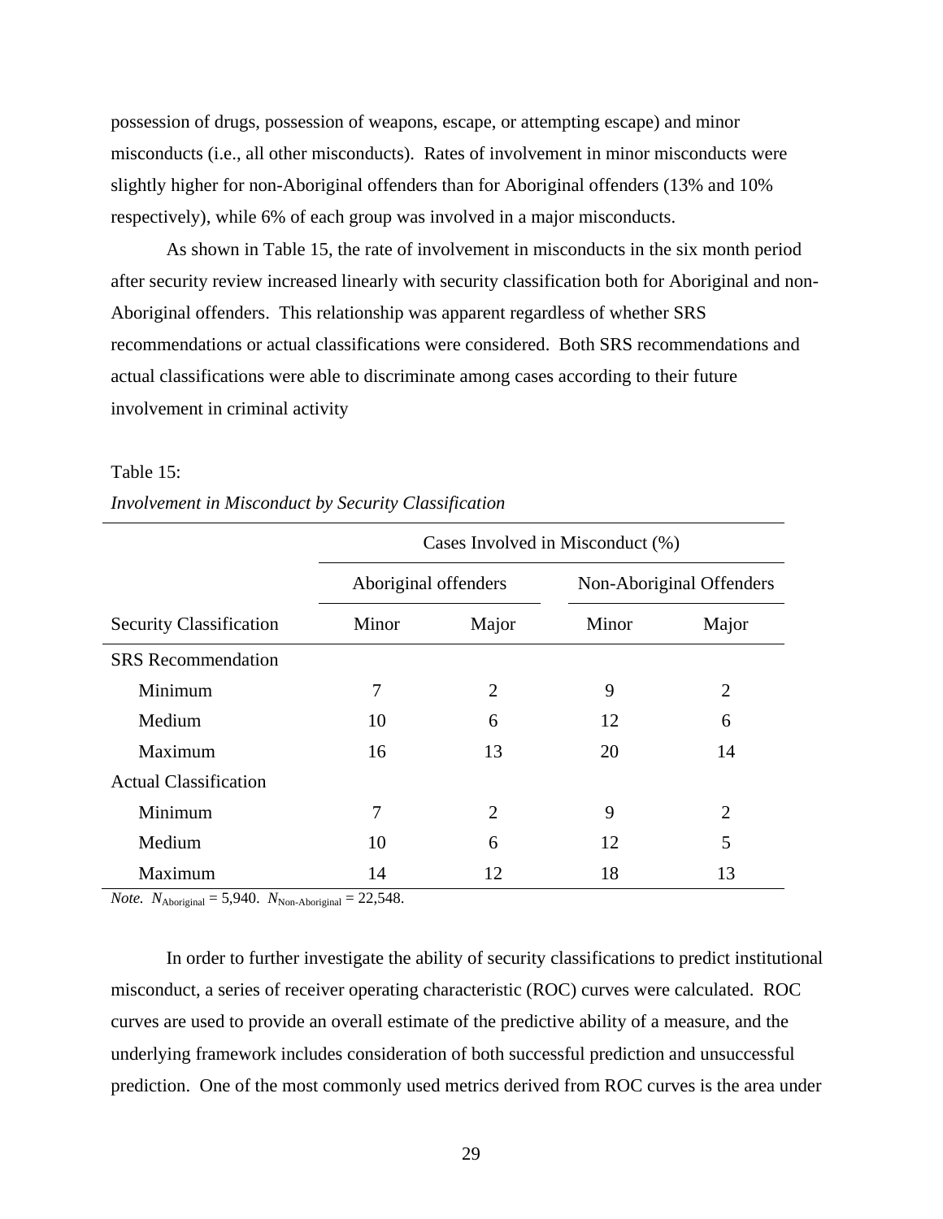possession of drugs, possession of weapons, escape, or attempting escape) and minor misconducts (i.e., all other misconducts). Rates of involvement in minor misconducts were slightly higher for non-Aboriginal offenders than for Aboriginal offenders (13% and 10% respectively), while 6% of each group was involved in a major misconducts.

As shown in Table 15, the rate of involvement in misconducts in the six month period after security review increased linearly with security classification both for Aboriginal and non-Aboriginal offenders. This relationship was apparent regardless of whether SRS recommendations or actual classifications were considered. Both SRS recommendations and actual classifications were able to discriminate among cases according to their future involvement in criminal activity

Table 15:

*Involvement in Misconduct by Security Classification*

| | Cases Involved in Misconduct (%) | | | |
|---|---|---|---|---|
| | Aboriginal offenders | | Non-Aboriginal Offenders | |
| Security Classification | Minor | Major | Minor | Major |
| SRS Recommendation | | | | |
| Minimum | 7 | 2 | 9 | 2 |
| Medium | 10 | 6 | 12 | 6 |
| Maximum | 16 | 13 | 20 | 14 |
| Actual Classification | | | | |
| Minimum | 7 | 2 | 9 | 2 |
| Medium | 10 | 6 | 12 | 5 |
| Maximum | 14 | 12 | 18 | 13 |

*Note.* $N_{\text{Aboriginal}}$ = 5,940. $N_{\text{Non-Aboriginal}}$ = 22,548.

In order to further investigate the ability of security classifications to predict institutional misconduct, a series of receiver operating characteristic (ROC) curves were calculated. ROC curves are used to provide an overall estimate of the predictive ability of a measure, and the underlying framework includes consideration of both successful prediction and unsuccessful prediction. One of the most commonly used metrics derived from ROC curves is the area under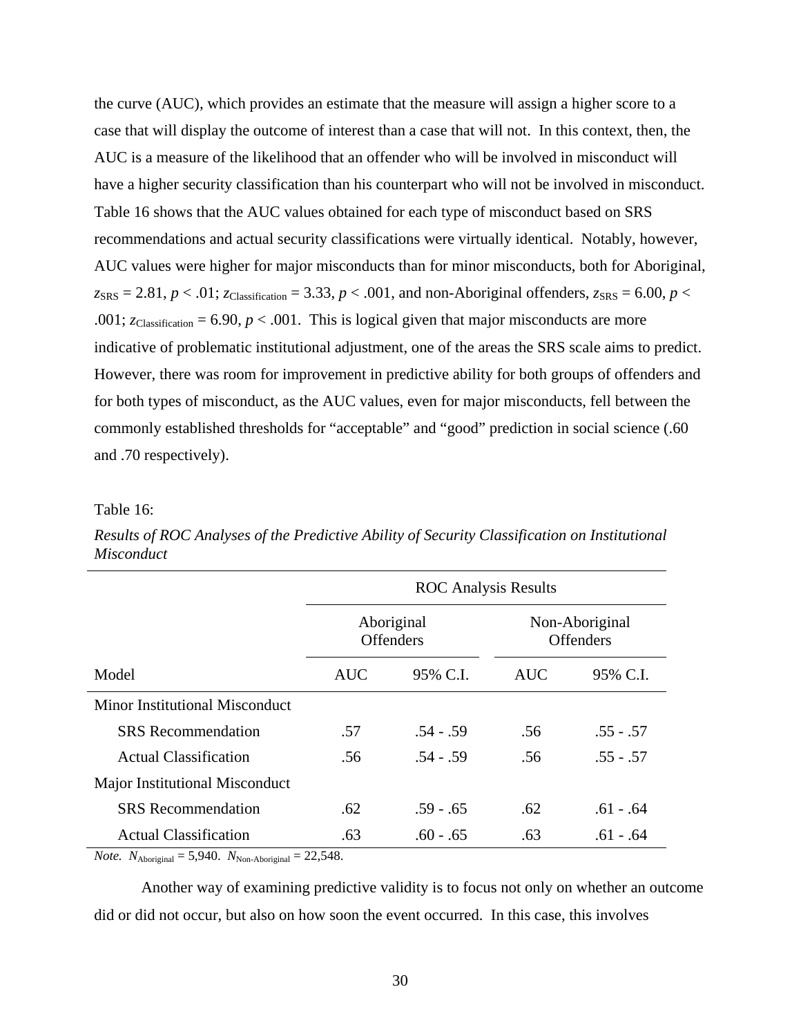the curve (AUC), which provides an estimate that the measure will assign a higher score to a case that will display the outcome of interest than a case that will not. In this context, then, the AUC is a measure of the likelihood that an offender who will be involved in misconduct will have a higher security classification than his counterpart who will not be involved in misconduct. Table 16 shows that the AUC values obtained for each type of misconduct based on SRS recommendations and actual security classifications were virtually identical. Notably, however, AUC values were higher for major misconducts than for minor misconducts, both for Aboriginal, $z_{\text{SRS}} = 2.81$, $p < .01$; $z_{\text{Classification}} = 3.33$, $p < .001$, and non-Aboriginal offenders, $z_{\text{SRS}} = 6.00$, $p < .001$; $z_{\text{Classification}} = 6.90$, $p < .001$. This is logical given that major misconducts are more indicative of problematic institutional adjustment, one of the areas the SRS scale aims to predict. However, there was room for improvement in predictive ability for both groups of offenders and for both types of misconduct, as the AUC values, even for major misconducts, fell between the commonly established thresholds for "acceptable" and "good" prediction in social science (.60 and .70 respectively).

Table 16:

*Results of ROC Analyses of the Predictive Ability of Security Classification on Institutional Misconduct*

| | ROC Analysis Results | | | |
|---|---|---|---|---|
| | Aboriginal Offenders | | Non-Aboriginal Offenders | |
| Model | AUC | 95% C.I. | AUC | 95% C.I. |
| Minor Institutional Misconduct | | | | |
| SRS Recommendation | .57 | .54 - .59 | .56 | .55 - .57 |
| Actual Classification | .56 | .54 - .59 | .56 | .55 - .57 |
| Major Institutional Misconduct | | | | |
| SRS Recommendation | .62 | .59 - .65 | .62 | .61 - .64 |
| Actual Classification | .63 | .60 - .65 | .63 | .61 - .64 |

*Note.* $N_{\text{Aboriginal}} = 5{,}940$. $N_{\text{Non-Aboriginal}} = 22{,}548$.

Another way of examining predictive validity is to focus not only on whether an outcome did or did not occur, but also on how soon the event occurred. In this case, this involves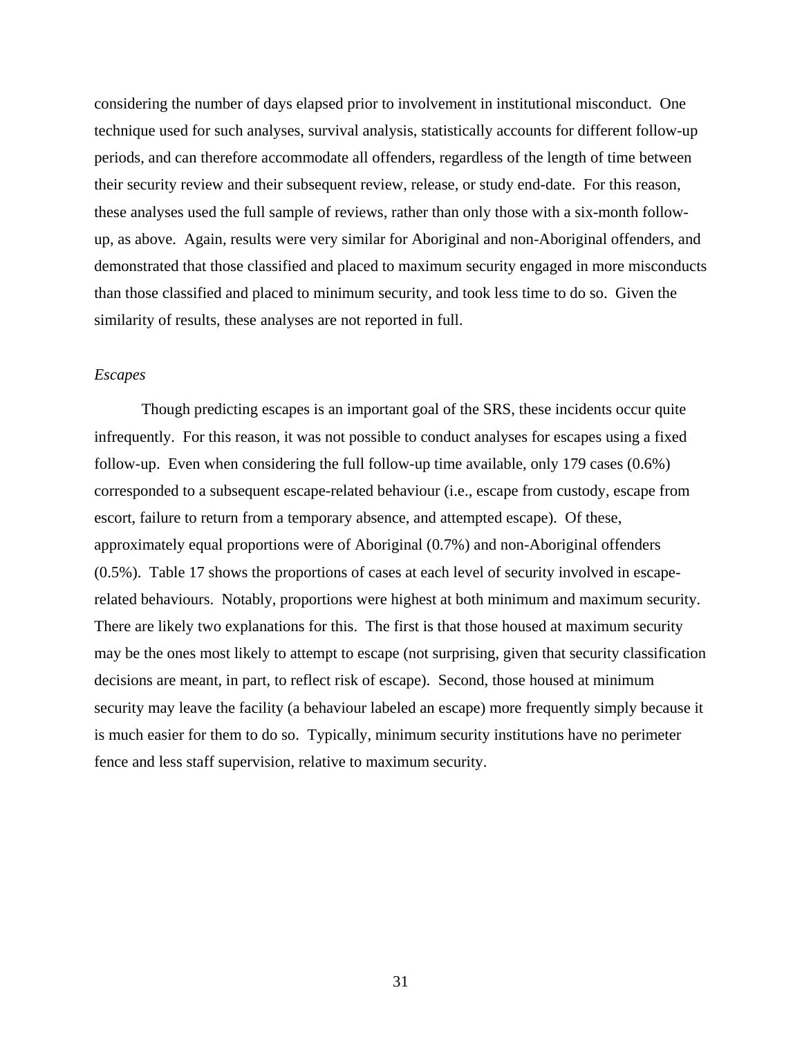considering the number of days elapsed prior to involvement in institutional misconduct. One technique used for such analyses, survival analysis, statistically accounts for different follow-up periods, and can therefore accommodate all offenders, regardless of the length of time between their security review and their subsequent review, release, or study end-date. For this reason, these analyses used the full sample of reviews, rather than only those with a six-month follow-up, as above. Again, results were very similar for Aboriginal and non-Aboriginal offenders, and demonstrated that those classified and placed to maximum security engaged in more misconducts than those classified and placed to minimum security, and took less time to do so. Given the similarity of results, these analyses are not reported in full.

*Escapes*

Though predicting escapes is an important goal of the SRS, these incidents occur quite infrequently. For this reason, it was not possible to conduct analyses for escapes using a fixed follow-up. Even when considering the full follow-up time available, only 179 cases (0.6%) corresponded to a subsequent escape-related behaviour (i.e., escape from custody, escape from escort, failure to return from a temporary absence, and attempted escape). Of these, approximately equal proportions were of Aboriginal (0.7%) and non-Aboriginal offenders (0.5%). Table 17 shows the proportions of cases at each level of security involved in escape-related behaviours. Notably, proportions were highest at both minimum and maximum security. There are likely two explanations for this. The first is that those housed at maximum security may be the ones most likely to attempt to escape (not surprising, given that security classification decisions are meant, in part, to reflect risk of escape). Second, those housed at minimum security may leave the facility (a behaviour labeled an escape) more frequently simply because it is much easier for them to do so. Typically, minimum security institutions have no perimeter fence and less staff supervision, relative to maximum security.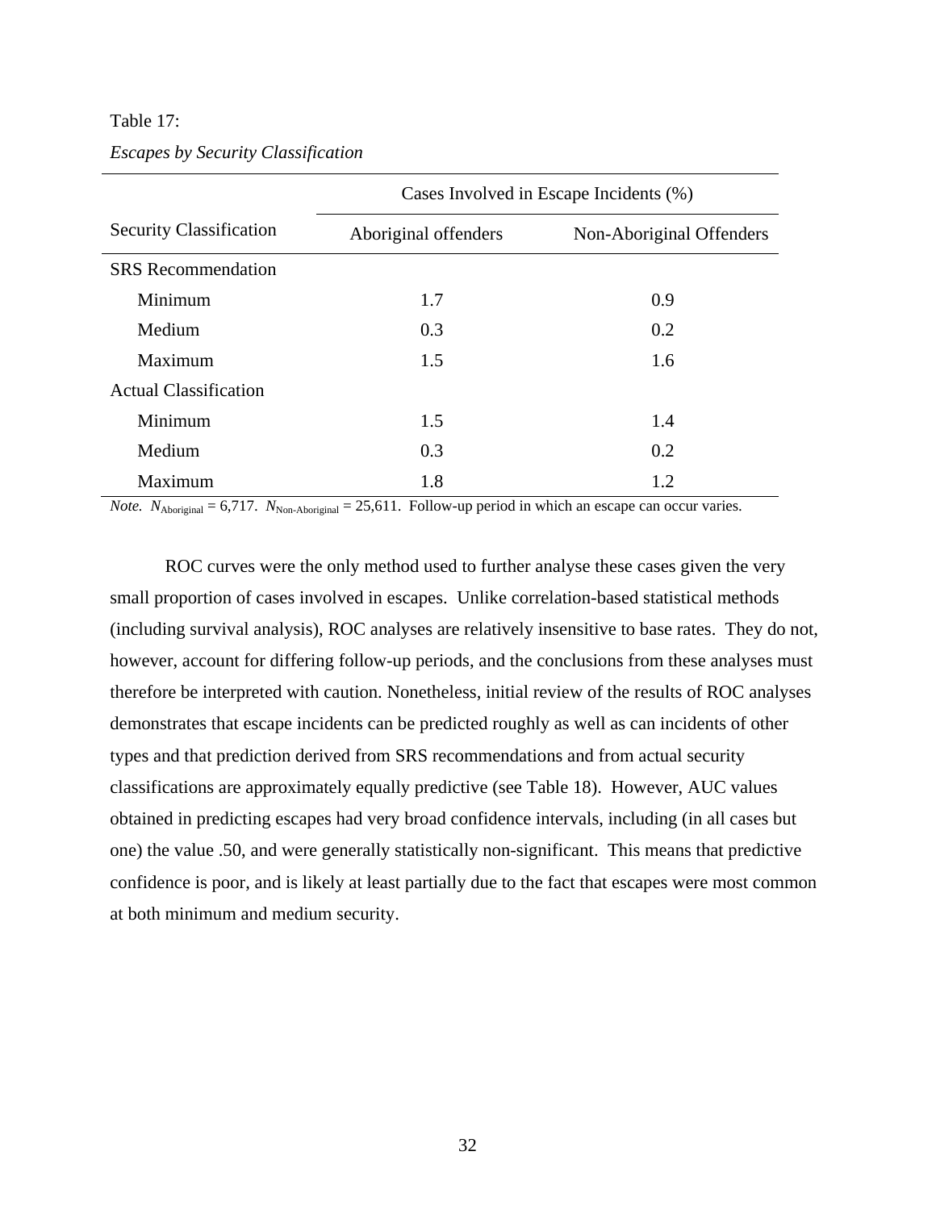Table 17:

*Escapes by Security Classification*

| Security Classification | Cases Involved in Escape Incidents (%) | |
|---|---|---|
| | Aboriginal offenders | Non-Aboriginal Offenders |
| SRS Recommendation | | |
| Minimum | 1.7 | 0.9 |
| Medium | 0.3 | 0.2 |
| Maximum | 1.5 | 1.6 |
| Actual Classification | | |
| Minimum | 1.5 | 1.4 |
| Medium | 0.3 | 0.2 |
| Maximum | 1.8 | 1.2 |

*Note.* $N_{\text{Aboriginal}}$ = 6,717. $N_{\text{Non-Aboriginal}}$ = 25,611. Follow-up period in which an escape can occur varies.

ROC curves were the only method used to further analyse these cases given the very small proportion of cases involved in escapes. Unlike correlation-based statistical methods (including survival analysis), ROC analyses are relatively insensitive to base rates. They do not, however, account for differing follow-up periods, and the conclusions from these analyses must therefore be interpreted with caution. Nonetheless, initial review of the results of ROC analyses demonstrates that escape incidents can be predicted roughly as well as can incidents of other types and that prediction derived from SRS recommendations and from actual security classifications are approximately equally predictive (see Table 18). However, AUC values obtained in predicting escapes had very broad confidence intervals, including (in all cases but one) the value .50, and were generally statistically non-significant. This means that predictive confidence is poor, and is likely at least partially due to the fact that escapes were most common at both minimum and medium security.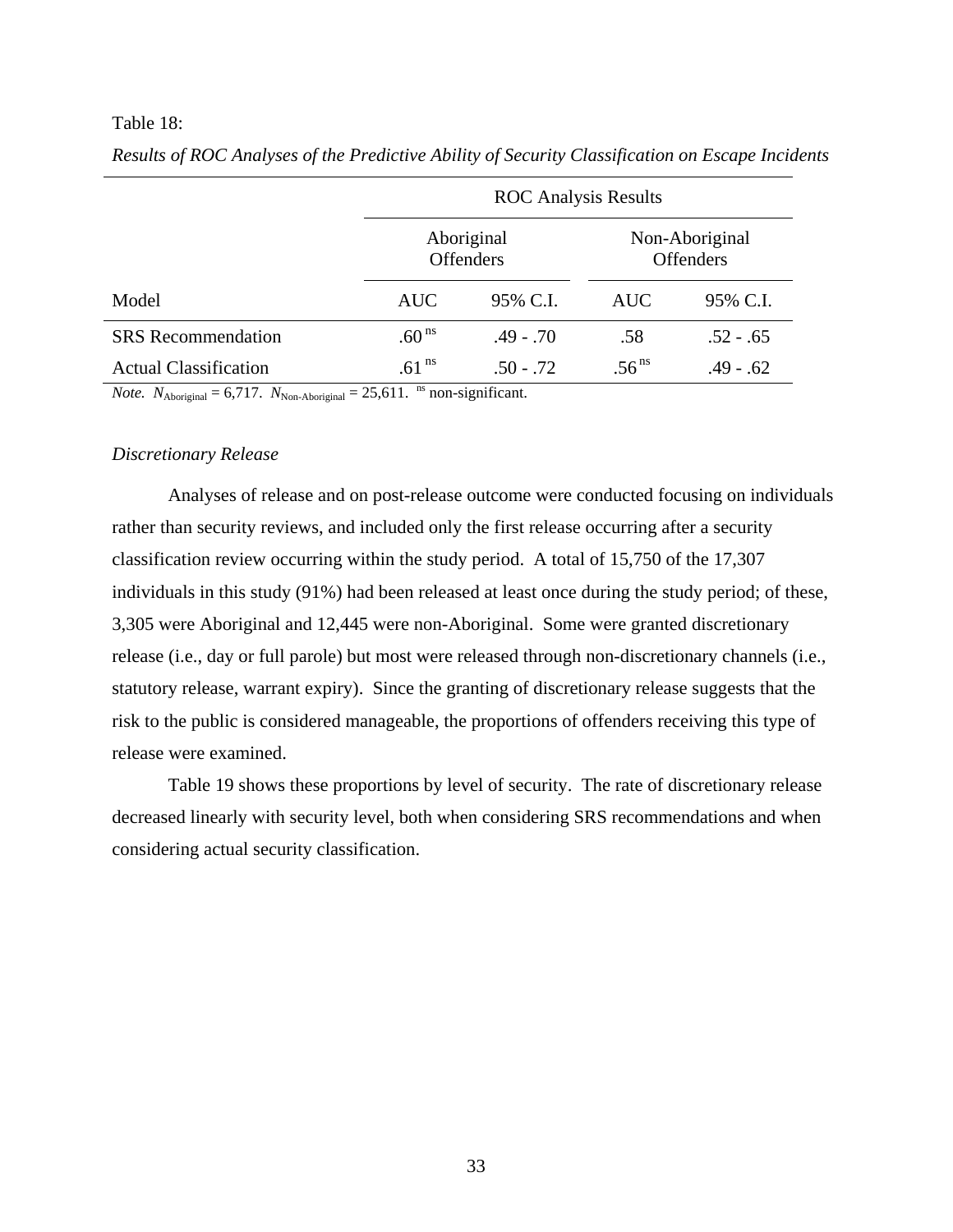Table 18:

*Results of ROC Analyses of the Predictive Ability of Security Classification on Escape Incidents*

| | ROC Analysis Results | | | |
|---|---|---|---|---|
| | Aboriginal Offenders | | Non-Aboriginal Offenders | |
| Model | AUC | 95% C.I. | AUC | 95% C.I. |
| SRS Recommendation | .60 ns | .49 - .70 | .58 | .52 - .65 |
| Actual Classification | .61 ns | .50 - .72 | .56 ns | .49 - .62 |

*Note.* $N_{\text{Aboriginal}}$ = 6,717. $N_{\text{Non-Aboriginal}}$ = 25,611. ns non-significant.

*Discretionary Release*

Analyses of release and on post-release outcome were conducted focusing on individuals rather than security reviews, and included only the first release occurring after a security classification review occurring within the study period. A total of 15,750 of the 17,307 individuals in this study (91%) had been released at least once during the study period; of these, 3,305 were Aboriginal and 12,445 were non-Aboriginal. Some were granted discretionary release (i.e., day or full parole) but most were released through non-discretionary channels (i.e., statutory release, warrant expiry). Since the granting of discretionary release suggests that the risk to the public is considered manageable, the proportions of offenders receiving this type of release were examined.

Table 19 shows these proportions by level of security. The rate of discretionary release decreased linearly with security level, both when considering SRS recommendations and when considering actual security classification.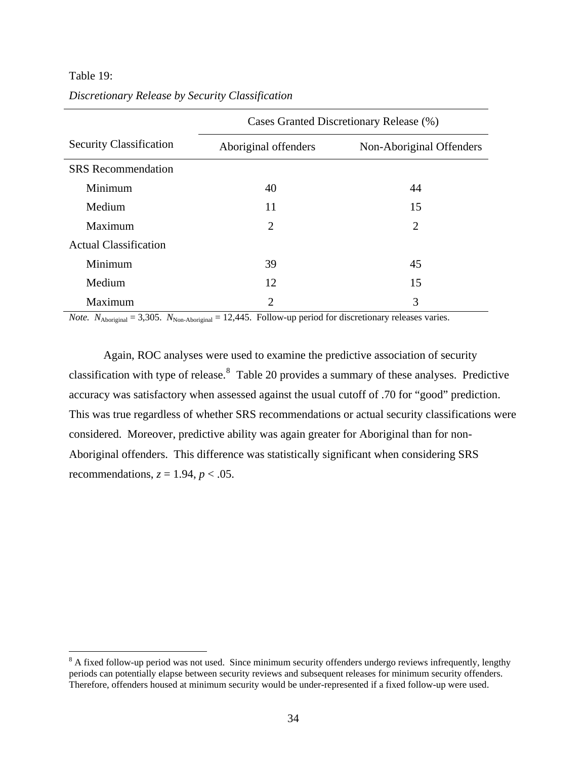Table 19:

*Discretionary Release by Security Classification*

| Security Classification | Cases Granted Discretionary Release (%) | |
|---|---|---|
| | Aboriginal offenders | Non-Aboriginal Offenders |
| SRS Recommendation | | |
| Minimum | 40 | 44 |
| Medium | 11 | 15 |
| Maximum | 2 | 2 |
| Actual Classification | | |
| Minimum | 39 | 45 |
| Medium | 12 | 15 |
| Maximum | 2 | 3 |

*Note.* $N_{\text{Aboriginal}}$ = 3,305. $N_{\text{Non-Aboriginal}}$ = 12,445. Follow-up period for discretionary releases varies.

Again, ROC analyses were used to examine the predictive association of security classification with type of release.[8] Table 20 provides a summary of these analyses. Predictive accuracy was satisfactory when assessed against the usual cutoff of .70 for "good" prediction. This was true regardless of whether SRS recommendations or actual security classifications were considered. Moreover, predictive ability was again greater for Aboriginal than for non-Aboriginal offenders. This difference was statistically significant when considering SRS recommendations, $z = 1.94$, $p < .05$.

[8] A fixed follow-up period was not used. Since minimum security offenders undergo reviews infrequently, lengthy periods can potentially elapse between security reviews and subsequent releases for minimum security offenders. Therefore, offenders housed at minimum security would be under-represented if a fixed follow-up were used.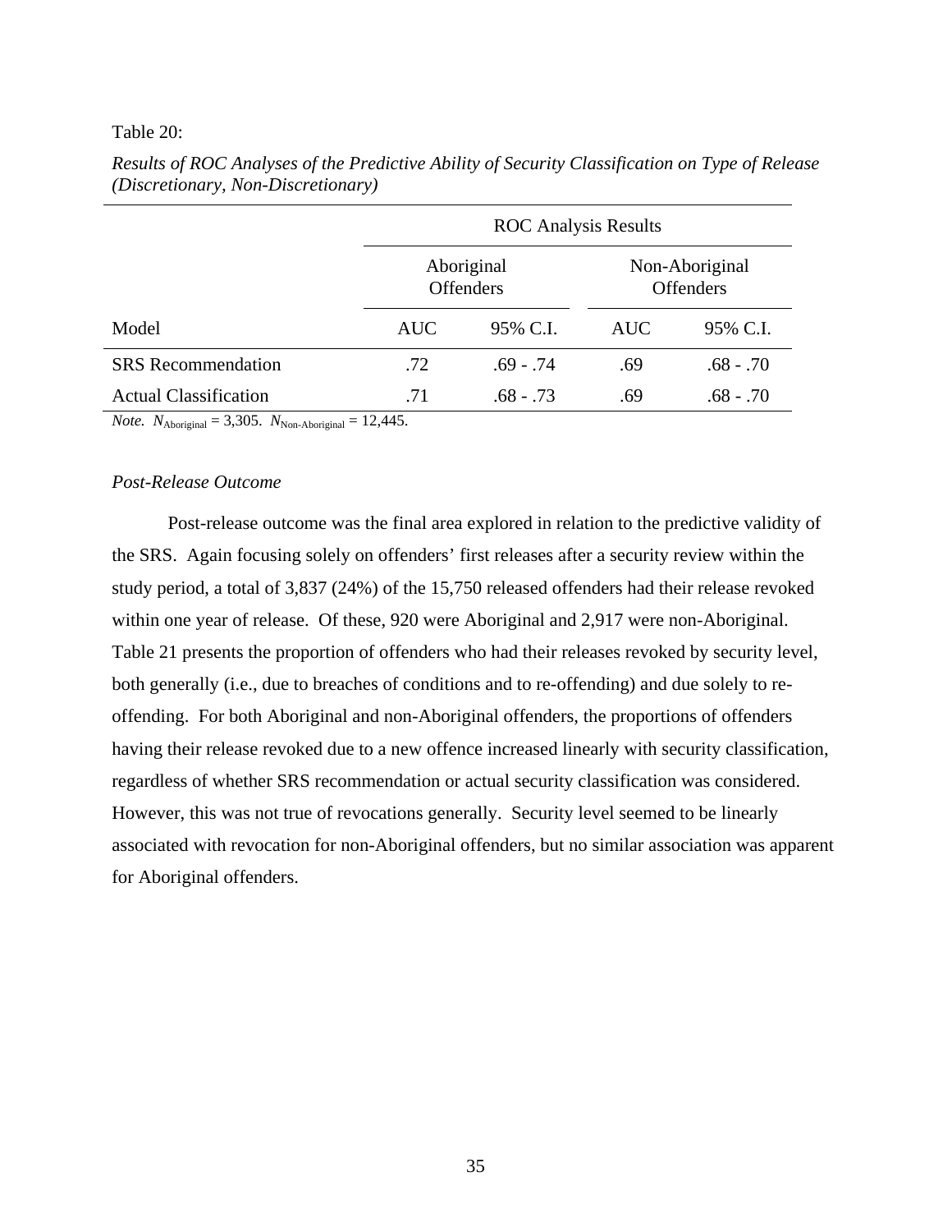Table 20:

*Results of ROC Analyses of the Predictive Ability of Security Classification on Type of Release (Discretionary, Non-Discretionary)*

| | ROC Analysis Results | | | |
|---|---|---|---|---|
| | Aboriginal Offenders | | Non-Aboriginal Offenders | |
| Model | AUC | 95% C.I. | AUC | 95% C.I. |
| SRS Recommendation | .72 | .69 - .74 | .69 | .68 - .70 |
| Actual Classification | .71 | .68 - .73 | .69 | .68 - .70 |

*Note.* $N_{\text{Aboriginal}} = 3{,}305$. $N_{\text{Non-Aboriginal}} = 12{,}445$.

### *Post-Release Outcome*

Post-release outcome was the final area explored in relation to the predictive validity of the SRS. Again focusing solely on offenders' first releases after a security review within the study period, a total of 3,837 (24%) of the 15,750 released offenders had their release revoked within one year of release. Of these, 920 were Aboriginal and 2,917 were non-Aboriginal. Table 21 presents the proportion of offenders who had their releases revoked by security level, both generally (i.e., due to breaches of conditions and to re-offending) and due solely to re-offending. For both Aboriginal and non-Aboriginal offenders, the proportions of offenders having their release revoked due to a new offence increased linearly with security classification, regardless of whether SRS recommendation or actual security classification was considered. However, this was not true of revocations generally. Security level seemed to be linearly associated with revocation for non-Aboriginal offenders, but no similar association was apparent for Aboriginal offenders.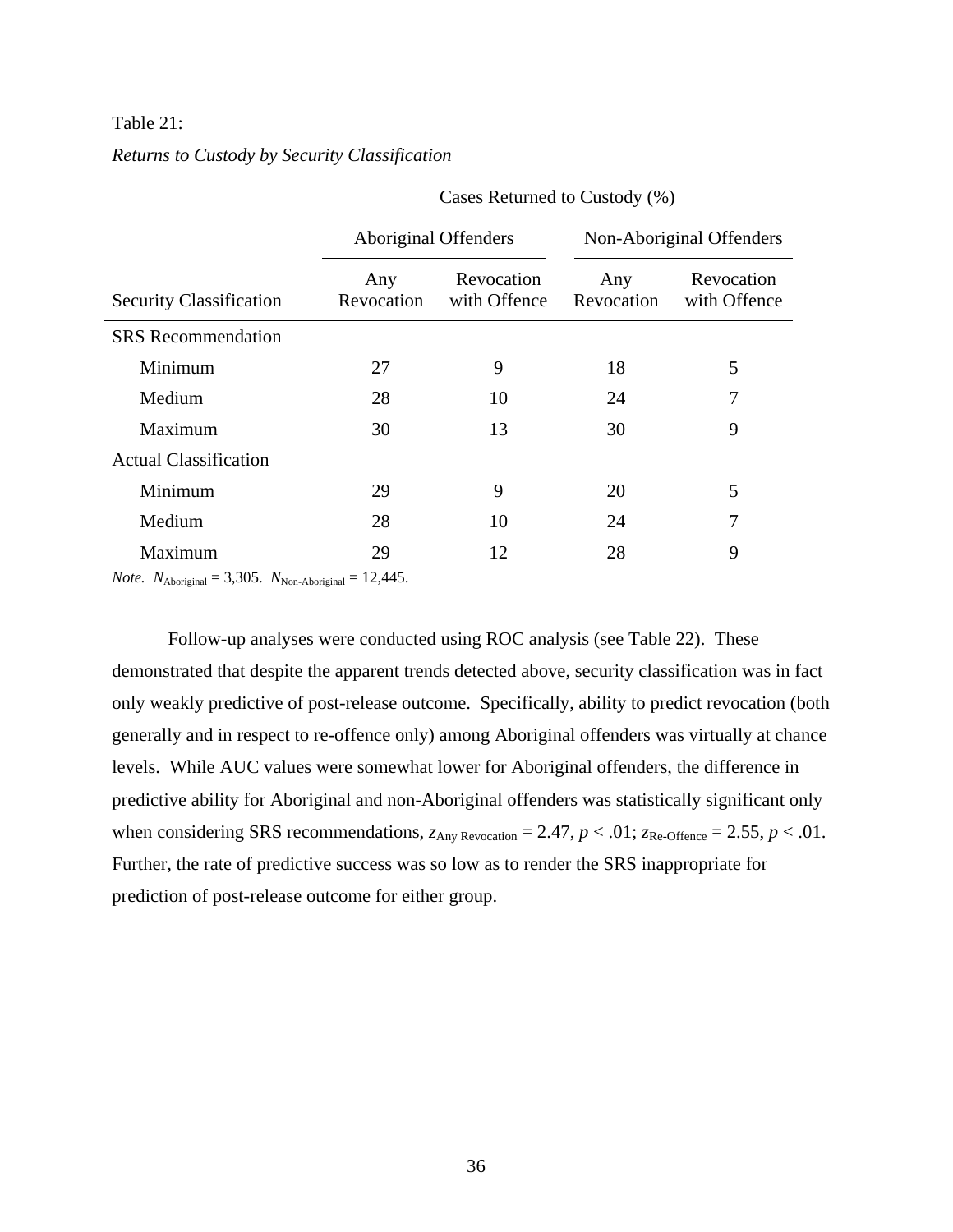Table 21:

*Returns to Custody by Security Classification*

| | Cases Returned to Custody (%) | | | |
|---|---|---|---|---|
| | Aboriginal Offenders | | Non-Aboriginal Offenders | |
| Security Classification | Any Revocation | Revocation with Offence | Any Revocation | Revocation with Offence |
| SRS Recommendation | | | | |
| Minimum | 27 | 9 | 18 | 5 |
| Medium | 28 | 10 | 24 | 7 |
| Maximum | 30 | 13 | 30 | 9 |
| Actual Classification | | | | |
| Minimum | 29 | 9 | 20 | 5 |
| Medium | 28 | 10 | 24 | 7 |
| Maximum | 29 | 12 | 28 | 9 |

*Note.* $N_{\text{Aboriginal}} = 3{,}305$. $N_{\text{Non-Aboriginal}} = 12{,}445$.

Follow-up analyses were conducted using ROC analysis (see Table 22). These demonstrated that despite the apparent trends detected above, security classification was in fact only weakly predictive of post-release outcome. Specifically, ability to predict revocation (both generally and in respect to re-offence only) among Aboriginal offenders was virtually at chance levels. While AUC values were somewhat lower for Aboriginal offenders, the difference in predictive ability for Aboriginal and non-Aboriginal offenders was statistically significant only when considering SRS recommendations, $z_{\text{Any Revocation}} = 2.47$, $p < .01$; $z_{\text{Re-Offence}} = 2.55$, $p < .01$. Further, the rate of predictive success was so low as to render the SRS inappropriate for prediction of post-release outcome for either group.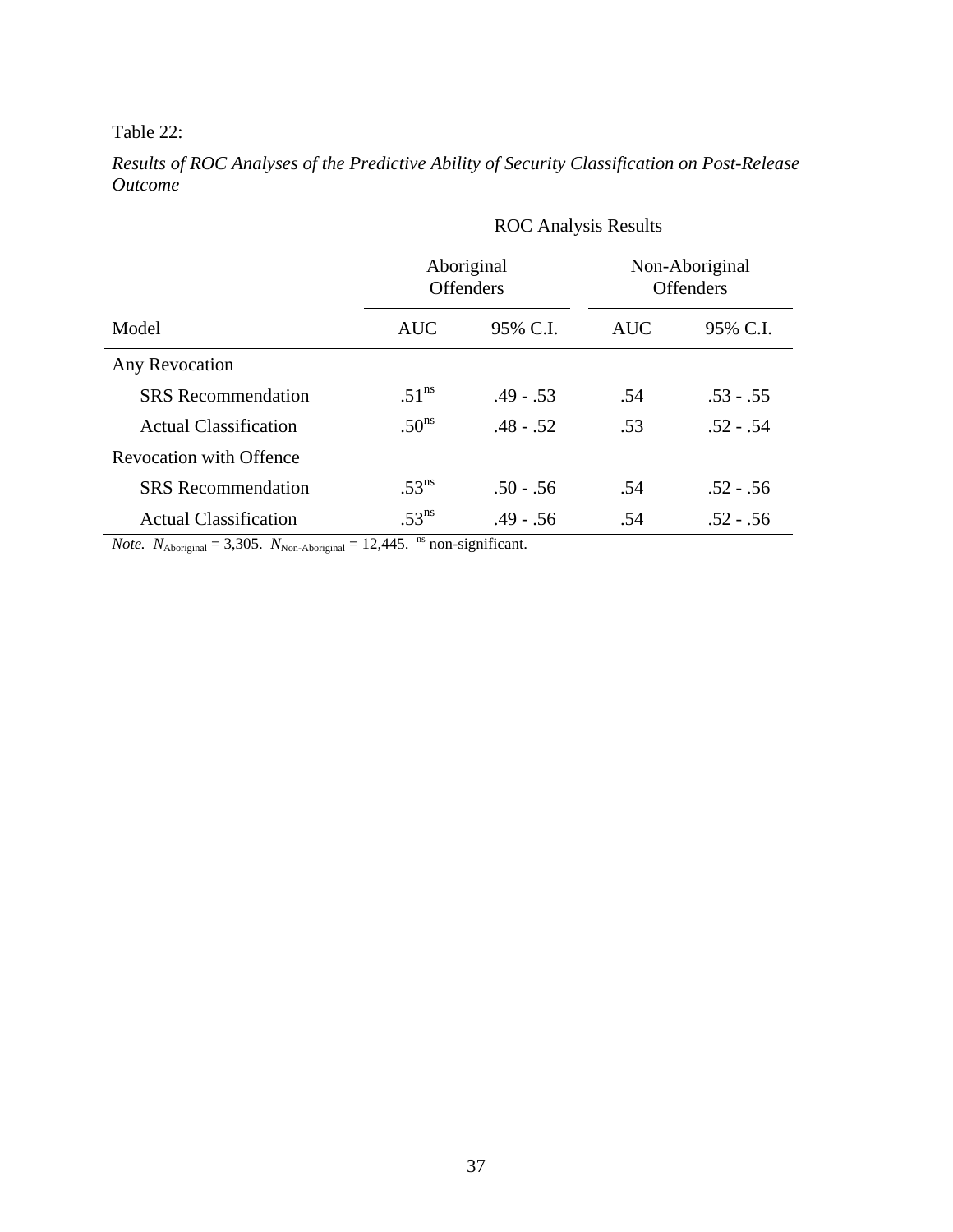Table 22:

*Results of ROC Analyses of the Predictive Ability of Security Classification on Post-Release Outcome*

| | ROC Analysis Results | | | |
|---|---|---|---|---|
| | Aboriginal Offenders | | Non-Aboriginal Offenders | |
| Model | AUC | 95% C.I. | AUC | 95% C.I. |
| Any Revocation | | | | |
| SRS Recommendation | $.51^{ns}$ | .49 - .53 | .54 | .53 - .55 |
| Actual Classification | $.50^{ns}$ | .48 - .52 | .53 | .52 - .54 |
| Revocation with Offence | | | | |
| SRS Recommendation | $.53^{ns}$ | .50 - .56 | .54 | .52 - .56 |
| Actual Classification | $.53^{ns}$ | .49 - .56 | .54 | .52 - .56 |

*Note.* $N_{\text{Aboriginal}}$ = 3,305. $N_{\text{Non-Aboriginal}}$ = 12,445. $^{ns}$ non-significant.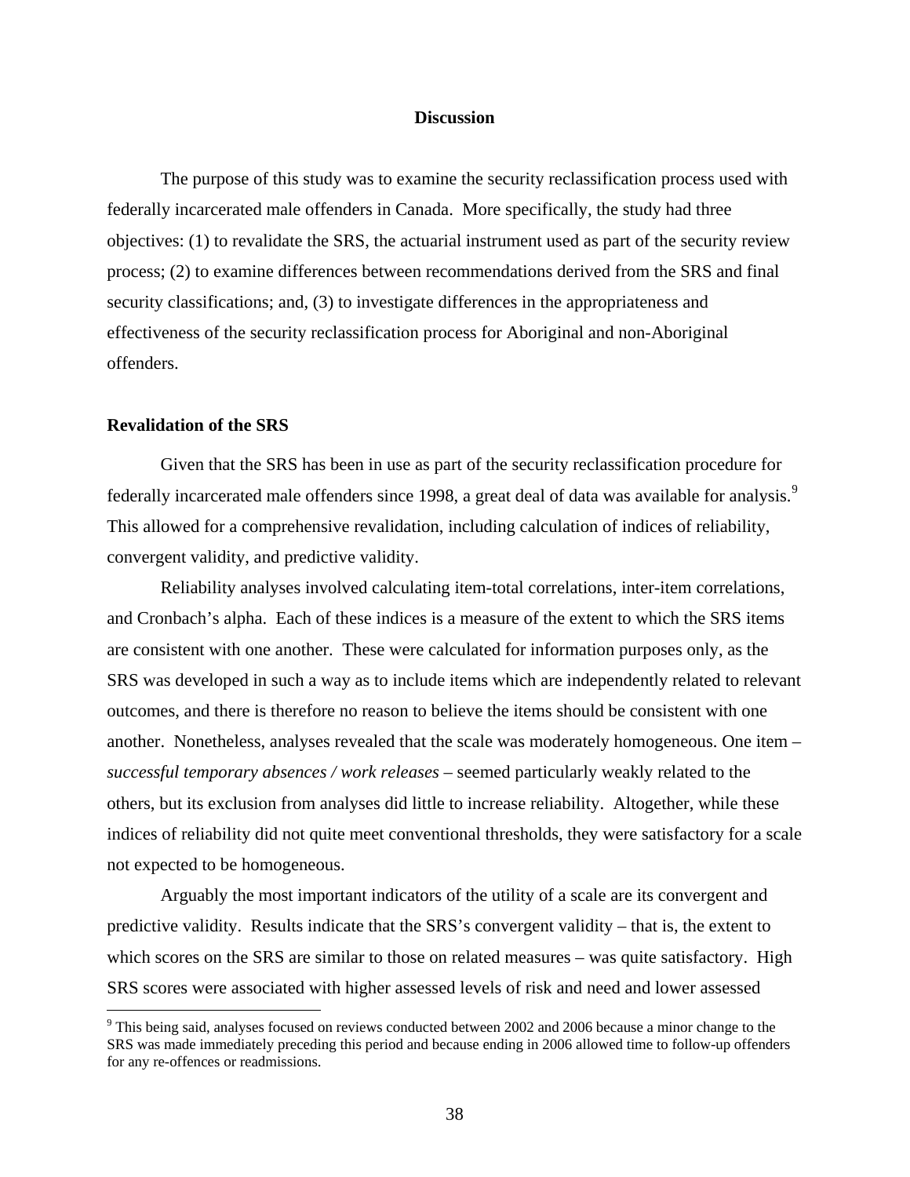# Discussion

The purpose of this study was to examine the security reclassification process used with federally incarcerated male offenders in Canada. More specifically, the study had three objectives: (1) to revalidate the SRS, the actuarial instrument used as part of the security review process; (2) to examine differences between recommendations derived from the SRS and final security classifications; and, (3) to investigate differences in the appropriateness and effectiveness of the security reclassification process for Aboriginal and non-Aboriginal offenders.

## Revalidation of the SRS

Given that the SRS has been in use as part of the security reclassification procedure for federally incarcerated male offenders since 1998, a great deal of data was available for analysis.[9] This allowed for a comprehensive revalidation, including calculation of indices of reliability, convergent validity, and predictive validity.

Reliability analyses involved calculating item-total correlations, inter-item correlations, and Cronbach's alpha. Each of these indices is a measure of the extent to which the SRS items are consistent with one another. These were calculated for information purposes only, as the SRS was developed in such a way as to include items which are independently related to relevant outcomes, and there is therefore no reason to believe the items should be consistent with one another. Nonetheless, analyses revealed that the scale was moderately homogeneous. One item – *successful temporary absences / work releases* – seemed particularly weakly related to the others, but its exclusion from analyses did little to increase reliability. Altogether, while these indices of reliability did not quite meet conventional thresholds, they were satisfactory for a scale not expected to be homogeneous.

Arguably the most important indicators of the utility of a scale are its convergent and predictive validity. Results indicate that the SRS's convergent validity – that is, the extent to which scores on the SRS are similar to those on related measures – was quite satisfactory. High SRS scores were associated with higher assessed levels of risk and need and lower assessed

[9] This being said, analyses focused on reviews conducted between 2002 and 2006 because a minor change to the SRS was made immediately preceding this period and because ending in 2006 allowed time to follow-up offenders for any re-offences or readmissions.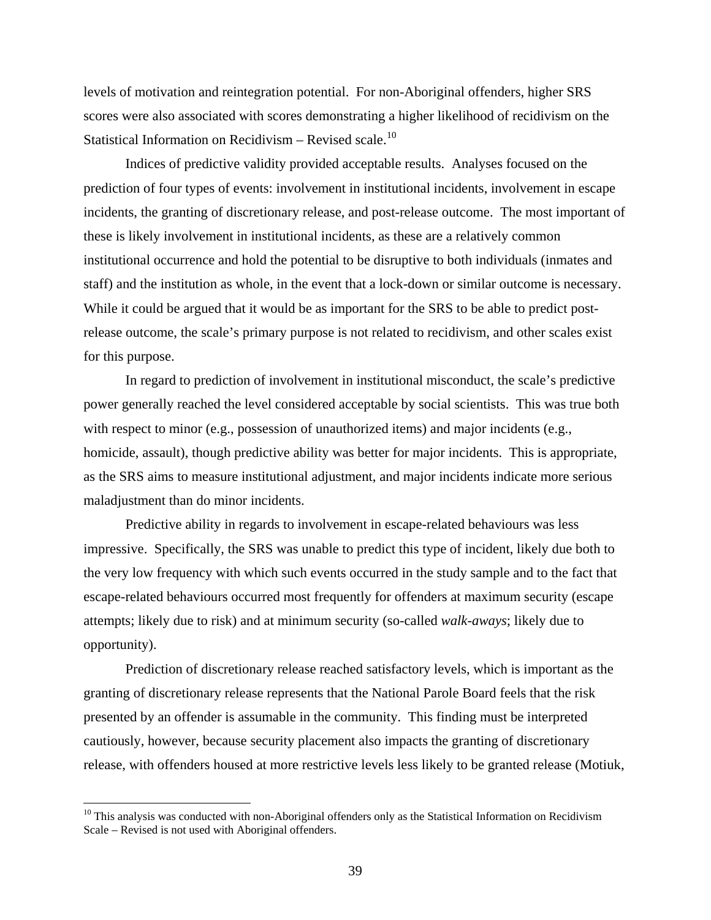levels of motivation and reintegration potential. For non-Aboriginal offenders, higher SRS scores were also associated with scores demonstrating a higher likelihood of recidivism on the Statistical Information on Recidivism – Revised scale.[10]

Indices of predictive validity provided acceptable results. Analyses focused on the prediction of four types of events: involvement in institutional incidents, involvement in escape incidents, the granting of discretionary release, and post-release outcome. The most important of these is likely involvement in institutional incidents, as these are a relatively common institutional occurrence and hold the potential to be disruptive to both individuals (inmates and staff) and the institution as whole, in the event that a lock-down or similar outcome is necessary. While it could be argued that it would be as important for the SRS to be able to predict post-release outcome, the scale's primary purpose is not related to recidivism, and other scales exist for this purpose.

In regard to prediction of involvement in institutional misconduct, the scale's predictive power generally reached the level considered acceptable by social scientists. This was true both with respect to minor (e.g., possession of unauthorized items) and major incidents (e.g., homicide, assault), though predictive ability was better for major incidents. This is appropriate, as the SRS aims to measure institutional adjustment, and major incidents indicate more serious maladjustment than do minor incidents.

Predictive ability in regards to involvement in escape-related behaviours was less impressive. Specifically, the SRS was unable to predict this type of incident, likely due both to the very low frequency with which such events occurred in the study sample and to the fact that escape-related behaviours occurred most frequently for offenders at maximum security (escape attempts; likely due to risk) and at minimum security (so-called *walk-aways*; likely due to opportunity).

Prediction of discretionary release reached satisfactory levels, which is important as the granting of discretionary release represents that the National Parole Board feels that the risk presented by an offender is assumable in the community. This finding must be interpreted cautiously, however, because security placement also impacts the granting of discretionary release, with offenders housed at more restrictive levels less likely to be granted release (Motiuk,

[10] This analysis was conducted with non-Aboriginal offenders only as the Statistical Information on Recidivism Scale – Revised is not used with Aboriginal offenders.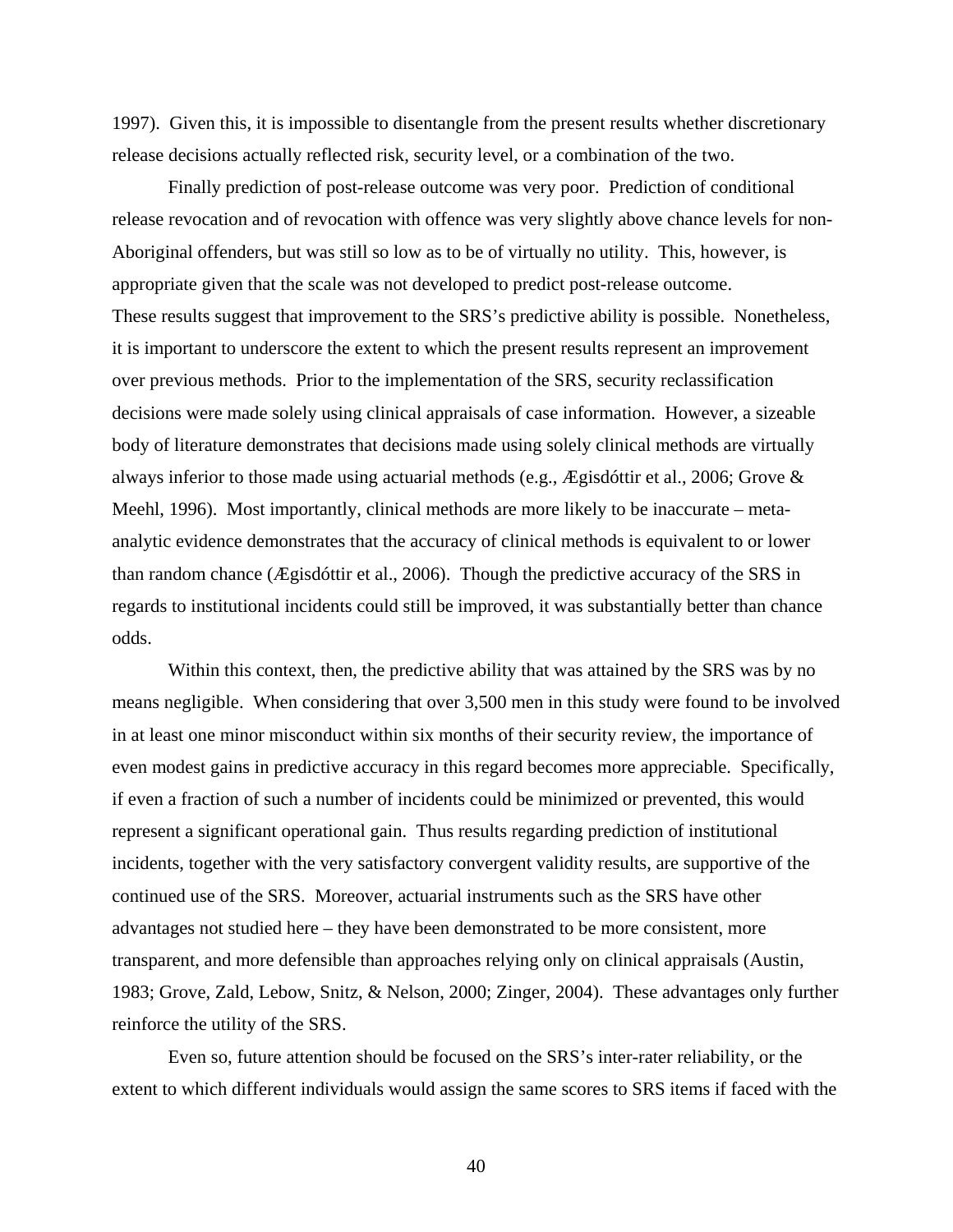1997). Given this, it is impossible to disentangle from the present results whether discretionary release decisions actually reflected risk, security level, or a combination of the two.

Finally prediction of post-release outcome was very poor. Prediction of conditional release revocation and of revocation with offence was very slightly above chance levels for non-Aboriginal offenders, but was still so low as to be of virtually no utility. This, however, is appropriate given that the scale was not developed to predict post-release outcome.

These results suggest that improvement to the SRS's predictive ability is possible. Nonetheless, it is important to underscore the extent to which the present results represent an improvement over previous methods. Prior to the implementation of the SRS, security reclassification decisions were made solely using clinical appraisals of case information. However, a sizeable body of literature demonstrates that decisions made using solely clinical methods are virtually always inferior to those made using actuarial methods (e.g., Ægisdóttir et al., 2006; Grove & Meehl, 1996). Most importantly, clinical methods are more likely to be inaccurate – meta-analytic evidence demonstrates that the accuracy of clinical methods is equivalent to or lower than random chance (Ægisdóttir et al., 2006). Though the predictive accuracy of the SRS in regards to institutional incidents could still be improved, it was substantially better than chance odds.

Within this context, then, the predictive ability that was attained by the SRS was by no means negligible. When considering that over 3,500 men in this study were found to be involved in at least one minor misconduct within six months of their security review, the importance of even modest gains in predictive accuracy in this regard becomes more appreciable. Specifically, if even a fraction of such a number of incidents could be minimized or prevented, this would represent a significant operational gain. Thus results regarding prediction of institutional incidents, together with the very satisfactory convergent validity results, are supportive of the continued use of the SRS. Moreover, actuarial instruments such as the SRS have other advantages not studied here – they have been demonstrated to be more consistent, more transparent, and more defensible than approaches relying only on clinical appraisals (Austin, 1983; Grove, Zald, Lebow, Snitz, & Nelson, 2000; Zinger, 2004). These advantages only further reinforce the utility of the SRS.

Even so, future attention should be focused on the SRS's inter-rater reliability, or the extent to which different individuals would assign the same scores to SRS items if faced with the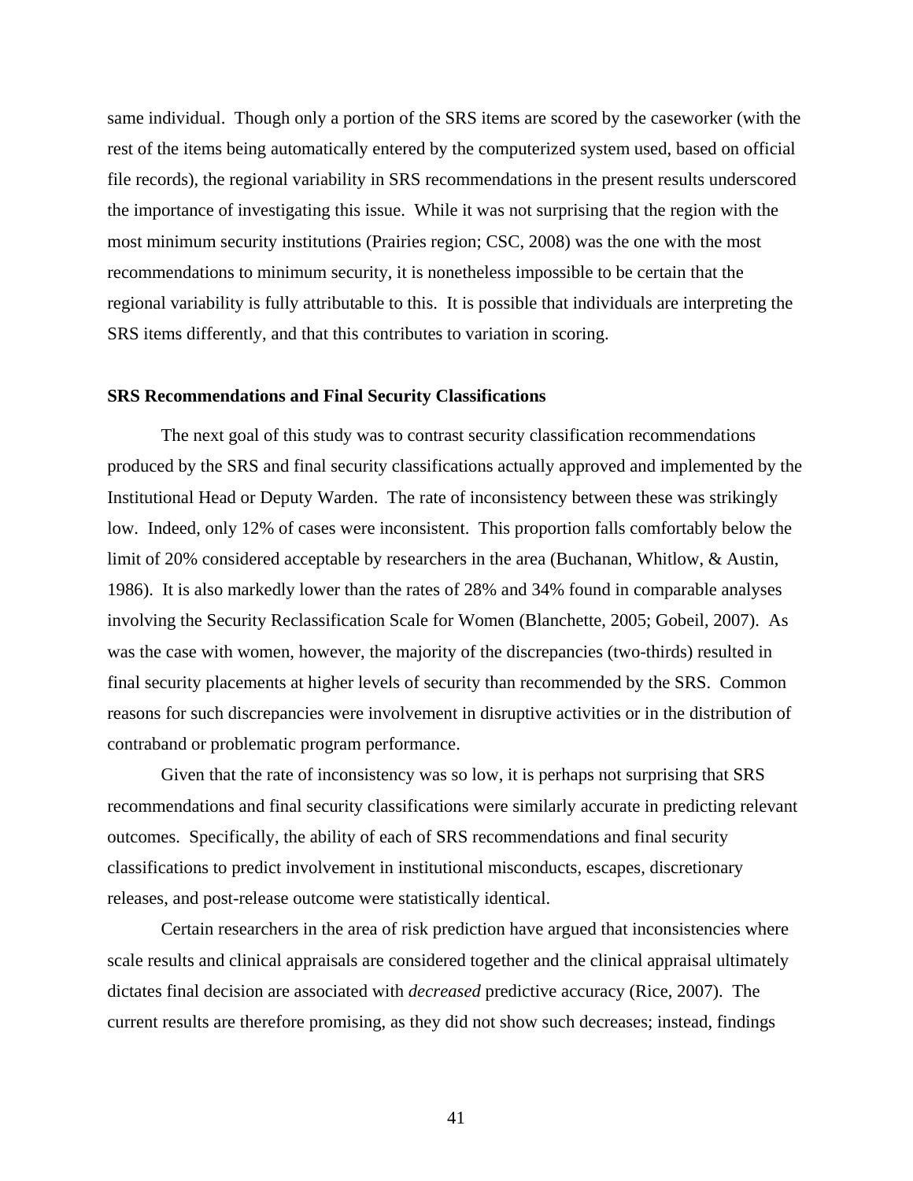same individual. Though only a portion of the SRS items are scored by the caseworker (with the rest of the items being automatically entered by the computerized system used, based on official file records), the regional variability in SRS recommendations in the present results underscored the importance of investigating this issue. While it was not surprising that the region with the most minimum security institutions (Prairies region; CSC, 2008) was the one with the most recommendations to minimum security, it is nonetheless impossible to be certain that the regional variability is fully attributable to this. It is possible that individuals are interpreting the SRS items differently, and that this contributes to variation in scoring.

### SRS Recommendations and Final Security Classifications

The next goal of this study was to contrast security classification recommendations produced by the SRS and final security classifications actually approved and implemented by the Institutional Head or Deputy Warden. The rate of inconsistency between these was strikingly low. Indeed, only 12% of cases were inconsistent. This proportion falls comfortably below the limit of 20% considered acceptable by researchers in the area (Buchanan, Whitlow, & Austin, 1986). It is also markedly lower than the rates of 28% and 34% found in comparable analyses involving the Security Reclassification Scale for Women (Blanchette, 2005; Gobeil, 2007). As was the case with women, however, the majority of the discrepancies (two-thirds) resulted in final security placements at higher levels of security than recommended by the SRS. Common reasons for such discrepancies were involvement in disruptive activities or in the distribution of contraband or problematic program performance.

Given that the rate of inconsistency was so low, it is perhaps not surprising that SRS recommendations and final security classifications were similarly accurate in predicting relevant outcomes. Specifically, the ability of each of SRS recommendations and final security classifications to predict involvement in institutional misconducts, escapes, discretionary releases, and post-release outcome were statistically identical.

Certain researchers in the area of risk prediction have argued that inconsistencies where scale results and clinical appraisals are considered together and the clinical appraisal ultimately dictates final decision are associated with *decreased* predictive accuracy (Rice, 2007). The current results are therefore promising, as they did not show such decreases; instead, findings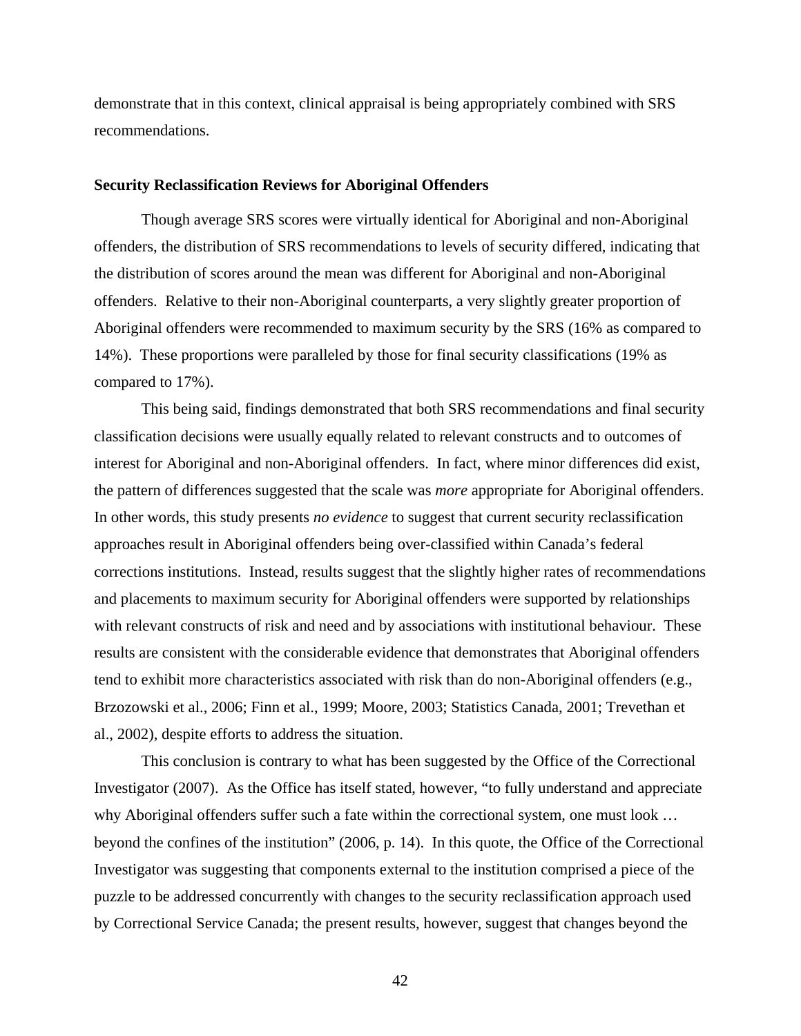demonstrate that in this context, clinical appraisal is being appropriately combined with SRS recommendations.

**Security Reclassification Reviews for Aboriginal Offenders**

Though average SRS scores were virtually identical for Aboriginal and non-Aboriginal offenders, the distribution of SRS recommendations to levels of security differed, indicating that the distribution of scores around the mean was different for Aboriginal and non-Aboriginal offenders. Relative to their non-Aboriginal counterparts, a very slightly greater proportion of Aboriginal offenders were recommended to maximum security by the SRS (16% as compared to 14%). These proportions were paralleled by those for final security classifications (19% as compared to 17%).

This being said, findings demonstrated that both SRS recommendations and final security classification decisions were usually equally related to relevant constructs and to outcomes of interest for Aboriginal and non-Aboriginal offenders. In fact, where minor differences did exist, the pattern of differences suggested that the scale was *more* appropriate for Aboriginal offenders. In other words, this study presents *no evidence* to suggest that current security reclassification approaches result in Aboriginal offenders being over-classified within Canada's federal corrections institutions. Instead, results suggest that the slightly higher rates of recommendations and placements to maximum security for Aboriginal offenders were supported by relationships with relevant constructs of risk and need and by associations with institutional behaviour. These results are consistent with the considerable evidence that demonstrates that Aboriginal offenders tend to exhibit more characteristics associated with risk than do non-Aboriginal offenders (e.g., Brzozowski et al., 2006; Finn et al., 1999; Moore, 2003; Statistics Canada, 2001; Trevethan et al., 2002), despite efforts to address the situation.

This conclusion is contrary to what has been suggested by the Office of the Correctional Investigator (2007). As the Office has itself stated, however, "to fully understand and appreciate why Aboriginal offenders suffer such a fate within the correctional system, one must look … beyond the confines of the institution" (2006, p. 14). In this quote, the Office of the Correctional Investigator was suggesting that components external to the institution comprised a piece of the puzzle to be addressed concurrently with changes to the security reclassification approach used by Correctional Service Canada; the present results, however, suggest that changes beyond the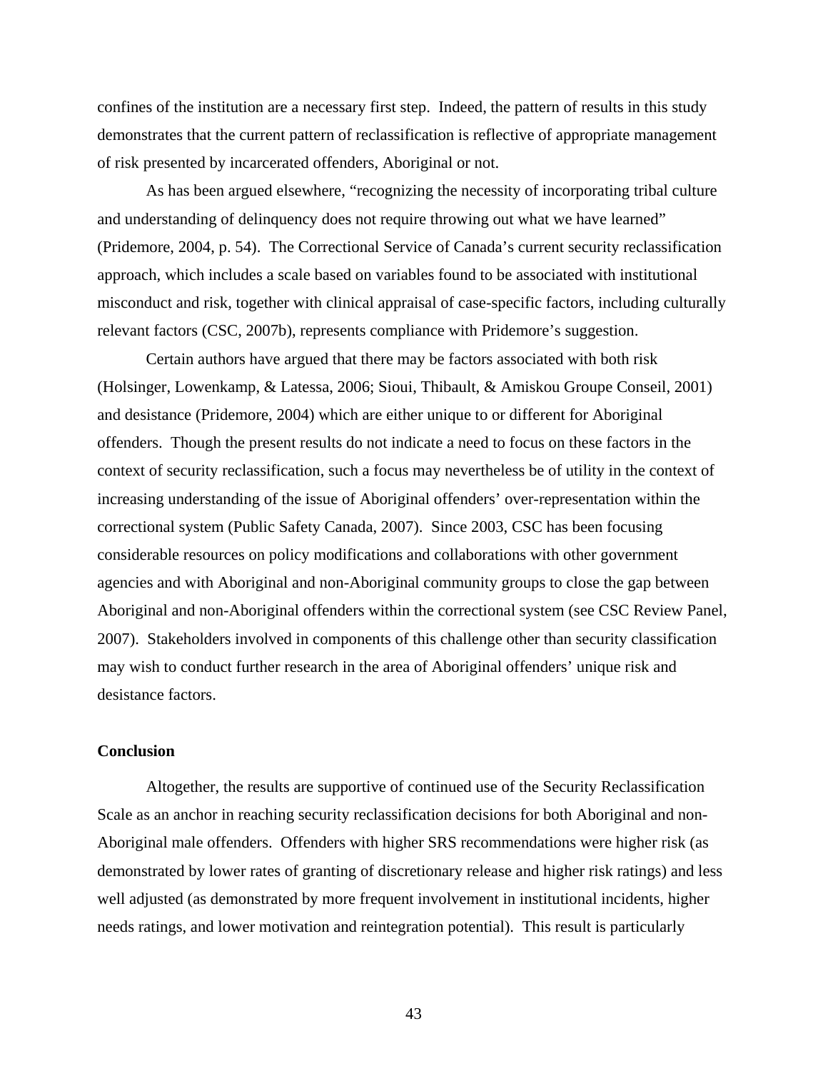confines of the institution are a necessary first step. Indeed, the pattern of results in this study demonstrates that the current pattern of reclassification is reflective of appropriate management of risk presented by incarcerated offenders, Aboriginal or not.

As has been argued elsewhere, "recognizing the necessity of incorporating tribal culture and understanding of delinquency does not require throwing out what we have learned" (Pridemore, 2004, p. 54). The Correctional Service of Canada's current security reclassification approach, which includes a scale based on variables found to be associated with institutional misconduct and risk, together with clinical appraisal of case-specific factors, including culturally relevant factors (CSC, 2007b), represents compliance with Pridemore's suggestion.

Certain authors have argued that there may be factors associated with both risk (Holsinger, Lowenkamp, & Latessa, 2006; Sioui, Thibault, & Amiskou Groupe Conseil, 2001) and desistance (Pridemore, 2004) which are either unique to or different for Aboriginal offenders. Though the present results do not indicate a need to focus on these factors in the context of security reclassification, such a focus may nevertheless be of utility in the context of increasing understanding of the issue of Aboriginal offenders' over-representation within the correctional system (Public Safety Canada, 2007). Since 2003, CSC has been focusing considerable resources on policy modifications and collaborations with other government agencies and with Aboriginal and non-Aboriginal community groups to close the gap between Aboriginal and non-Aboriginal offenders within the correctional system (see CSC Review Panel, 2007). Stakeholders involved in components of this challenge other than security classification may wish to conduct further research in the area of Aboriginal offenders' unique risk and desistance factors.

### Conclusion

Altogether, the results are supportive of continued use of the Security Reclassification Scale as an anchor in reaching security reclassification decisions for both Aboriginal and non-Aboriginal male offenders. Offenders with higher SRS recommendations were higher risk (as demonstrated by lower rates of granting of discretionary release and higher risk ratings) and less well adjusted (as demonstrated by more frequent involvement in institutional incidents, higher needs ratings, and lower motivation and reintegration potential). This result is particularly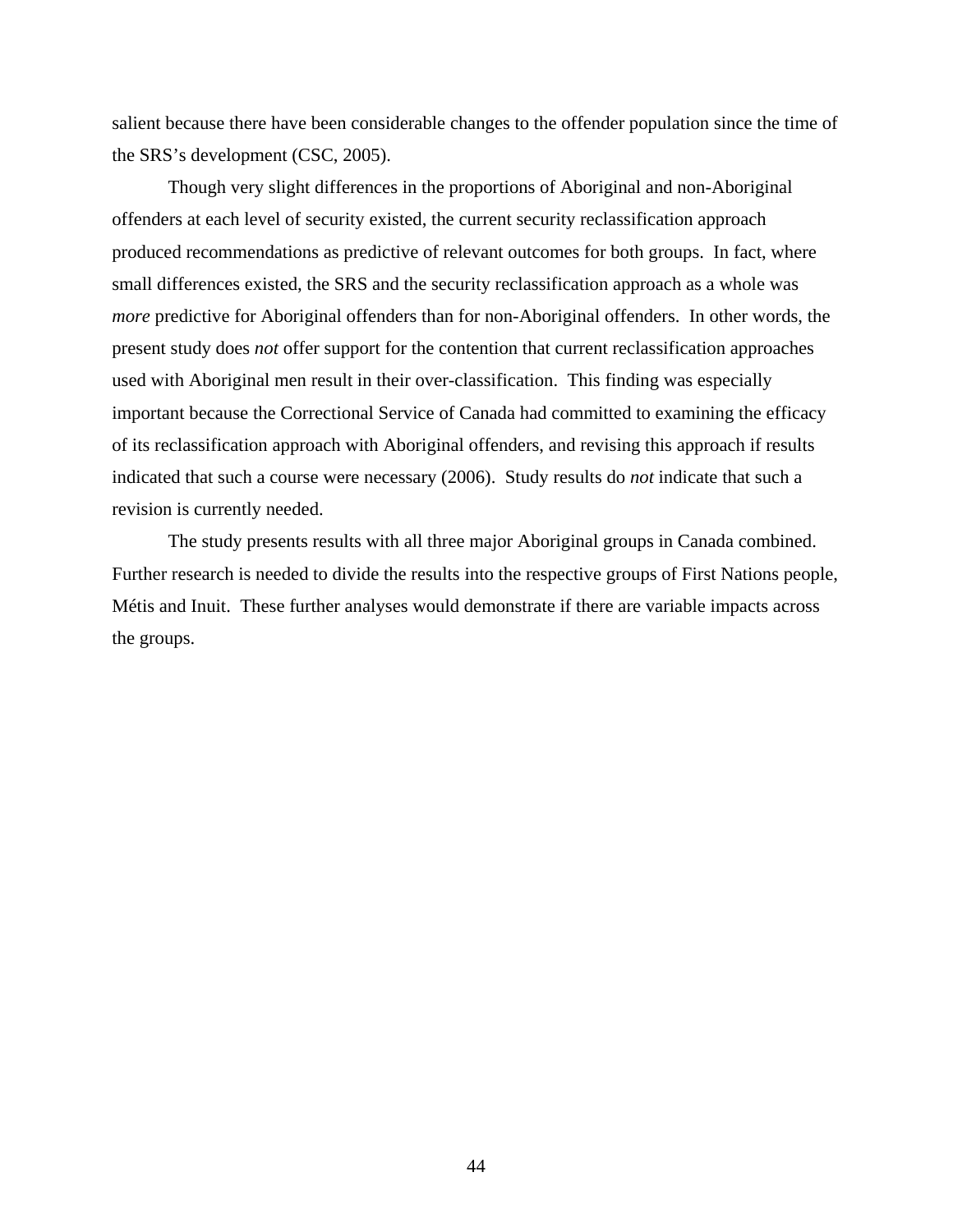salient because there have been considerable changes to the offender population since the time of the SRS's development (CSC, 2005).

Though very slight differences in the proportions of Aboriginal and non-Aboriginal offenders at each level of security existed, the current security reclassification approach produced recommendations as predictive of relevant outcomes for both groups. In fact, where small differences existed, the SRS and the security reclassification approach as a whole was *more* predictive for Aboriginal offenders than for non-Aboriginal offenders. In other words, the present study does *not* offer support for the contention that current reclassification approaches used with Aboriginal men result in their over-classification. This finding was especially important because the Correctional Service of Canada had committed to examining the efficacy of its reclassification approach with Aboriginal offenders, and revising this approach if results indicated that such a course were necessary (2006). Study results do *not* indicate that such a revision is currently needed.

The study presents results with all three major Aboriginal groups in Canada combined. Further research is needed to divide the results into the respective groups of First Nations people, Métis and Inuit. These further analyses would demonstrate if there are variable impacts across the groups.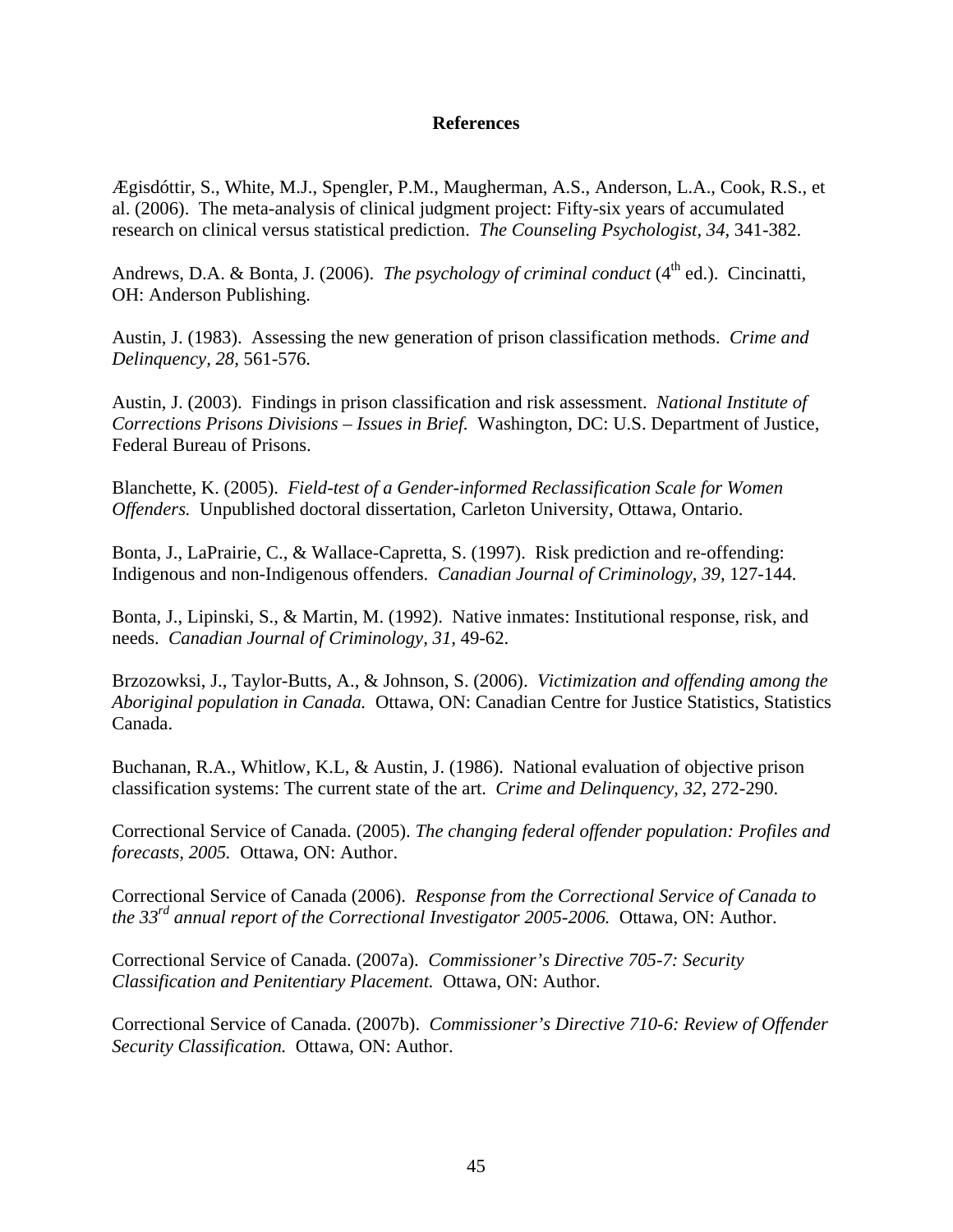# References

Ægisdóttir, S., White, M.J., Spengler, P.M., Maugherman, A.S., Anderson, L.A., Cook, R.S., et al. (2006). The meta-analysis of clinical judgment project: Fifty-six years of accumulated research on clinical versus statistical prediction. *The Counseling Psychologist, 34,* 341-382.

Andrews, D.A. & Bonta, J. (2006). *The psychology of criminal conduct* (4th ed.). Cincinatti, OH: Anderson Publishing.

Austin, J. (1983). Assessing the new generation of prison classification methods. *Crime and Delinquency, 28,* 561-576.

Austin, J. (2003). Findings in prison classification and risk assessment. *National Institute of Corrections Prisons Divisions – Issues in Brief.* Washington, DC: U.S. Department of Justice, Federal Bureau of Prisons.

Blanchette, K. (2005). *Field-test of a Gender-informed Reclassification Scale for Women Offenders.* Unpublished doctoral dissertation, Carleton University, Ottawa, Ontario.

Bonta, J., LaPrairie, C., & Wallace-Capretta, S. (1997). Risk prediction and re-offending: Indigenous and non-Indigenous offenders. *Canadian Journal of Criminology, 39,* 127-144.

Bonta, J., Lipinski, S., & Martin, M. (1992). Native inmates: Institutional response, risk, and needs. *Canadian Journal of Criminology, 31,* 49-62.

Brzozowksi, J., Taylor-Butts, A., & Johnson, S. (2006). *Victimization and offending among the Aboriginal population in Canada.* Ottawa, ON: Canadian Centre for Justice Statistics, Statistics Canada.

Buchanan, R.A., Whitlow, K.L, & Austin, J. (1986). National evaluation of objective prison classification systems: The current state of the art. *Crime and Delinquency, 32,* 272-290.

Correctional Service of Canada. (2005). *The changing federal offender population: Profiles and forecasts, 2005.* Ottawa, ON: Author.

Correctional Service of Canada (2006). *Response from the Correctional Service of Canada to the 33rd annual report of the Correctional Investigator 2005-2006.* Ottawa, ON: Author.

Correctional Service of Canada. (2007a). *Commissioner's Directive 705-7: Security Classification and Penitentiary Placement.* Ottawa, ON: Author.

Correctional Service of Canada. (2007b). *Commissioner's Directive 710-6: Review of Offender Security Classification.* Ottawa, ON: Author.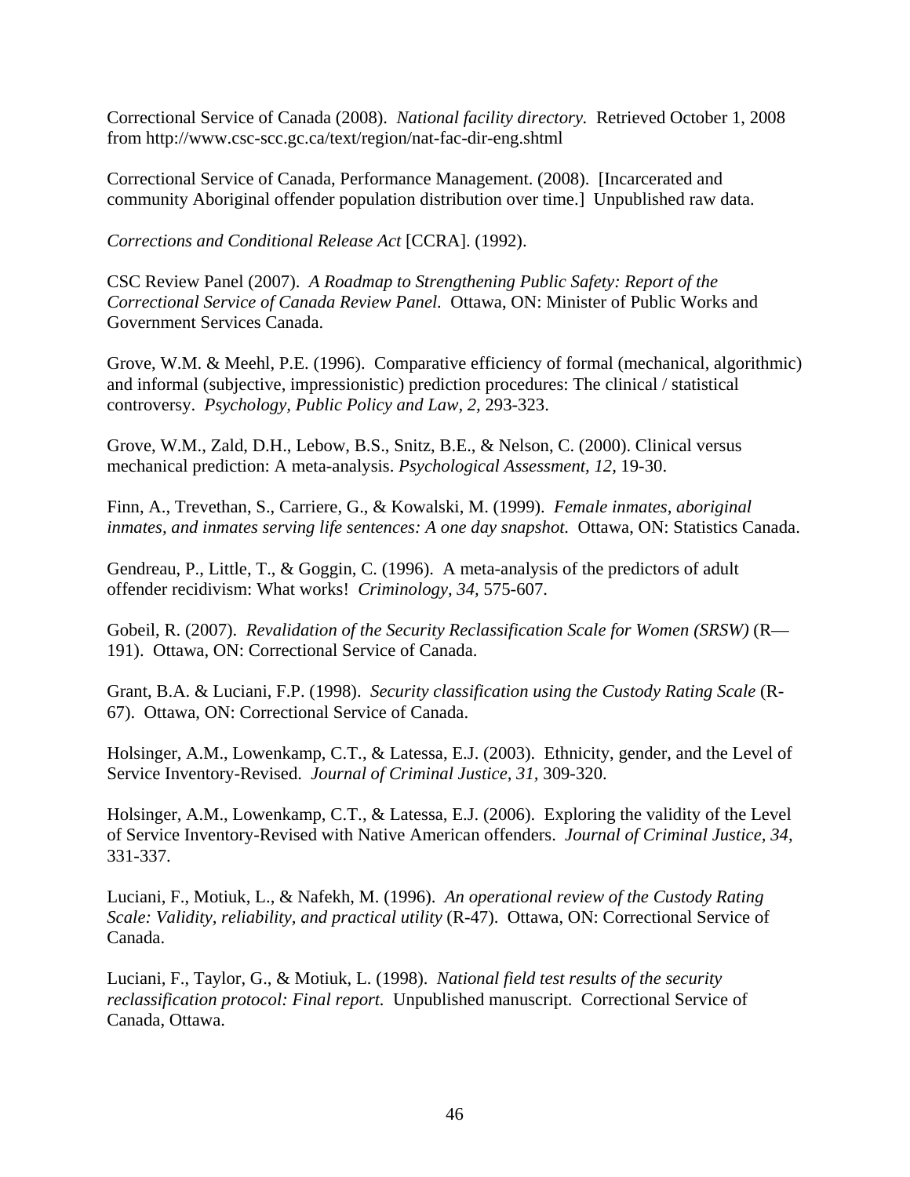Correctional Service of Canada (2008). *National facility directory.* Retrieved October 1, 2008 from http://www.csc-scc.gc.ca/text/region/nat-fac-dir-eng.shtml

Correctional Service of Canada, Performance Management. (2008). [Incarcerated and community Aboriginal offender population distribution over time.] Unpublished raw data.

*Corrections and Conditional Release Act* [CCRA]. (1992).

CSC Review Panel (2007). *A Roadmap to Strengthening Public Safety: Report of the Correctional Service of Canada Review Panel.* Ottawa, ON: Minister of Public Works and Government Services Canada.

Grove, W.M. & Meehl, P.E. (1996). Comparative efficiency of formal (mechanical, algorithmic) and informal (subjective, impressionistic) prediction procedures: The clinical / statistical controversy. *Psychology, Public Policy and Law, 2,* 293-323.

Grove, W.M., Zald, D.H., Lebow, B.S., Snitz, B.E., & Nelson, C. (2000). Clinical versus mechanical prediction: A meta-analysis. *Psychological Assessment, 12,* 19-30.

Finn, A., Trevethan, S., Carriere, G., & Kowalski, M. (1999). *Female inmates, aboriginal inmates, and inmates serving life sentences: A one day snapshot.* Ottawa, ON: Statistics Canada.

Gendreau, P., Little, T., & Goggin, C. (1996). A meta-analysis of the predictors of adult offender recidivism: What works! *Criminology, 34,* 575-607.

Gobeil, R. (2007). *Revalidation of the Security Reclassification Scale for Women (SRSW)* (R—191). Ottawa, ON: Correctional Service of Canada.

Grant, B.A. & Luciani, F.P. (1998). *Security classification using the Custody Rating Scale* (R-67). Ottawa, ON: Correctional Service of Canada.

Holsinger, A.M., Lowenkamp, C.T., & Latessa, E.J. (2003). Ethnicity, gender, and the Level of Service Inventory-Revised. *Journal of Criminal Justice, 31,* 309-320.

Holsinger, A.M., Lowenkamp, C.T., & Latessa, E.J. (2006). Exploring the validity of the Level of Service Inventory-Revised with Native American offenders. *Journal of Criminal Justice, 34,* 331-337.

Luciani, F., Motiuk, L., & Nafekh, M. (1996). *An operational review of the Custody Rating Scale: Validity, reliability, and practical utility* (R-47). Ottawa, ON: Correctional Service of Canada.

Luciani, F., Taylor, G., & Motiuk, L. (1998). *National field test results of the security reclassification protocol: Final report.* Unpublished manuscript. Correctional Service of Canada, Ottawa.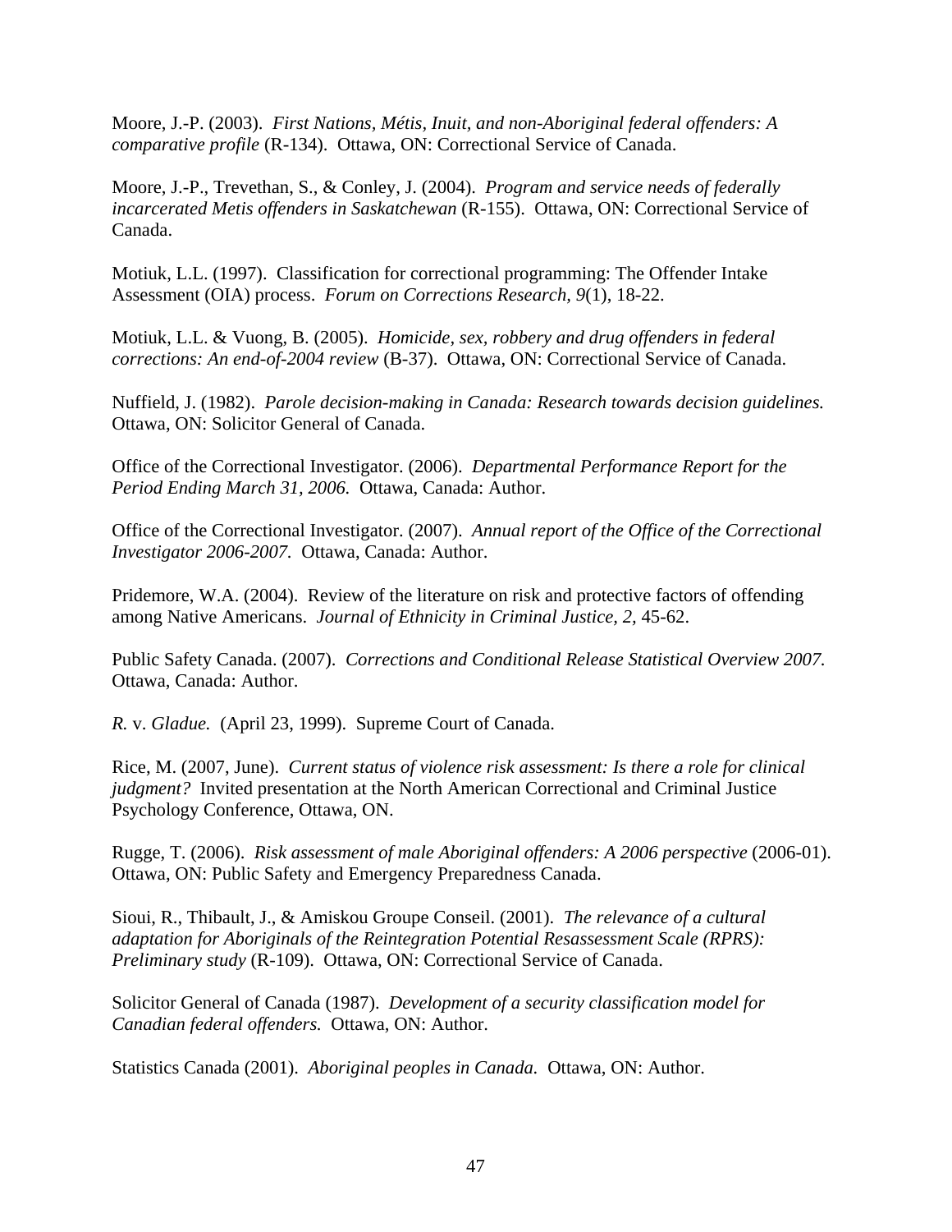Moore, J.-P. (2003). *First Nations, Métis, Inuit, and non-Aboriginal federal offenders: A comparative profile* (R-134). Ottawa, ON: Correctional Service of Canada.

Moore, J.-P., Trevethan, S., & Conley, J. (2004). *Program and service needs of federally incarcerated Metis offenders in Saskatchewan* (R-155). Ottawa, ON: Correctional Service of Canada.

Motiuk, L.L. (1997). Classification for correctional programming: The Offender Intake Assessment (OIA) process. *Forum on Corrections Research, 9*(1), 18-22.

Motiuk, L.L. & Vuong, B. (2005). *Homicide, sex, robbery and drug offenders in federal corrections: An end-of-2004 review* (B-37). Ottawa, ON: Correctional Service of Canada.

Nuffield, J. (1982). *Parole decision-making in Canada: Research towards decision guidelines.* Ottawa, ON: Solicitor General of Canada.

Office of the Correctional Investigator. (2006). *Departmental Performance Report for the Period Ending March 31, 2006.* Ottawa, Canada: Author.

Office of the Correctional Investigator. (2007). *Annual report of the Office of the Correctional Investigator 2006-2007.* Ottawa, Canada: Author.

Pridemore, W.A. (2004). Review of the literature on risk and protective factors of offending among Native Americans. *Journal of Ethnicity in Criminal Justice, 2*, 45-62.

Public Safety Canada. (2007). *Corrections and Conditional Release Statistical Overview 2007.* Ottawa, Canada: Author.

*R.* v. *Gladue.* (April 23, 1999). Supreme Court of Canada.

Rice, M. (2007, June). *Current status of violence risk assessment: Is there a role for clinical judgment?* Invited presentation at the North American Correctional and Criminal Justice Psychology Conference, Ottawa, ON.

Rugge, T. (2006). *Risk assessment of male Aboriginal offenders: A 2006 perspective* (2006-01). Ottawa, ON: Public Safety and Emergency Preparedness Canada.

Sioui, R., Thibault, J., & Amiskou Groupe Conseil. (2001). *The relevance of a cultural adaptation for Aboriginals of the Reintegration Potential Resassessment Scale (RPRS): Preliminary study* (R-109). Ottawa, ON: Correctional Service of Canada.

Solicitor General of Canada (1987). *Development of a security classification model for Canadian federal offenders.* Ottawa, ON: Author.

Statistics Canada (2001). *Aboriginal peoples in Canada.* Ottawa, ON: Author.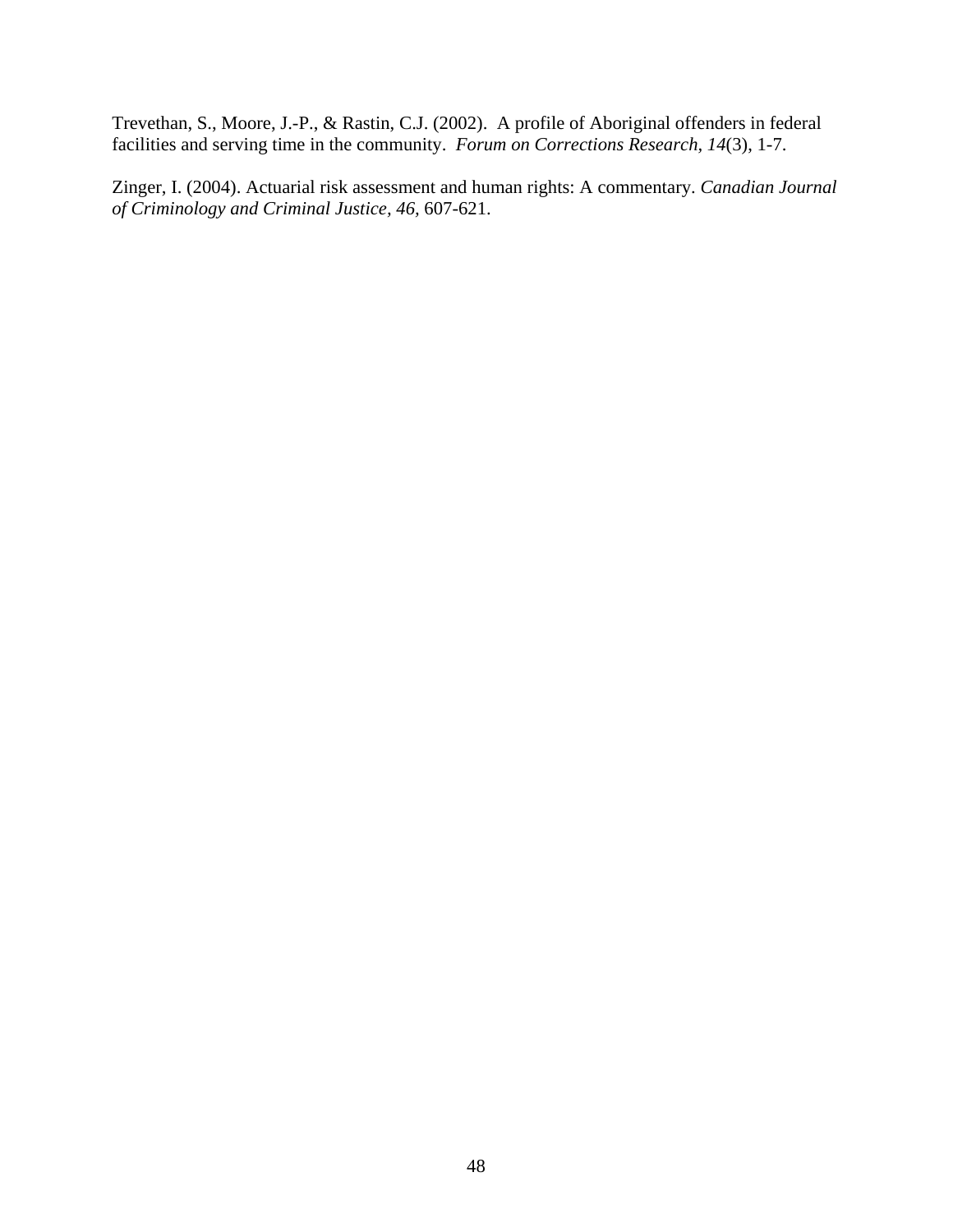Trevethan, S., Moore, J.-P., & Rastin, C.J. (2002). A profile of Aboriginal offenders in federal facilities and serving time in the community. *Forum on Corrections Research, 14*(3), 1-7.

Zinger, I. (2004). Actuarial risk assessment and human rights: A commentary. *Canadian Journal of Criminology and Criminal Justice, 46*, 607-621.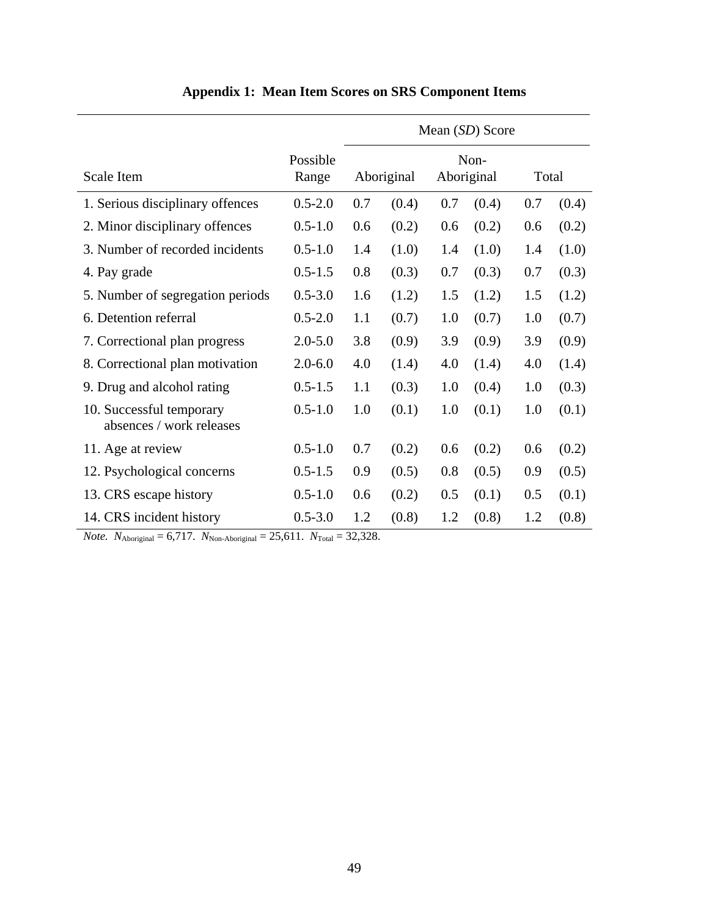**Appendix 1: Mean Item Scores on SRS Component Items**

| Scale Item | Possible Range | Mean (*SD*) Score | | | | | |
|---|---|---|---|---|---|---|---|
| | | Aboriginal | | Non-Aboriginal | | Total | |
| 1. Serious disciplinary offences | 0.5-2.0 | 0.7 | (0.4) | 0.7 | (0.4) | 0.7 | (0.4) |
| 2. Minor disciplinary offences | 0.5-1.0 | 0.6 | (0.2) | 0.6 | (0.2) | 0.6 | (0.2) |
| 3. Number of recorded incidents | 0.5-1.0 | 1.4 | (1.0) | 1.4 | (1.0) | 1.4 | (1.0) |
| 4. Pay grade | 0.5-1.5 | 0.8 | (0.3) | 0.7 | (0.3) | 0.7 | (0.3) |
| 5. Number of segregation periods | 0.5-3.0 | 1.6 | (1.2) | 1.5 | (1.2) | 1.5 | (1.2) |
| 6. Detention referral | 0.5-2.0 | 1.1 | (0.7) | 1.0 | (0.7) | 1.0 | (0.7) |
| 7. Correctional plan progress | 2.0-5.0 | 3.8 | (0.9) | 3.9 | (0.9) | 3.9 | (0.9) |
| 8. Correctional plan motivation | 2.0-6.0 | 4.0 | (1.4) | 4.0 | (1.4) | 4.0 | (1.4) |
| 9. Drug and alcohol rating | 0.5-1.5 | 1.1 | (0.3) | 1.0 | (0.4) | 1.0 | (0.3) |
| 10. Successful temporary absences / work releases | 0.5-1.0 | 1.0 | (0.1) | 1.0 | (0.1) | 1.0 | (0.1) |
| 11. Age at review | 0.5-1.0 | 0.7 | (0.2) | 0.6 | (0.2) | 0.6 | (0.2) |
| 12. Psychological concerns | 0.5-1.5 | 0.9 | (0.5) | 0.8 | (0.5) | 0.9 | (0.5) |
| 13. CRS escape history | 0.5-1.0 | 0.6 | (0.2) | 0.5 | (0.1) | 0.5 | (0.1) |
| 14. CRS incident history | 0.5-3.0 | 1.2 | (0.8) | 1.2 | (0.8) | 1.2 | (0.8) |

*Note.* $N_{\text{Aboriginal}} = 6{,}717$. $N_{\text{Non-Aboriginal}} = 25{,}611$. $N_{\text{Total}} = 32{,}328$.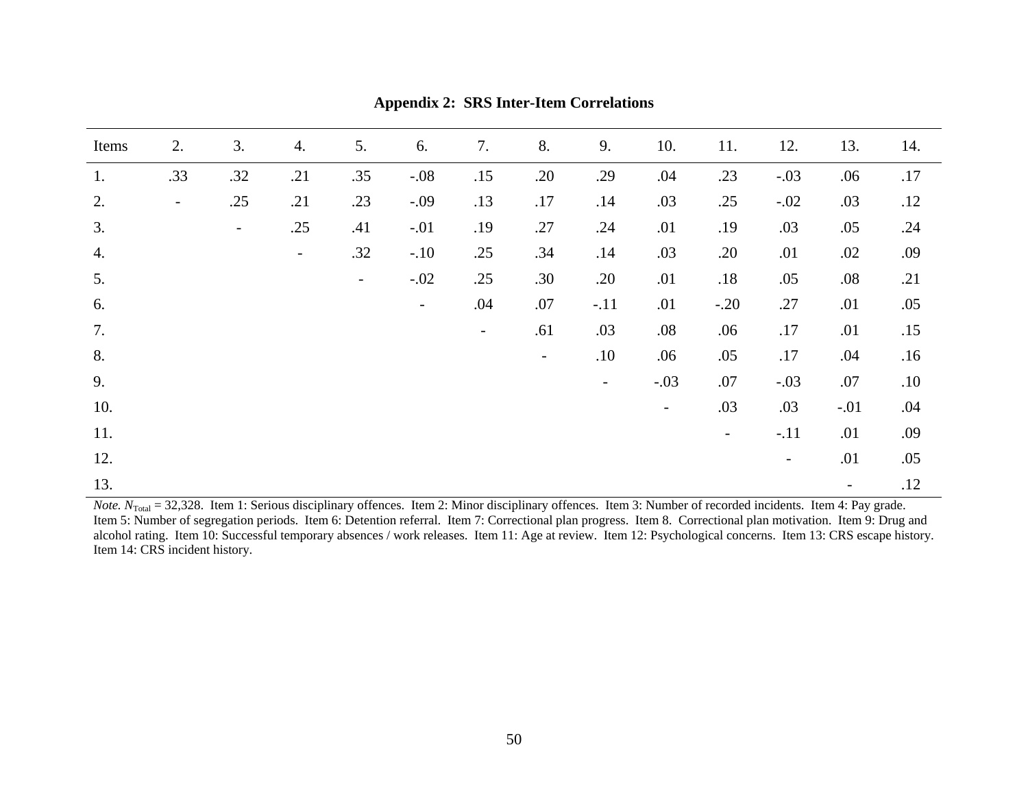**Appendix 2: SRS Inter-Item Correlations**

| Items | 2. | 3. | 4. | 5. | 6. | 7. | 8. | 9. | 10. | 11. | 12. | 13. | 14. |
|---|---|---|---|---|---|---|---|---|---|---|---|---|---|
| 1. | .33 | .32 | .21 | .35 | -.08 | .15 | .20 | .29 | .04 | .23 | -.03 | .06 | .17 |
| 2. | - | .25 | .21 | .23 | -.09 | .13 | .17 | .14 | .03 | .25 | -.02 | .03 | .12 |
| 3. | | - | .25 | .41 | -.01 | .19 | .27 | .24 | .01 | .19 | .03 | .05 | .24 |
| 4. | | | - | .32 | -.10 | .25 | .34 | .14 | .03 | .20 | .01 | .02 | .09 |
| 5. | | | | - | -.02 | .25 | .30 | .20 | .01 | .18 | .05 | .08 | .21 |
| 6. | | | | | - | .04 | .07 | -.11 | .01 | -.20 | .27 | .01 | .05 |
| 7. | | | | | | - | .61 | .03 | .08 | .06 | .17 | .01 | .15 |
| 8. | | | | | | | - | .10 | .06 | .05 | .17 | .04 | .16 |
| 9. | | | | | | | | - | -.03 | .07 | -.03 | .07 | .10 |
| 10. | | | | | | | | | - | .03 | .03 | -.01 | .04 |
| 11. | | | | | | | | | | - | -.11 | .01 | .09 |
| 12. | | | | | | | | | | | - | .01 | .05 |
| 13. | | | | | | | | | | | | - | .12 |

*Note.* $N_{Total}$ = 32,328. Item 1: Serious disciplinary offences. Item 2: Minor disciplinary offences. Item 3: Number of recorded incidents. Item 4: Pay grade. Item 5: Number of segregation periods. Item 6: Detention referral. Item 7: Correctional plan progress. Item 8. Correctional plan motivation. Item 9: Drug and alcohol rating. Item 10: Successful temporary absences / work releases. Item 11: Age at review. Item 12: Psychological concerns. Item 13: CRS escape history. Item 14: CRS incident history.